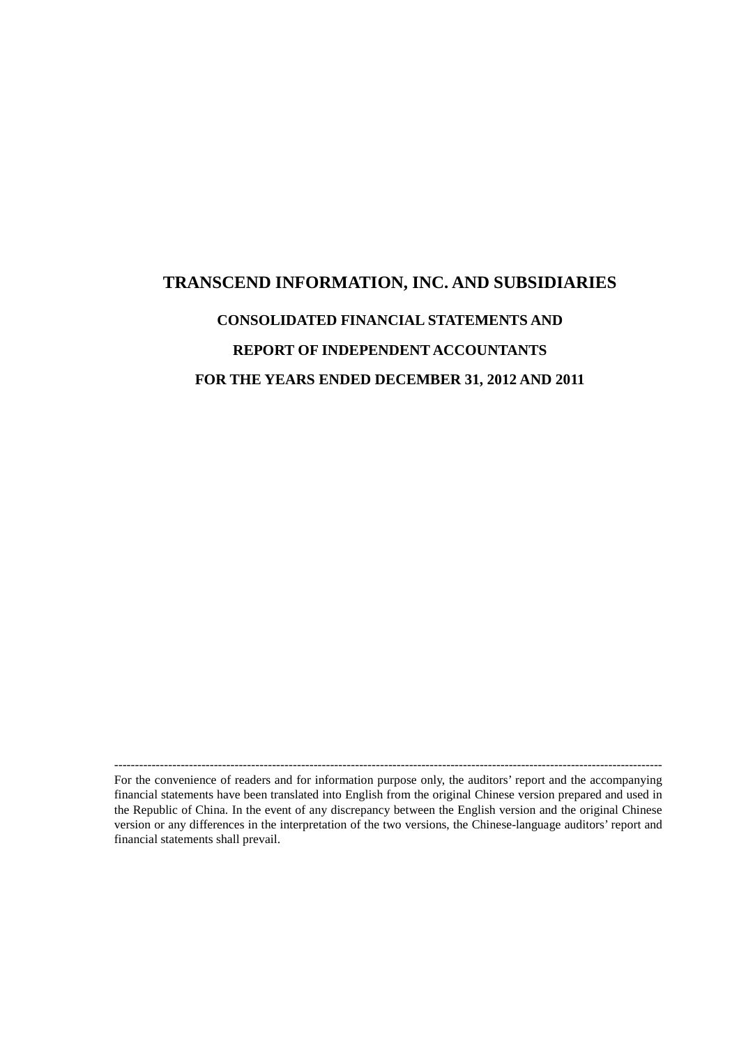# TRANSCEND INFORMATION, INC. AND SUBSIDIARIES

## CONSOLIDATED FINANCIAL STATEMENTS AND

## REPORT OF INDEPENDENT ACCOUNTANTS

## FOR THE YEARS ENDED DECEMBER 31, 2012 AND 2011

---

For the convenience of readers and for information purpose only, the auditors' report and the accompanying financial statements have been translated into English from the original Chinese version prepared and used in the Republic of China. In the event of any discrepancy between the English version and the original Chinese version or any differences in the interpretation of the two versions, the Chinese-language auditors' report and financial statements shall prevail.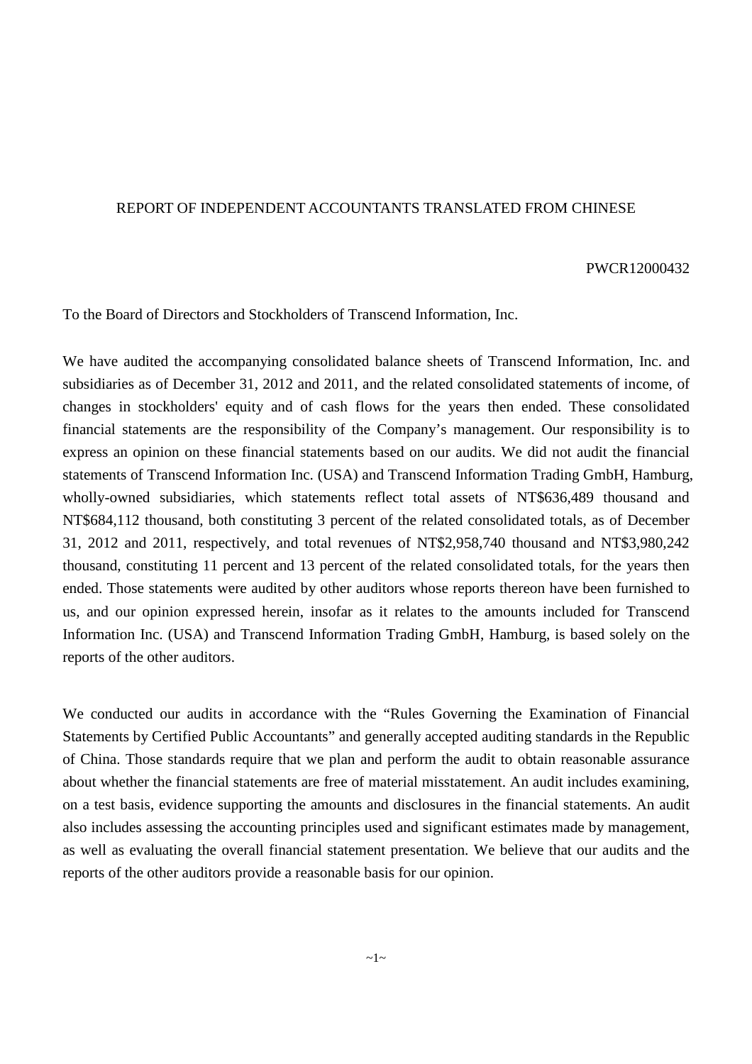# REPORT OF INDEPENDENT ACCOUNTANTS TRANSLATED FROM CHINESE

PWCR12000432

To the Board of Directors and Stockholders of Transcend Information, Inc.

We have audited the accompanying consolidated balance sheets of Transcend Information, Inc. and subsidiaries as of December 31, 2012 and 2011, and the related consolidated statements of income, of changes in stockholders' equity and of cash flows for the years then ended. These consolidated financial statements are the responsibility of the Company's management. Our responsibility is to express an opinion on these financial statements based on our audits. We did not audit the financial statements of Transcend Information Inc. (USA) and Transcend Information Trading GmbH, Hamburg, wholly-owned subsidiaries, which statements reflect total assets of NT$636,489 thousand and NT$684,112 thousand, both constituting 3 percent of the related consolidated totals, as of December 31, 2012 and 2011, respectively, and total revenues of NT$2,958,740 thousand and NT$3,980,242 thousand, constituting 11 percent and 13 percent of the related consolidated totals, for the years then ended. Those statements were audited by other auditors whose reports thereon have been furnished to us, and our opinion expressed herein, insofar as it relates to the amounts included for Transcend Information Inc. (USA) and Transcend Information Trading GmbH, Hamburg, is based solely on the reports of the other auditors.

We conducted our audits in accordance with the "Rules Governing the Examination of Financial Statements by Certified Public Accountants" and generally accepted auditing standards in the Republic of China. Those standards require that we plan and perform the audit to obtain reasonable assurance about whether the financial statements are free of material misstatement. An audit includes examining, on a test basis, evidence supporting the amounts and disclosures in the financial statements. An audit also includes assessing the accounting principles used and significant estimates made by management, as well as evaluating the overall financial statement presentation. We believe that our audits and the reports of the other auditors provide a reasonable basis for our opinion.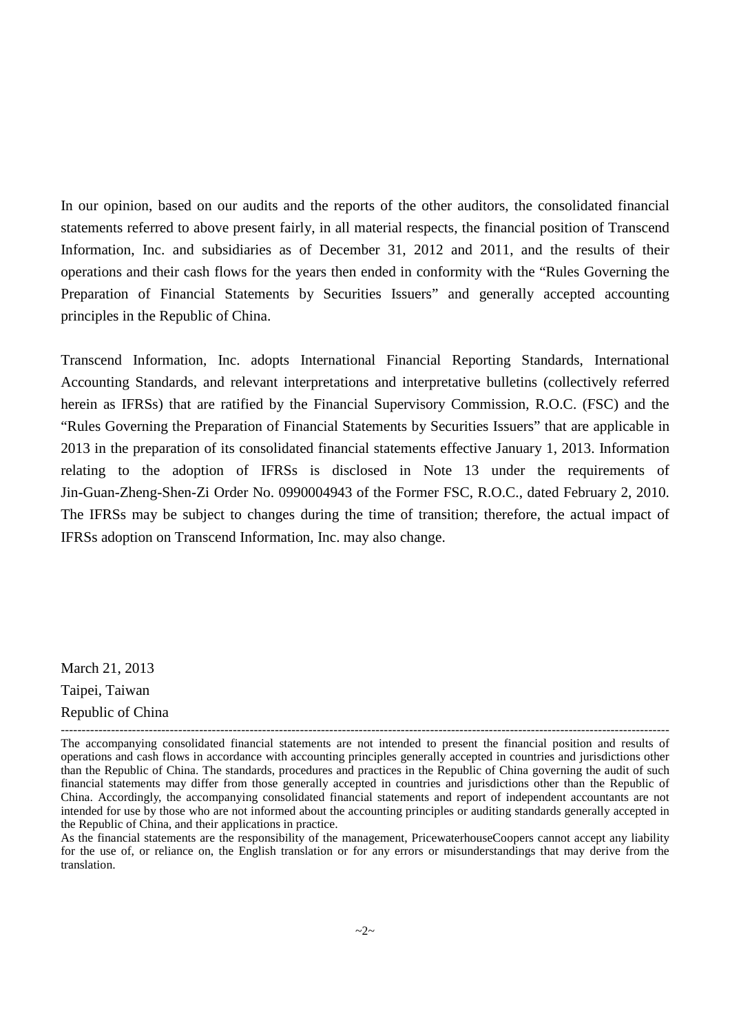In our opinion, based on our audits and the reports of the other auditors, the consolidated financial statements referred to above present fairly, in all material respects, the financial position of Transcend Information, Inc. and subsidiaries as of December 31, 2012 and 2011, and the results of their operations and their cash flows for the years then ended in conformity with the "Rules Governing the Preparation of Financial Statements by Securities Issuers" and generally accepted accounting principles in the Republic of China.

Transcend Information, Inc. adopts International Financial Reporting Standards, International Accounting Standards, and relevant interpretations and interpretative bulletins (collectively referred herein as IFRSs) that are ratified by the Financial Supervisory Commission, R.O.C. (FSC) and the "Rules Governing the Preparation of Financial Statements by Securities Issuers" that are applicable in 2013 in the preparation of its consolidated financial statements effective January 1, 2013. Information relating to the adoption of IFRSs is disclosed in Note 13 under the requirements of Jin-Guan-Zheng-Shen-Zi Order No. 0990004943 of the Former FSC, R.O.C., dated February 2, 2010. The IFRSs may be subject to changes during the time of transition; therefore, the actual impact of IFRSs adoption on Transcend Information, Inc. may also change.

March 21, 2013
Taipei, Taiwan
Republic of China

---

The accompanying consolidated financial statements are not intended to present the financial position and results of operations and cash flows in accordance with accounting principles generally accepted in countries and jurisdictions other than the Republic of China. The standards, procedures and practices in the Republic of China governing the audit of such financial statements may differ from those generally accepted in countries and jurisdictions other than the Republic of China. Accordingly, the accompanying consolidated financial statements and report of independent accountants are not intended for use by those who are not informed about the accounting principles or auditing standards generally accepted in the Republic of China, and their applications in practice.

As the financial statements are the responsibility of the management, PricewaterhouseCoopers cannot accept any liability for the use of, or reliance on, the English translation or for any errors or misunderstandings that may derive from the translation.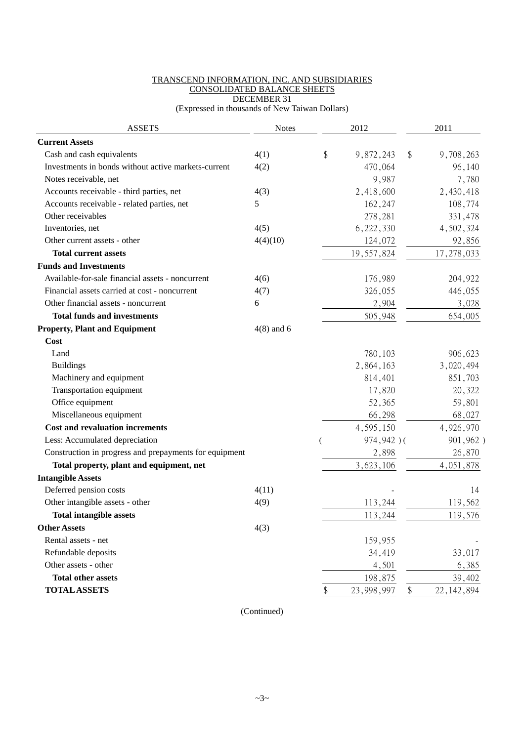TRANSCEND INFORMATION, INC. AND SUBSIDIARIES
CONSOLIDATED BALANCE SHEETS
DECEMBER 31
(Expressed in thousands of New Taiwan Dollars)

| ASSETS | Notes | 2012 | 2011 |
|---|---|---|---|
| **Current Assets** | | | |
| Cash and cash equivalents | 4(1) | $ 9,872,243 | $ 9,708,263 |
| Investments in bonds without active markets-current | 4(2) | 470,064 | 96,140 |
| Notes receivable, net | | 9,987 | 7,780 |
| Accounts receivable - third parties, net | 4(3) | 2,418,600 | 2,430,418 |
| Accounts receivable - related parties, net | 5 | 162,247 | 108,774 |
| Other receivables | | 278,281 | 331,478 |
| Inventories, net | 4(5) | 6,222,330 | 4,502,324 |
| Other current assets - other | 4(4)(10) | 124,072 | 92,856 |
| **Total current assets** | | 19,557,824 | 17,278,033 |
| **Funds and Investments** | | | |
| Available-for-sale financial assets - noncurrent | 4(6) | 176,989 | 204,922 |
| Financial assets carried at cost - noncurrent | 4(7) | 326,055 | 446,055 |
| Other financial assets - noncurrent | 6 | 2,904 | 3,028 |
| **Total funds and investments** | | 505,948 | 654,005 |
| **Property, Plant and Equipment** | 4(8) and 6 | | |
| **Cost** | | | |
| Land | | 780,103 | 906,623 |
| Buildings | | 2,864,163 | 3,020,494 |
| Machinery and equipment | | 814,401 | 851,703 |
| Transportation equipment | | 17,820 | 20,322 |
| Office equipment | | 52,365 | 59,801 |
| Miscellaneous equipment | | 66,298 | 68,027 |
| **Cost and revaluation increments** | | 4,595,150 | 4,926,970 |
| Less: Accumulated depreciation | | ( 974,942 ) | ( 901,962 ) |
| Construction in progress and prepayments for equipment | | 2,898 | 26,870 |
| **Total property, plant and equipment, net** | | 3,623,106 | 4,051,878 |
| **Intangible Assets** | | | |
| Deferred pension costs | 4(11) | - | 14 |
| Other intangible assets - other | 4(9) | 113,244 | 119,562 |
| **Total intangible assets** | | 113,244 | 119,576 |
| **Other Assets** | 4(3) | | |
| Rental assets - net | | 159,955 | - |
| Refundable deposits | | 34,419 | 33,017 |
| Other assets - other | | 4,501 | 6,385 |
| **Total other assets** | | 198,875 | 39,402 |
| **TOTAL ASSETS** | | $ 23,998,997 | $ 22,142,894 |

(Continued)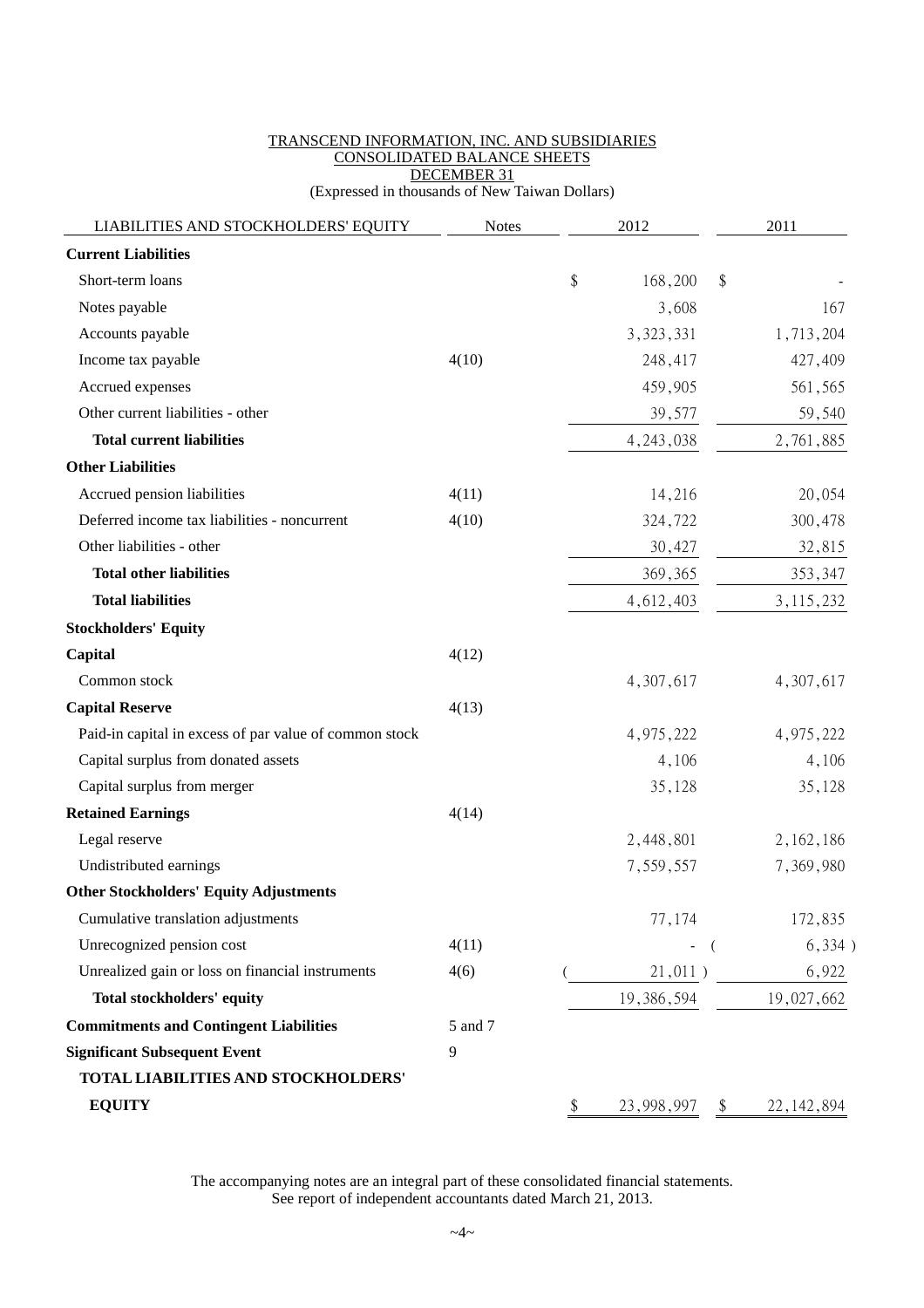TRANSCEND INFORMATION, INC. AND SUBSIDIARIES
CONSOLIDATED BALANCE SHEETS
DECEMBER 31
(Expressed in thousands of New Taiwan Dollars)

| LIABILITIES AND STOCKHOLDERS' EQUITY | Notes | 2012 | 2011 |
|---|---|---|---|
| **Current Liabilities** | | | |
| Short-term loans | | $ 168,200 | $ - |
| Notes payable | | 3,608 | 167 |
| Accounts payable | | 3,323,331 | 1,713,204 |
| Income tax payable | 4(10) | 248,417 | 427,409 |
| Accrued expenses | | 459,905 | 561,565 |
| Other current liabilities - other | | 39,577 | 59,540 |
| **Total current liabilities** | | 4,243,038 | 2,761,885 |
| **Other Liabilities** | | | |
| Accrued pension liabilities | 4(11) | 14,216 | 20,054 |
| Deferred income tax liabilities - noncurrent | 4(10) | 324,722 | 300,478 |
| Other liabilities - other | | 30,427 | 32,815 |
| **Total other liabilities** | | 369,365 | 353,347 |
| **Total liabilities** | | 4,612,403 | 3,115,232 |
| **Stockholders' Equity** | | | |
| **Capital** | 4(12) | | |
| Common stock | | 4,307,617 | 4,307,617 |
| **Capital Reserve** | 4(13) | | |
| Paid-in capital in excess of par value of common stock | | 4,975,222 | 4,975,222 |
| Capital surplus from donated assets | | 4,106 | 4,106 |
| Capital surplus from merger | | 35,128 | 35,128 |
| **Retained Earnings** | 4(14) | | |
| Legal reserve | | 2,448,801 | 2,162,186 |
| Undistributed earnings | | 7,559,557 | 7,369,980 |
| **Other Stockholders' Equity Adjustments** | | | |
| Cumulative translation adjustments | | 77,174 | 172,835 |
| Unrecognized pension cost | 4(11) | - | ( 6,334 ) |
| Unrealized gain or loss on financial instruments | 4(6) | ( 21,011 ) | 6,922 |
| **Total stockholders' equity** | | 19,386,594 | 19,027,662 |
| **Commitments and Contingent Liabilities** | 5 and 7 | | |
| **Significant Subsequent Event** | 9 | | |
| **TOTAL LIABILITIES AND STOCKHOLDERS' EQUITY** | | $ 23,998,997 | $ 22,142,894 |

The accompanying notes are an integral part of these consolidated financial statements.
See report of independent accountants dated March 21, 2013.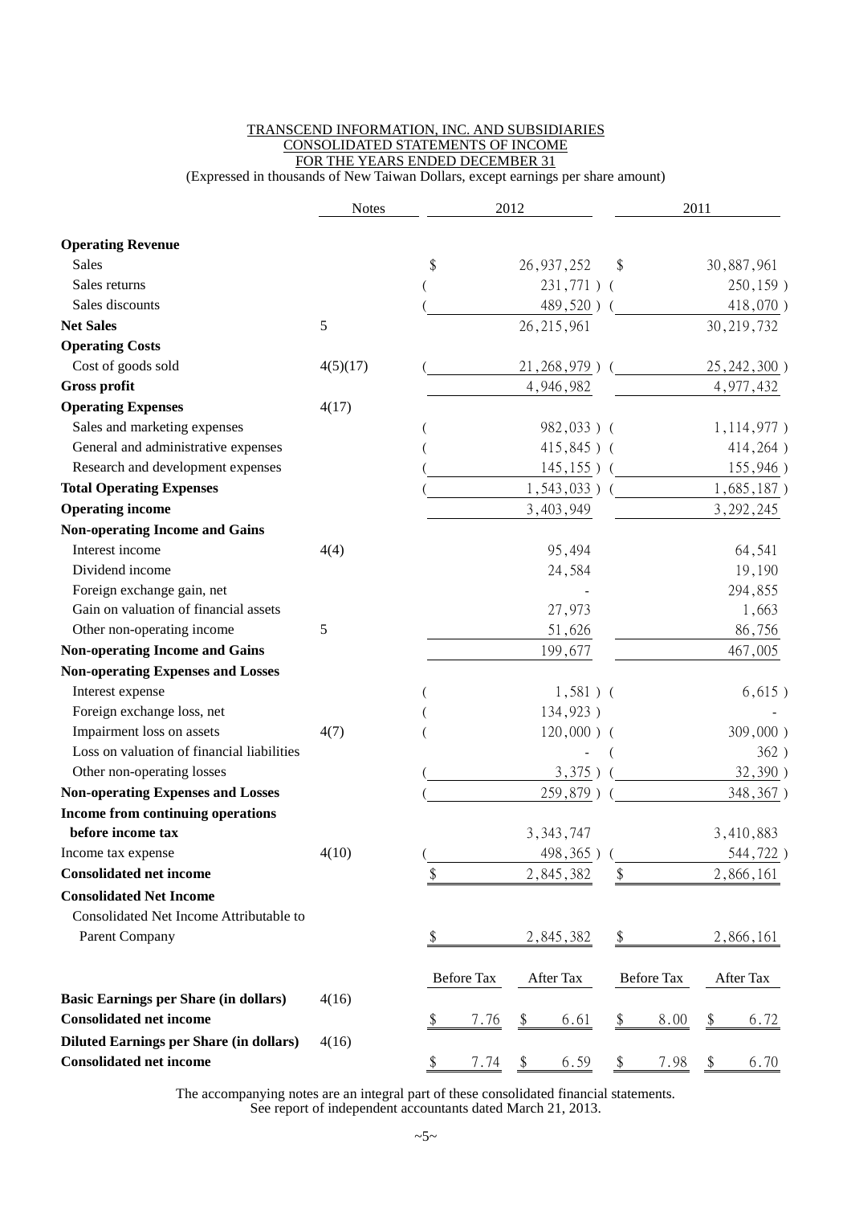TRANSCEND INFORMATION, INC. AND SUBSIDIARIES
CONSOLIDATED STATEMENTS OF INCOME
FOR THE YEARS ENDED DECEMBER 31
(Expressed in thousands of New Taiwan Dollars, except earnings per share amount)

| | Notes | 2012 | | 2011 | |
|---|---|---|---|---|---|
| **Operating Revenue** | | | | | |
| Sales | | $ | 26,937,252 | $ | 30,887,961 |
| Sales returns | | | ( 231,771 ) | | ( 250,159 ) |
| Sales discounts | | | ( 489,520 ) | | ( 418,070 ) |
| **Net Sales** | 5 | | 26,215,961 | | 30,219,732 |
| **Operating Costs** | | | | | |
| Cost of goods sold | 4(5)(17) | | ( 21,268,979 ) | | ( 25,242,300 ) |
| **Gross profit** | | | 4,946,982 | | 4,977,432 |
| **Operating Expenses** | 4(17) | | | | |
| Sales and marketing expenses | | | ( 982,033 ) | | ( 1,114,977 ) |
| General and administrative expenses | | | ( 415,845 ) | | ( 414,264 ) |
| Research and development expenses | | | ( 145,155 ) | | ( 155,946 ) |
| **Total Operating Expenses** | | | ( 1,543,033 ) | | ( 1,685,187 ) |
| **Operating income** | | | 3,403,949 | | 3,292,245 |
| **Non-operating Income and Gains** | | | | | |
| Interest income | 4(4) | | 95,494 | | 64,541 |
| Dividend income | | | 24,584 | | 19,190 |
| Foreign exchange gain, net | | | - | | 294,855 |
| Gain on valuation of financial assets | | | 27,973 | | 1,663 |
| Other non-operating income | 5 | | 51,626 | | 86,756 |
| **Non-operating Income and Gains** | | | 199,677 | | 467,005 |
| **Non-operating Expenses and Losses** | | | | | |
| Interest expense | | | ( 1,581 ) | | ( 6,615 ) |
| Foreign exchange loss, net | | | ( 134,923 ) | | - |
| Impairment loss on assets | 4(7) | | ( 120,000 ) | | ( 309,000 ) |
| Loss on valuation of financial liabilities | | | - | | ( 362 ) |
| Other non-operating losses | | | ( 3,375 ) | | ( 32,390 ) |
| **Non-operating Expenses and Losses** | | | ( 259,879 ) | | ( 348,367 ) |
| **Income from continuing operations before income tax** | | | 3,343,747 | | 3,410,883 |
| Income tax expense | 4(10) | | ( 498,365 ) | | ( 544,722 ) |
| **Consolidated net income** | | $ | 2,845,382 | $ | 2,866,161 |
| **Consolidated Net Income** | | | | | |
| Consolidated Net Income Attributable to Parent Company | | $ | 2,845,382 | $ | 2,866,161 |

| | Notes | 2012 Before Tax | 2012 After Tax | 2011 Before Tax | 2011 After Tax |
|---|---|---|---|---|---|
| **Basic Earnings per Share (in dollars)** | 4(16) | | | | |
| **Consolidated net income** | | $ 7.76 | $ 6.61 | $ 8.00 | $ 6.72 |
| **Diluted Earnings per Share (in dollars)** | 4(16) | | | | |
| **Consolidated net income** | | $ 7.74 | $ 6.59 | $ 7.98 | $ 6.70 |

The accompanying notes are an integral part of these consolidated financial statements.
See report of independent accountants dated March 21, 2013.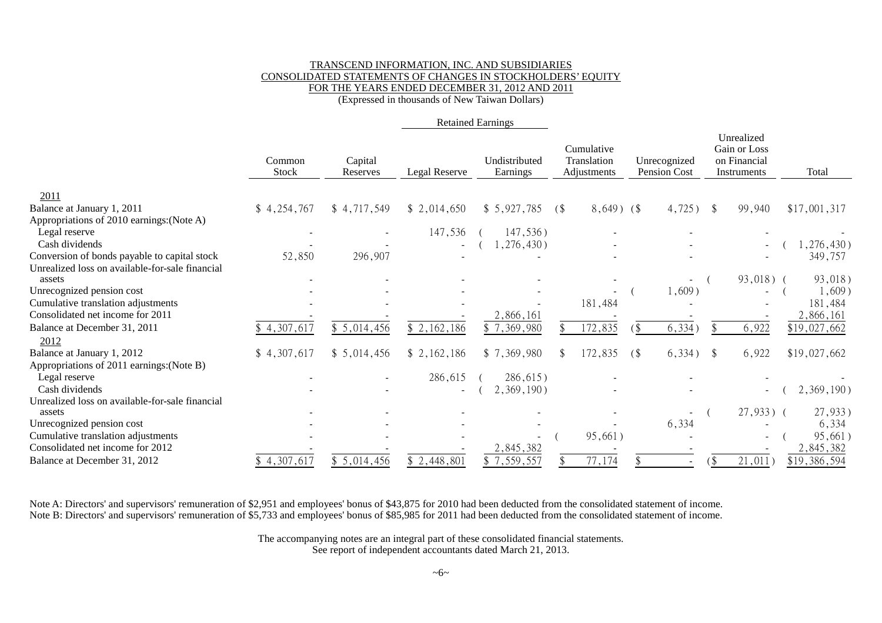TRANSCEND INFORMATION, INC. AND SUBSIDIARIES
CONSOLIDATED STATEMENTS OF CHANGES IN STOCKHOLDERS' EQUITY
FOR THE YEARS ENDED DECEMBER 31, 2012 AND 2011
(Expressed in thousands of New Taiwan Dollars)

| | Common Stock | Capital Reserves | Retained Earnings | | Cumulative Translation Adjustments | Unrecognized Pension Cost | Unrealized Gain or Loss on Financial Instruments | Total |
|---|---|---|---|---|---|---|---|---|
| | | | Legal Reserve | Undistributed Earnings | | | | |
| **2011** | | | | | | | | |
| Balance at January 1, 2011 | $ 4,254,767 | $ 4,717,549 | $ 2,014,650 | $ 5,927,785 | ($ 8,649) | ($ 4,725) | $ 99,940 | $17,001,317 |
| Appropriations of 2010 earnings:(Note A) | | | | | | | | |
| Legal reserve | - | - | 147,536 | ( 147,536) | - | - | - | - |
| Cash dividends | - | - | - | ( 1,276,430) | - | - | - | ( 1,276,430) |
| Conversion of bonds payable to capital stock | 52,850 | 296,907 | - | - | - | - | - | 349,757 |
| Unrealized loss on available-for-sale financial assets | - | - | - | - | - | - | ( 93,018) | ( 93,018) |
| Unrecognized pension cost | - | - | - | - | - | ( 1,609) | - | ( 1,609) |
| Cumulative translation adjustments | - | - | - | - | 181,484 | - | - | 181,484 |
| Consolidated net income for 2011 | - | - | - | 2,866,161 | - | - | - | 2,866,161 |
| Balance at December 31, 2011 | $ 4,307,617 | $ 5,014,456 | $ 2,162,186 | $ 7,369,980 | $ 172,835 | ($ 6,334) | $ 6,922 | $19,027,662 |
| **2012** | | | | | | | | |
| Balance at January 1, 2012 | $ 4,307,617 | $ 5,014,456 | $ 2,162,186 | $ 7,369,980 | $ 172,835 | ($ 6,334) | $ 6,922 | $19,027,662 |
| Appropriations of 2011 earnings:(Note B) | | | | | | | | |
| Legal reserve | - | - | 286,615 | ( 286,615) | - | - | - | - |
| Cash dividends | - | - | - | ( 2,369,190) | - | - | - | ( 2,369,190) |
| Unrealized loss on available-for-sale financial assets | - | - | - | - | - | - | ( 27,933) | ( 27,933) |
| Unrecognized pension cost | - | - | - | - | - | 6,334 | - | 6,334 |
| Cumulative translation adjustments | - | - | - | - | ( 95,661) | - | - | ( 95,661) |
| Consolidated net income for 2012 | - | - | - | 2,845,382 | - | - | - | 2,845,382 |
| Balance at December 31, 2012 | $ 4,307,617 | $ 5,014,456 | $ 2,448,801 | $ 7,559,557 | $ 77,174 | $ - | ($ 21,011) | $19,386,594 |

Note A: Directors' and supervisors' remuneration of $2,951 and employees' bonus of $43,875 for 2010 had been deducted from the consolidated statement of income.
Note B: Directors' and supervisors' remuneration of $5,733 and employees' bonus of $85,985 for 2011 had been deducted from the consolidated statement of income.

The accompanying notes are an integral part of these consolidated financial statements.
See report of independent accountants dated March 21, 2013.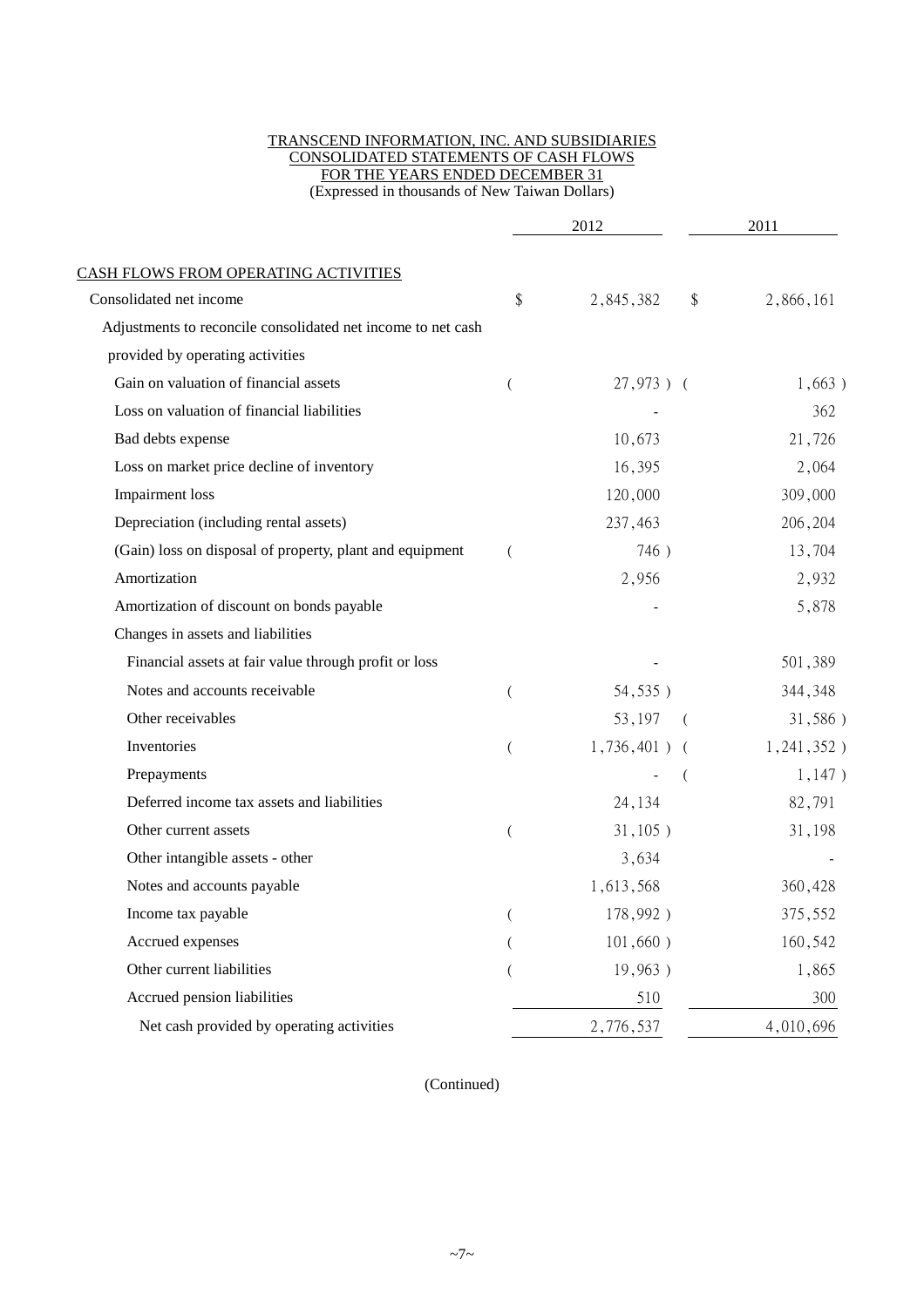TRANSCEND INFORMATION, INC. AND SUBSIDIARIES
CONSOLIDATED STATEMENTS OF CASH FLOWS
FOR THE YEARS ENDED DECEMBER 31
(Expressed in thousands of New Taiwan Dollars)

| | 2012 | 2011 |
|---|---|---|
| CASH FLOWS FROM OPERATING ACTIVITIES | | |
| Consolidated net income | $ 2,845,382 | $ 2,866,161 |
| Adjustments to reconcile consolidated net income to net cash provided by operating activities | | |
| Gain on valuation of financial assets | ( 27,973 ) | ( 1,663 ) |
| Loss on valuation of financial liabilities | - | 362 |
| Bad debts expense | 10,673 | 21,726 |
| Loss on market price decline of inventory | 16,395 | 2,064 |
| Impairment loss | 120,000 | 309,000 |
| Depreciation (including rental assets) | 237,463 | 206,204 |
| (Gain) loss on disposal of property, plant and equipment | ( 746 ) | 13,704 |
| Amortization | 2,956 | 2,932 |
| Amortization of discount on bonds payable | - | 5,878 |
| Changes in assets and liabilities | | |
| Financial assets at fair value through profit or loss | - | 501,389 |
| Notes and accounts receivable | ( 54,535 ) | 344,348 |
| Other receivables | 53,197 | ( 31,586 ) |
| Inventories | ( 1,736,401 ) | ( 1,241,352 ) |
| Prepayments | - | ( 1,147 ) |
| Deferred income tax assets and liabilities | 24,134 | 82,791 |
| Other current assets | ( 31,105 ) | 31,198 |
| Other intangible assets - other | 3,634 | - |
| Notes and accounts payable | 1,613,568 | 360,428 |
| Income tax payable | ( 178,992 ) | 375,552 |
| Accrued expenses | ( 101,660 ) | 160,542 |
| Other current liabilities | ( 19,963 ) | 1,865 |
| Accrued pension liabilities | 510 | 300 |
| Net cash provided by operating activities | 2,776,537 | 4,010,696 |

(Continued)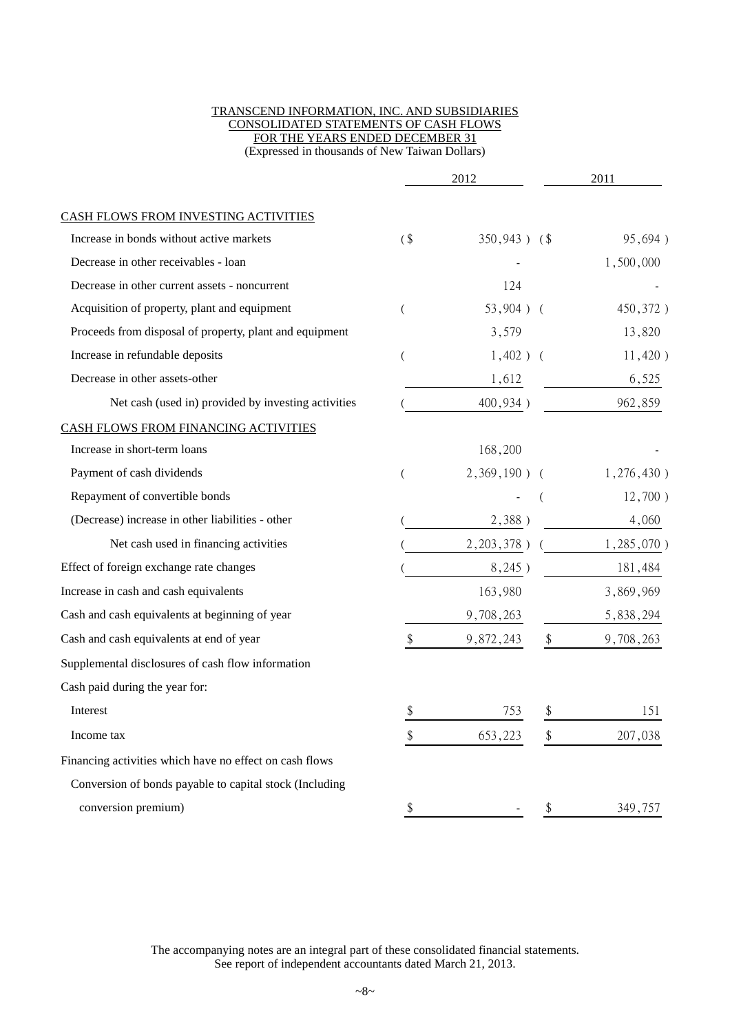TRANSCEND INFORMATION, INC. AND SUBSIDIARIES
CONSOLIDATED STATEMENTS OF CASH FLOWS
FOR THE YEARS ENDED DECEMBER 31
(Expressed in thousands of New Taiwan Dollars)

| | 2012 | 2011 |
|---|---|---|
| CASH FLOWS FROM INVESTING ACTIVITIES | | |
| Increase in bonds without active markets | ($ 350,943 ) | ($ 95,694 ) |
| Decrease in other receivables - loan | - | 1,500,000 |
| Decrease in other current assets - noncurrent | 124 | - |
| Acquisition of property, plant and equipment | ( 53,904 ) | ( 450,372 ) |
| Proceeds from disposal of property, plant and equipment | 3,579 | 13,820 |
| Increase in refundable deposits | ( 1,402 ) | ( 11,420 ) |
| Decrease in other assets-other | 1,612 | 6,525 |
| Net cash (used in) provided by investing activities | ( 400,934 ) | 962,859 |
| CASH FLOWS FROM FINANCING ACTIVITIES | | |
| Increase in short-term loans | 168,200 | - |
| Payment of cash dividends | ( 2,369,190 ) | ( 1,276,430 ) |
| Repayment of convertible bonds | - | ( 12,700 ) |
| (Decrease) increase in other liabilities - other | ( 2,388 ) | 4,060 |
| Net cash used in financing activities | ( 2,203,378 ) | ( 1,285,070 ) |
| Effect of foreign exchange rate changes | ( 8,245 ) | 181,484 |
| Increase in cash and cash equivalents | 163,980 | 3,869,969 |
| Cash and cash equivalents at beginning of year | 9,708,263 | 5,838,294 |
| Cash and cash equivalents at end of year | $ 9,872,243 | $ 9,708,263 |
| Supplemental disclosures of cash flow information | | |
| Cash paid during the year for: | | |
| Interest | $ 753 | $ 151 |
| Income tax | $ 653,223 | $ 207,038 |
| Financing activities which have no effect on cash flows | | |
| Conversion of bonds payable to capital stock (Including conversion premium) | $ - | $ 349,757 |

The accompanying notes are an integral part of these consolidated financial statements.
See report of independent accountants dated March 21, 2013.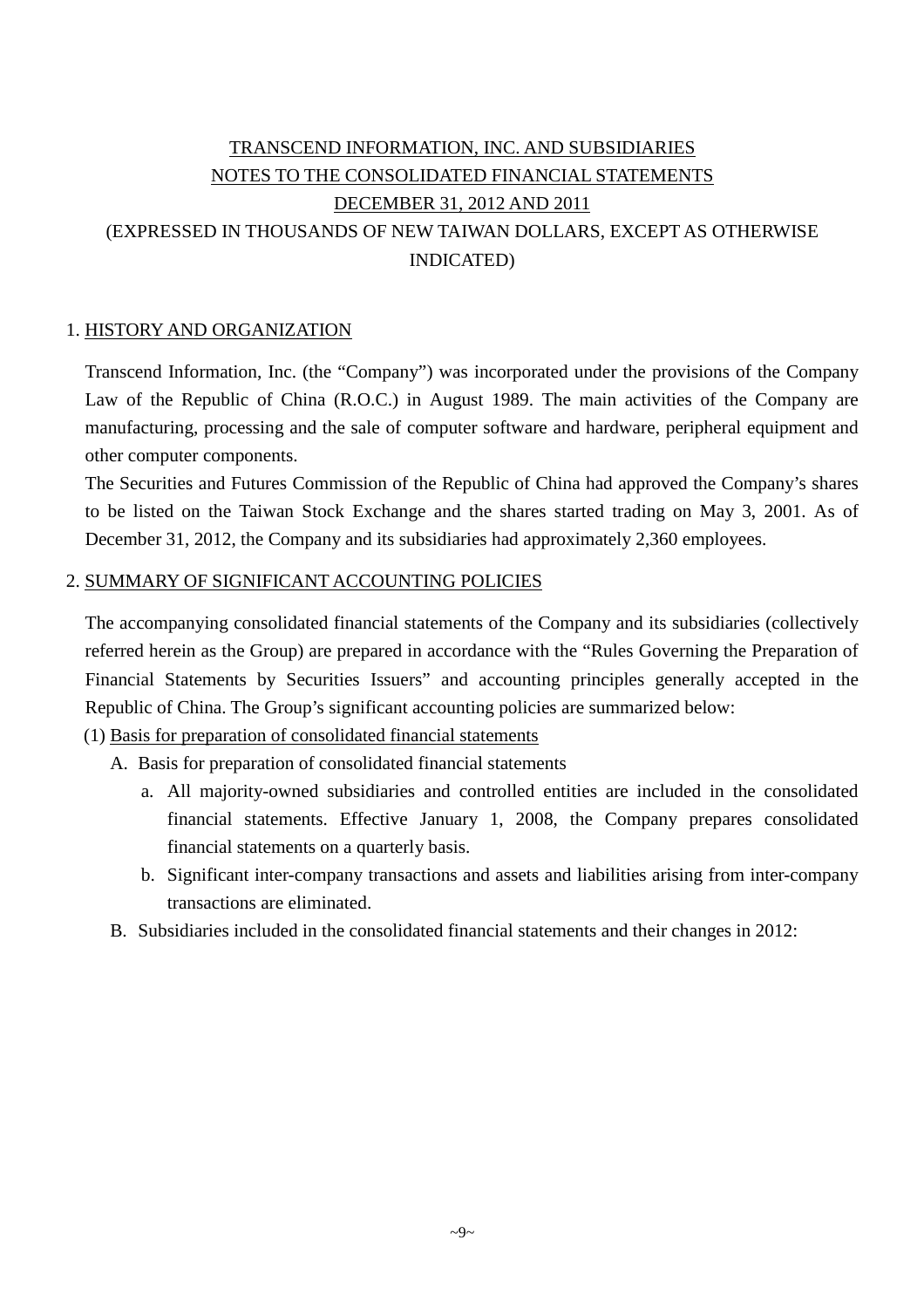# TRANSCEND INFORMATION, INC. AND SUBSIDIARIES
# NOTES TO THE CONSOLIDATED FINANCIAL STATEMENTS
# DECEMBER 31, 2012 AND 2011
# (EXPRESSED IN THOUSANDS OF NEW TAIWAN DOLLARS, EXCEPT AS OTHERWISE INDICATED)

## 1. HISTORY AND ORGANIZATION

Transcend Information, Inc. (the "Company") was incorporated under the provisions of the Company Law of the Republic of China (R.O.C.) in August 1989. The main activities of the Company are manufacturing, processing and the sale of computer software and hardware, peripheral equipment and other computer components.

The Securities and Futures Commission of the Republic of China had approved the Company's shares to be listed on the Taiwan Stock Exchange and the shares started trading on May 3, 2001. As of December 31, 2012, the Company and its subsidiaries had approximately 2,360 employees.

## 2. SUMMARY OF SIGNIFICANT ACCOUNTING POLICIES

The accompanying consolidated financial statements of the Company and its subsidiaries (collectively referred herein as the Group) are prepared in accordance with the "Rules Governing the Preparation of Financial Statements by Securities Issuers" and accounting principles generally accepted in the Republic of China. The Group's significant accounting policies are summarized below:

(1) Basis for preparation of consolidated financial statements

A. Basis for preparation of consolidated financial statements

a. All majority-owned subsidiaries and controlled entities are included in the consolidated financial statements. Effective January 1, 2008, the Company prepares consolidated financial statements on a quarterly basis.

b. Significant inter-company transactions and assets and liabilities arising from inter-company transactions are eliminated.

B. Subsidiaries included in the consolidated financial statements and their changes in 2012: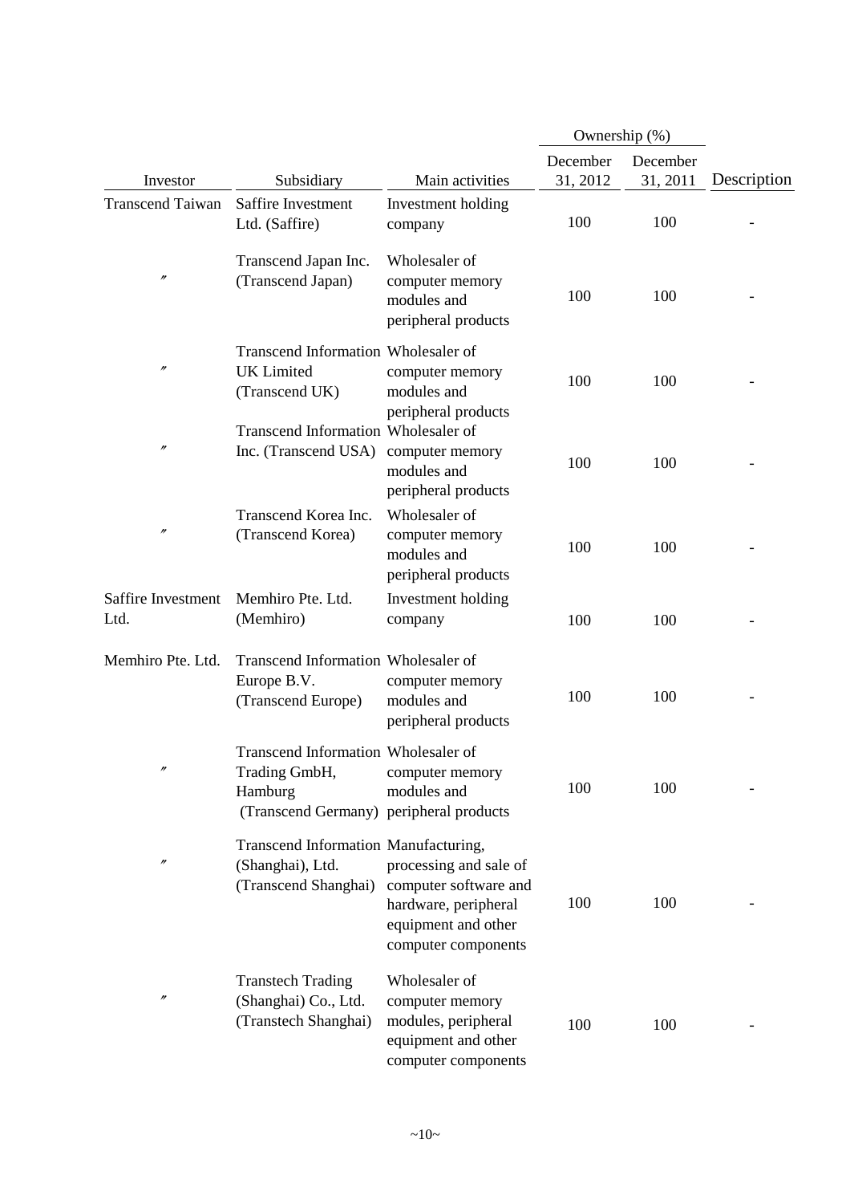| Investor | Subsidiary | Main activities | Ownership (%) December 31, 2012 | Ownership (%) December 31, 2011 | Description |
|---|---|---|---|---|---|
| Transcend Taiwan | Saffire Investment Ltd. (Saffire) | Investment holding company | 100 | 100 | - |
| 〃 | Transcend Japan Inc. (Transcend Japan) | Wholesaler of computer memory modules and peripheral products | 100 | 100 | - |
| 〃 | Transcend Information UK Limited (Transcend UK) | Wholesaler of computer memory modules and peripheral products | 100 | 100 | - |
| 〃 | Transcend Information Inc. (Transcend USA) | Wholesaler of computer memory modules and peripheral products | 100 | 100 | - |
| 〃 | Transcend Korea Inc. (Transcend Korea) | Wholesaler of computer memory modules and peripheral products | 100 | 100 | - |
| Saffire Investment Ltd. | Memhiro Pte. Ltd. (Memhiro) | Investment holding company | 100 | 100 | - |
| Memhiro Pte. Ltd. | Transcend Information Europe B.V. (Transcend Europe) | Wholesaler of computer memory modules and peripheral products | 100 | 100 | - |
| 〃 | Transcend Information Trading GmbH, Hamburg (Transcend Germany) | Wholesaler of computer memory modules and peripheral products | 100 | 100 | - |
| 〃 | Transcend Information (Shanghai), Ltd. (Transcend Shanghai) | Manufacturing, processing and sale of computer software and hardware, peripheral equipment and other computer components | 100 | 100 | - |
| 〃 | Transtech Trading (Shanghai) Co., Ltd. (Transtech Shanghai) | Wholesaler of computer memory modules, peripheral equipment and other computer components | 100 | 100 | - |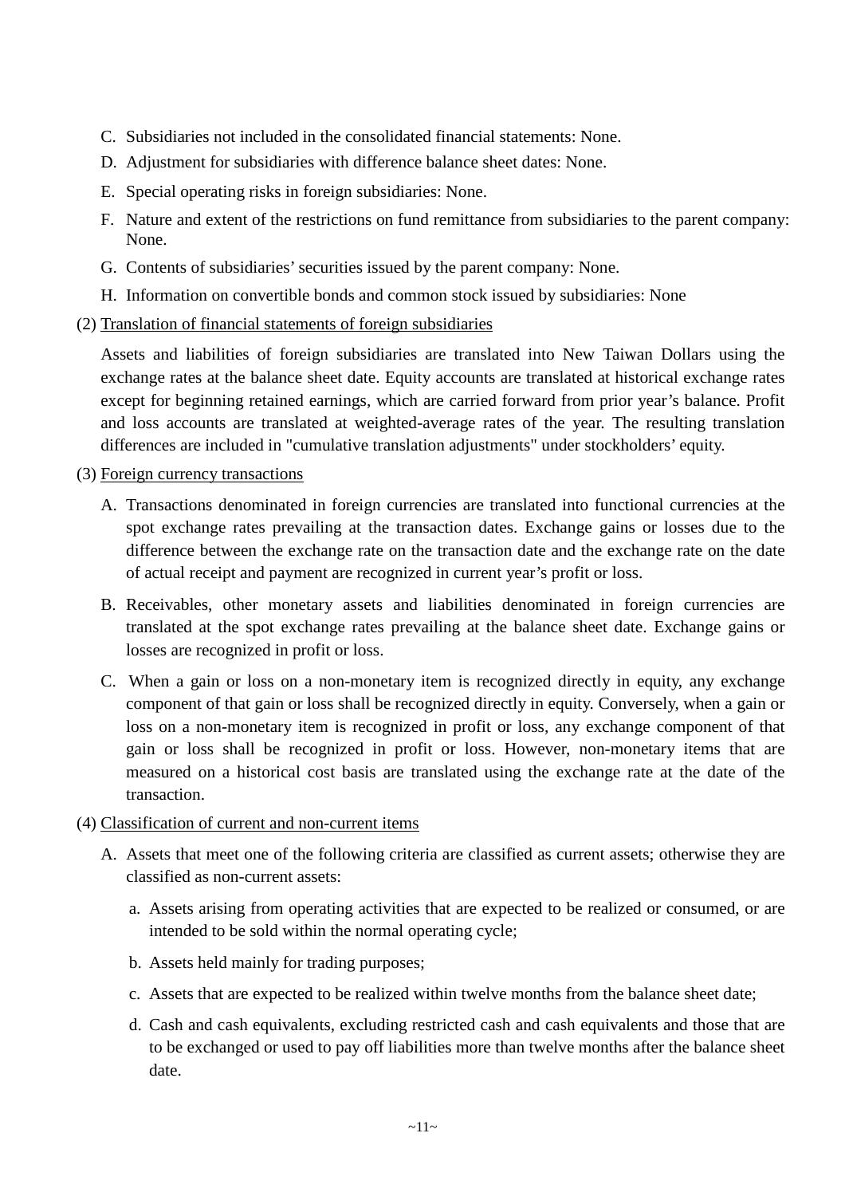C. Subsidiaries not included in the consolidated financial statements: None.

D. Adjustment for subsidiaries with difference balance sheet dates: None.

E. Special operating risks in foreign subsidiaries: None.

F. Nature and extent of the restrictions on fund remittance from subsidiaries to the parent company: None.

G. Contents of subsidiaries' securities issued by the parent company: None.

H. Information on convertible bonds and common stock issued by subsidiaries: None

(2) <u>Translation of financial statements of foreign subsidiaries</u>

Assets and liabilities of foreign subsidiaries are translated into New Taiwan Dollars using the exchange rates at the balance sheet date. Equity accounts are translated at historical exchange rates except for beginning retained earnings, which are carried forward from prior year's balance. Profit and loss accounts are translated at weighted-average rates of the year. The resulting translation differences are included in "cumulative translation adjustments" under stockholders' equity.

(3) <u>Foreign currency transactions</u>

A. Transactions denominated in foreign currencies are translated into functional currencies at the spot exchange rates prevailing at the transaction dates. Exchange gains or losses due to the difference between the exchange rate on the transaction date and the exchange rate on the date of actual receipt and payment are recognized in current year's profit or loss.

B. Receivables, other monetary assets and liabilities denominated in foreign currencies are translated at the spot exchange rates prevailing at the balance sheet date. Exchange gains or losses are recognized in profit or loss.

C. When a gain or loss on a non-monetary item is recognized directly in equity, any exchange component of that gain or loss shall be recognized directly in equity. Conversely, when a gain or loss on a non-monetary item is recognized in profit or loss, any exchange component of that gain or loss shall be recognized in profit or loss. However, non-monetary items that are measured on a historical cost basis are translated using the exchange rate at the date of the transaction.

(4) <u>Classification of current and non-current items</u>

A. Assets that meet one of the following criteria are classified as current assets; otherwise they are classified as non-current assets:

a. Assets arising from operating activities that are expected to be realized or consumed, or are intended to be sold within the normal operating cycle;

b. Assets held mainly for trading purposes;

c. Assets that are expected to be realized within twelve months from the balance sheet date;

d. Cash and cash equivalents, excluding restricted cash and cash equivalents and those that are to be exchanged or used to pay off liabilities more than twelve months after the balance sheet date.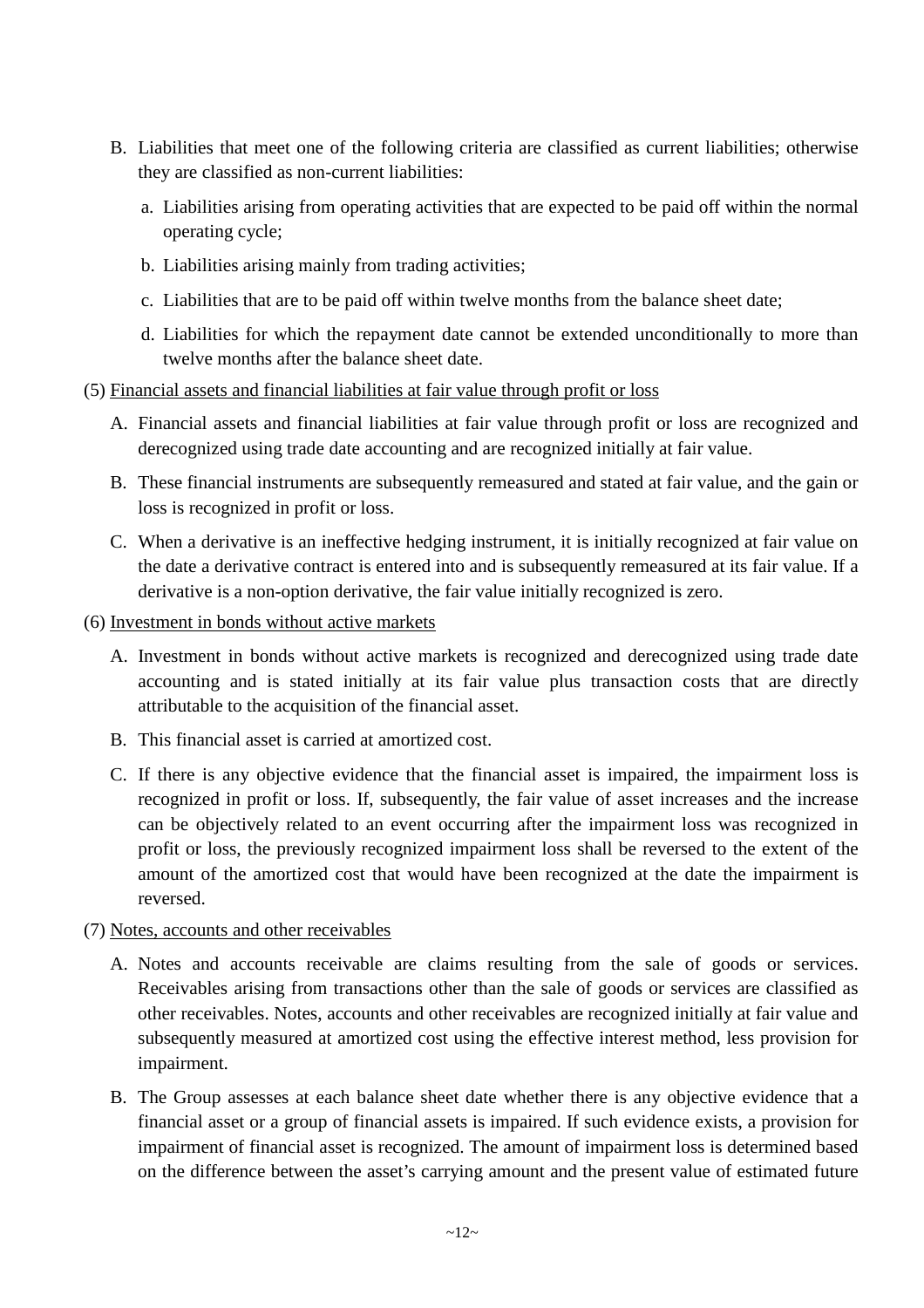B. Liabilities that meet one of the following criteria are classified as current liabilities; otherwise they are classified as non-current liabilities:

   a. Liabilities arising from operating activities that are expected to be paid off within the normal operating cycle;

   b. Liabilities arising mainly from trading activities;

   c. Liabilities that are to be paid off within twelve months from the balance sheet date;

   d. Liabilities for which the repayment date cannot be extended unconditionally to more than twelve months after the balance sheet date.

(5) <u>Financial assets and financial liabilities at fair value through profit or loss</u>

A. Financial assets and financial liabilities at fair value through profit or loss are recognized and derecognized using trade date accounting and are recognized initially at fair value.

B. These financial instruments are subsequently remeasured and stated at fair value, and the gain or loss is recognized in profit or loss.

C. When a derivative is an ineffective hedging instrument, it is initially recognized at fair value on the date a derivative contract is entered into and is subsequently remeasured at its fair value. If a derivative is a non-option derivative, the fair value initially recognized is zero.

(6) <u>Investment in bonds without active markets</u>

A. Investment in bonds without active markets is recognized and derecognized using trade date accounting and is stated initially at its fair value plus transaction costs that are directly attributable to the acquisition of the financial asset.

B. This financial asset is carried at amortized cost.

C. If there is any objective evidence that the financial asset is impaired, the impairment loss is recognized in profit or loss. If, subsequently, the fair value of asset increases and the increase can be objectively related to an event occurring after the impairment loss was recognized in profit or loss, the previously recognized impairment loss shall be reversed to the extent of the amount of the amortized cost that would have been recognized at the date the impairment is reversed.

(7) <u>Notes, accounts and other receivables</u>

A. Notes and accounts receivable are claims resulting from the sale of goods or services. Receivables arising from transactions other than the sale of goods or services are classified as other receivables. Notes, accounts and other receivables are recognized initially at fair value and subsequently measured at amortized cost using the effective interest method, less provision for impairment.

B. The Group assesses at each balance sheet date whether there is any objective evidence that a financial asset or a group of financial assets is impaired. If such evidence exists, a provision for impairment of financial asset is recognized. The amount of impairment loss is determined based on the difference between the asset's carrying amount and the present value of estimated future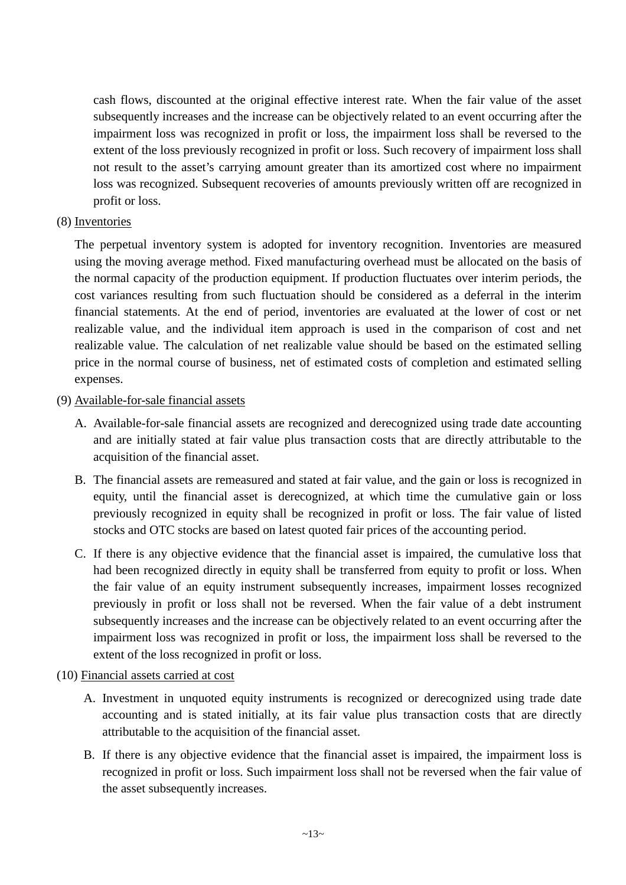cash flows, discounted at the original effective interest rate. When the fair value of the asset subsequently increases and the increase can be objectively related to an event occurring after the impairment loss was recognized in profit or loss, the impairment loss shall be reversed to the extent of the loss previously recognized in profit or loss. Such recovery of impairment loss shall not result to the asset's carrying amount greater than its amortized cost where no impairment loss was recognized. Subsequent recoveries of amounts previously written off are recognized in profit or loss.

(8) Inventories

The perpetual inventory system is adopted for inventory recognition. Inventories are measured using the moving average method. Fixed manufacturing overhead must be allocated on the basis of the normal capacity of the production equipment. If production fluctuates over interim periods, the cost variances resulting from such fluctuation should be considered as a deferral in the interim financial statements. At the end of period, inventories are evaluated at the lower of cost or net realizable value, and the individual item approach is used in the comparison of cost and net realizable value. The calculation of net realizable value should be based on the estimated selling price in the normal course of business, net of estimated costs of completion and estimated selling expenses.

(9) Available-for-sale financial assets

A. Available-for-sale financial assets are recognized and derecognized using trade date accounting and are initially stated at fair value plus transaction costs that are directly attributable to the acquisition of the financial asset.

B. The financial assets are remeasured and stated at fair value, and the gain or loss is recognized in equity, until the financial asset is derecognized, at which time the cumulative gain or loss previously recognized in equity shall be recognized in profit or loss. The fair value of listed stocks and OTC stocks are based on latest quoted fair prices of the accounting period.

C. If there is any objective evidence that the financial asset is impaired, the cumulative loss that had been recognized directly in equity shall be transferred from equity to profit or loss. When the fair value of an equity instrument subsequently increases, impairment losses recognized previously in profit or loss shall not be reversed. When the fair value of a debt instrument subsequently increases and the increase can be objectively related to an event occurring after the impairment loss was recognized in profit or loss, the impairment loss shall be reversed to the extent of the loss recognized in profit or loss.

(10) Financial assets carried at cost

A. Investment in unquoted equity instruments is recognized or derecognized using trade date accounting and is stated initially, at its fair value plus transaction costs that are directly attributable to the acquisition of the financial asset.

B. If there is any objective evidence that the financial asset is impaired, the impairment loss is recognized in profit or loss. Such impairment loss shall not be reversed when the fair value of the asset subsequently increases.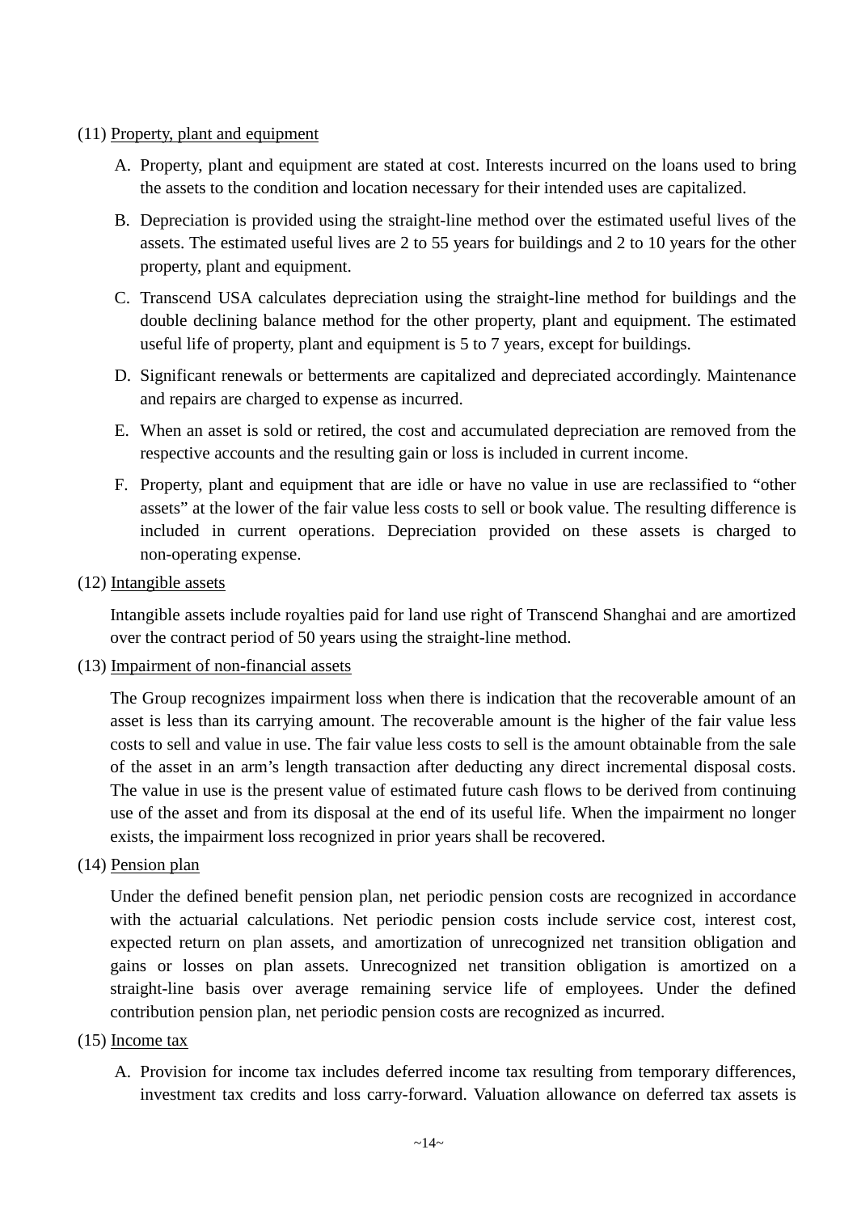(11) Property, plant and equipment

A. Property, plant and equipment are stated at cost. Interests incurred on the loans used to bring the assets to the condition and location necessary for their intended uses are capitalized.

B. Depreciation is provided using the straight-line method over the estimated useful lives of the assets. The estimated useful lives are 2 to 55 years for buildings and 2 to 10 years for the other property, plant and equipment.

C. Transcend USA calculates depreciation using the straight-line method for buildings and the double declining balance method for the other property, plant and equipment. The estimated useful life of property, plant and equipment is 5 to 7 years, except for buildings.

D. Significant renewals or betterments are capitalized and depreciated accordingly. Maintenance and repairs are charged to expense as incurred.

E. When an asset is sold or retired, the cost and accumulated depreciation are removed from the respective accounts and the resulting gain or loss is included in current income.

F. Property, plant and equipment that are idle or have no value in use are reclassified to "other assets" at the lower of the fair value less costs to sell or book value. The resulting difference is included in current operations. Depreciation provided on these assets is charged to non-operating expense.

(12) Intangible assets

Intangible assets include royalties paid for land use right of Transcend Shanghai and are amortized over the contract period of 50 years using the straight-line method.

(13) Impairment of non-financial assets

The Group recognizes impairment loss when there is indication that the recoverable amount of an asset is less than its carrying amount. The recoverable amount is the higher of the fair value less costs to sell and value in use. The fair value less costs to sell is the amount obtainable from the sale of the asset in an arm's length transaction after deducting any direct incremental disposal costs. The value in use is the present value of estimated future cash flows to be derived from continuing use of the asset and from its disposal at the end of its useful life. When the impairment no longer exists, the impairment loss recognized in prior years shall be recovered.

(14) Pension plan

Under the defined benefit pension plan, net periodic pension costs are recognized in accordance with the actuarial calculations. Net periodic pension costs include service cost, interest cost, expected return on plan assets, and amortization of unrecognized net transition obligation and gains or losses on plan assets. Unrecognized net transition obligation is amortized on a straight-line basis over average remaining service life of employees. Under the defined contribution pension plan, net periodic pension costs are recognized as incurred.

(15) Income tax

A. Provision for income tax includes deferred income tax resulting from temporary differences, investment tax credits and loss carry-forward. Valuation allowance on deferred tax assets is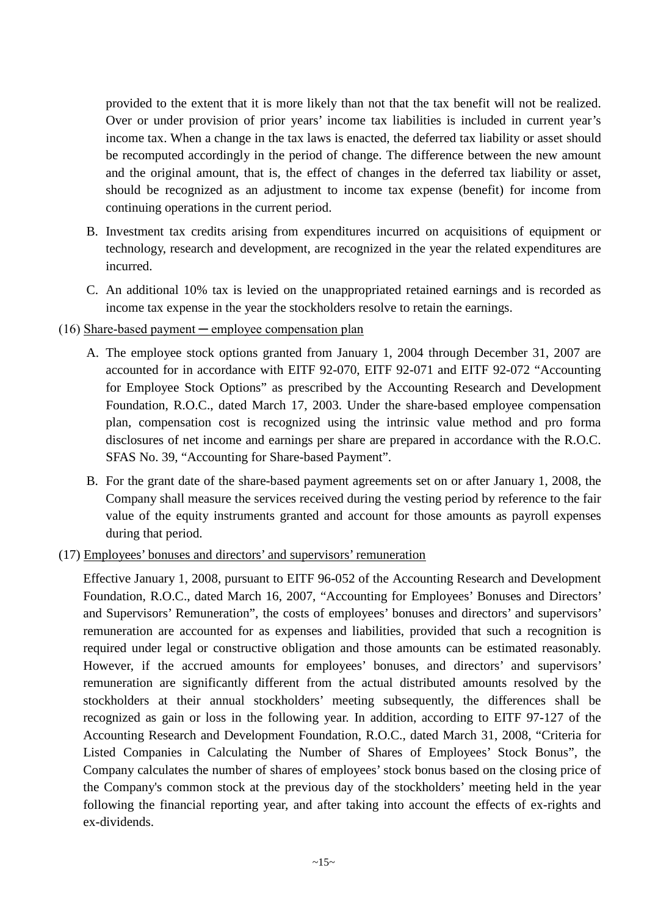provided to the extent that it is more likely than not that the tax benefit will not be realized. Over or under provision of prior years' income tax liabilities is included in current year's income tax. When a change in the tax laws is enacted, the deferred tax liability or asset should be recomputed accordingly in the period of change. The difference between the new amount and the original amount, that is, the effect of changes in the deferred tax liability or asset, should be recognized as an adjustment to income tax expense (benefit) for income from continuing operations in the current period.

B. Investment tax credits arising from expenditures incurred on acquisitions of equipment or technology, research and development, are recognized in the year the related expenditures are incurred.

C. An additional 10% tax is levied on the unappropriated retained earnings and is recorded as income tax expense in the year the stockholders resolve to retain the earnings.

(16) Share-based payment ─ employee compensation plan

A. The employee stock options granted from January 1, 2004 through December 31, 2007 are accounted for in accordance with EITF 92-070, EITF 92-071 and EITF 92-072 "Accounting for Employee Stock Options" as prescribed by the Accounting Research and Development Foundation, R.O.C., dated March 17, 2003. Under the share-based employee compensation plan, compensation cost is recognized using the intrinsic value method and pro forma disclosures of net income and earnings per share are prepared in accordance with the R.O.C. SFAS No. 39, "Accounting for Share-based Payment".

B. For the grant date of the share-based payment agreements set on or after January 1, 2008, the Company shall measure the services received during the vesting period by reference to the fair value of the equity instruments granted and account for those amounts as payroll expenses during that period.

(17) Employees' bonuses and directors' and supervisors' remuneration

Effective January 1, 2008, pursuant to EITF 96-052 of the Accounting Research and Development Foundation, R.O.C., dated March 16, 2007, "Accounting for Employees' Bonuses and Directors' and Supervisors' Remuneration", the costs of employees' bonuses and directors' and supervisors' remuneration are accounted for as expenses and liabilities, provided that such a recognition is required under legal or constructive obligation and those amounts can be estimated reasonably. However, if the accrued amounts for employees' bonuses, and directors' and supervisors' remuneration are significantly different from the actual distributed amounts resolved by the stockholders at their annual stockholders' meeting subsequently, the differences shall be recognized as gain or loss in the following year. In addition, according to EITF 97-127 of the Accounting Research and Development Foundation, R.O.C., dated March 31, 2008, "Criteria for Listed Companies in Calculating the Number of Shares of Employees' Stock Bonus", the Company calculates the number of shares of employees' stock bonus based on the closing price of the Company's common stock at the previous day of the stockholders' meeting held in the year following the financial reporting year, and after taking into account the effects of ex-rights and ex-dividends.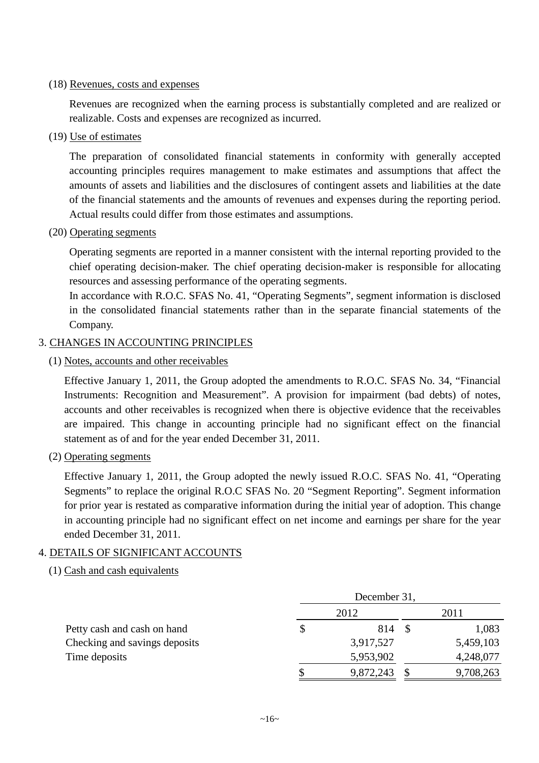(18) Revenues, costs and expenses

Revenues are recognized when the earning process is substantially completed and are realized or realizable. Costs and expenses are recognized as incurred.

(19) Use of estimates

The preparation of consolidated financial statements in conformity with generally accepted accounting principles requires management to make estimates and assumptions that affect the amounts of assets and liabilities and the disclosures of contingent assets and liabilities at the date of the financial statements and the amounts of revenues and expenses during the reporting period. Actual results could differ from those estimates and assumptions.

(20) Operating segments

Operating segments are reported in a manner consistent with the internal reporting provided to the chief operating decision-maker. The chief operating decision-maker is responsible for allocating resources and assessing performance of the operating segments.

In accordance with R.O.C. SFAS No. 41, "Operating Segments", segment information is disclosed in the consolidated financial statements rather than in the separate financial statements of the Company.

## 3. CHANGES IN ACCOUNTING PRINCIPLES

(1) Notes, accounts and other receivables

Effective January 1, 2011, the Group adopted the amendments to R.O.C. SFAS No. 34, "Financial Instruments: Recognition and Measurement". A provision for impairment (bad debts) of notes, accounts and other receivables is recognized when there is objective evidence that the receivables are impaired. This change in accounting principle had no significant effect on the financial statement as of and for the year ended December 31, 2011.

(2) Operating segments

Effective January 1, 2011, the Group adopted the newly issued R.O.C. SFAS No. 41, "Operating Segments" to replace the original R.O.C SFAS No. 20 "Segment Reporting". Segment information for prior year is restated as comparative information during the initial year of adoption. This change in accounting principle had no significant effect on net income and earnings per share for the year ended December 31, 2011.

## 4. DETAILS OF SIGNIFICANT ACCOUNTS

(1) Cash and cash equivalents

| | December 31, | |
|---|---|---|
| | 2012 | 2011 |
| Petty cash and cash on hand | $ 814 | $ 1,083 |
| Checking and savings deposits | 3,917,527 | 5,459,103 |
| Time deposits | 5,953,902 | 4,248,077 |
| | $ 9,872,243 | $ 9,708,263 |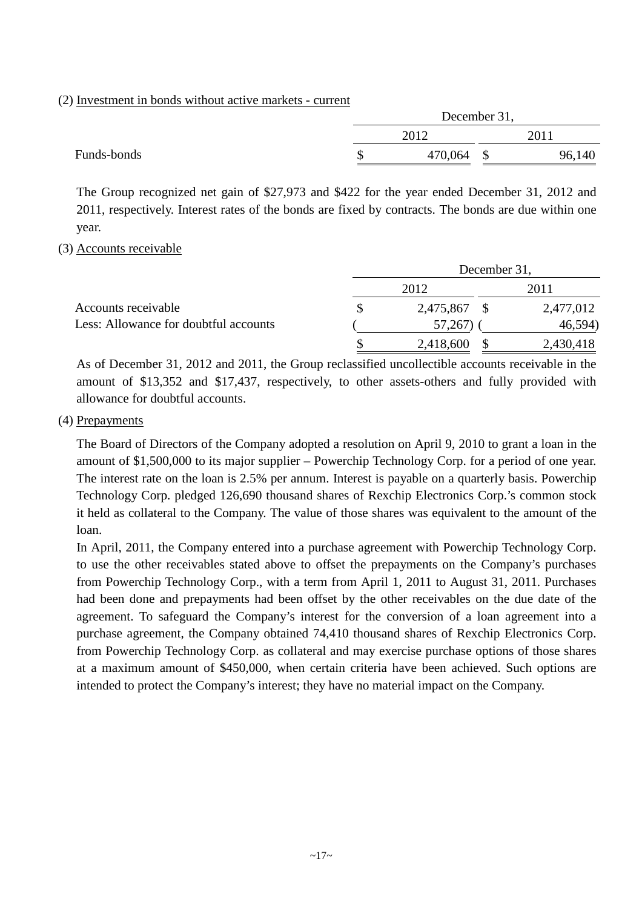(2) Investment in bonds without active markets - current

| | December 31, | |
|---|---|---|
| | 2012 | 2011 |
| Funds-bonds | $ 470,064 | $ 96,140 |

The Group recognized net gain of $27,973 and $422 for the year ended December 31, 2012 and 2011, respectively. Interest rates of the bonds are fixed by contracts. The bonds are due within one year.

(3) Accounts receivable

| | December 31, | |
|---|---|---|
| | 2012 | 2011 |
| Accounts receivable | $ 2,475,867 | $ 2,477,012 |
| Less: Allowance for doubtful accounts | ( 57,267) | ( 46,594) |
| | $ 2,418,600 | $ 2,430,418 |

As of December 31, 2012 and 2011, the Group reclassified uncollectible accounts receivable in the amount of $13,352 and $17,437, respectively, to other assets-others and fully provided with allowance for doubtful accounts.

(4) Prepayments

The Board of Directors of the Company adopted a resolution on April 9, 2010 to grant a loan in the amount of $1,500,000 to its major supplier – Powerchip Technology Corp. for a period of one year. The interest rate on the loan is 2.5% per annum. Interest is payable on a quarterly basis. Powerchip Technology Corp. pledged 126,690 thousand shares of Rexchip Electronics Corp.'s common stock it held as collateral to the Company. The value of those shares was equivalent to the amount of the loan.

In April, 2011, the Company entered into a purchase agreement with Powerchip Technology Corp. to use the other receivables stated above to offset the prepayments on the Company's purchases from Powerchip Technology Corp., with a term from April 1, 2011 to August 31, 2011. Purchases had been done and prepayments had been offset by the other receivables on the due date of the agreement. To safeguard the Company's interest for the conversion of a loan agreement into a purchase agreement, the Company obtained 74,410 thousand shares of Rexchip Electronics Corp. from Powerchip Technology Corp. as collateral and may exercise purchase options of those shares at a maximum amount of $450,000, when certain criteria have been achieved. Such options are intended to protect the Company's interest; they have no material impact on the Company.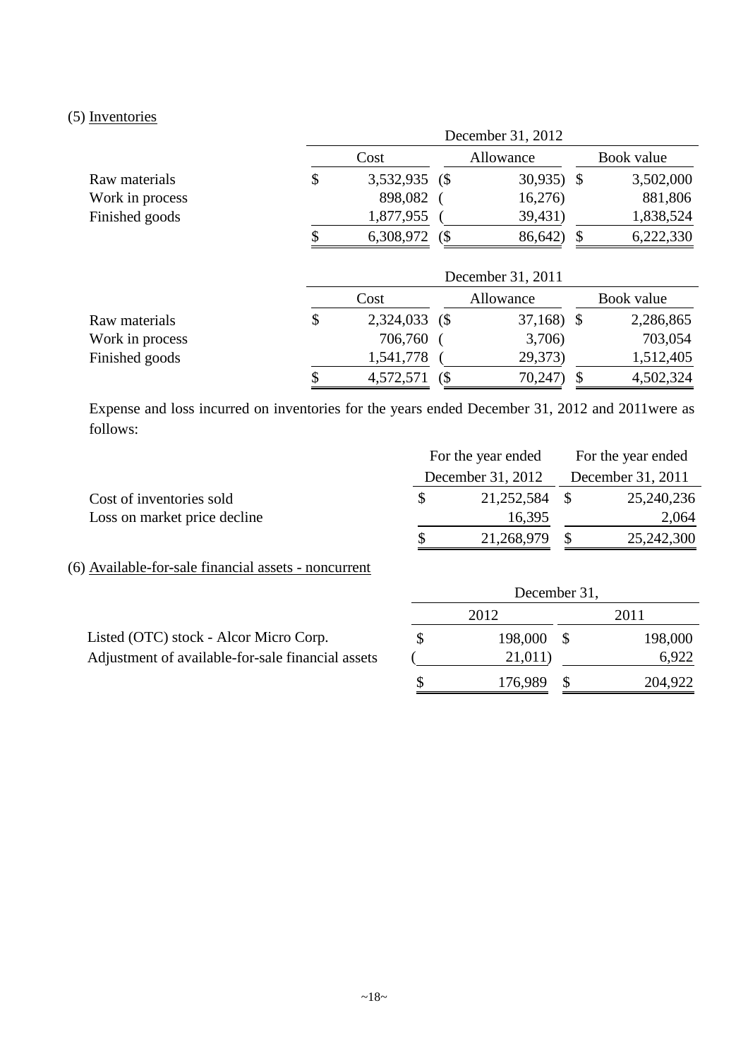(5) Inventories

| | December 31, 2012 | | |
|---|---|---|---|
| | Cost | Allowance | Book value |
| Raw materials | $ 3,532,935 | ($ 30,935) | $ 3,502,000 |
| Work in process | 898,082 | ( 16,276) | 881,806 |
| Finished goods | 1,877,955 | ( 39,431) | 1,838,524 |
| | $ 6,308,972 | ($ 86,642) | $ 6,222,330 |

| | December 31, 2011 | | |
|---|---|---|---|
| | Cost | Allowance | Book value |
| Raw materials | $ 2,324,033 | ($ 37,168) | $ 2,286,865 |
| Work in process | 706,760 | ( 3,706) | 703,054 |
| Finished goods | 1,541,778 | ( 29,373) | 1,512,405 |
| | $ 4,572,571 | ($ 70,247) | $ 4,502,324 |

Expense and loss incurred on inventories for the years ended December 31, 2012 and 2011were as follows:

| | For the year ended December 31, 2012 | For the year ended December 31, 2011 |
|---|---|---|
| Cost of inventories sold | $ 21,252,584 | $ 25,240,236 |
| Loss on market price decline | 16,395 | 2,064 |
| | $ 21,268,979 | $ 25,242,300 |

(6) Available-for-sale financial assets - noncurrent

| | December 31, | |
|---|---|---|
| | 2012 | 2011 |
| Listed (OTC) stock - Alcor Micro Corp. | $ 198,000 | $ 198,000 |
| Adjustment of available-for-sale financial assets | ( 21,011) | 6,922 |
| | $ 176,989 | $ 204,922 |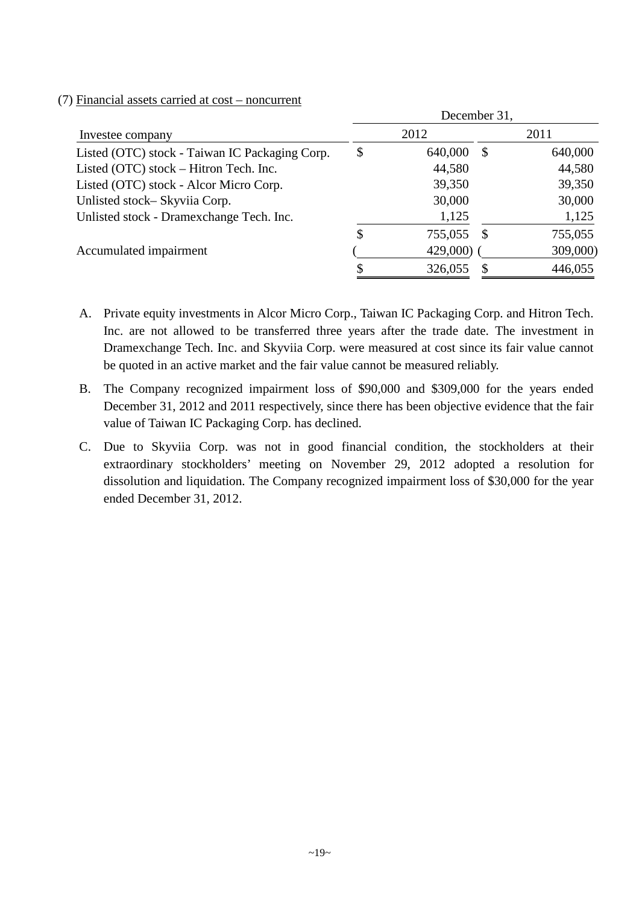(7) Financial assets carried at cost – noncurrent

| Investee company | December 31, 2012 | December 31, 2011 |
|---|---|---|
| Listed (OTC) stock - Taiwan IC Packaging Corp. | $ 640,000 | $ 640,000 |
| Listed (OTC) stock – Hitron Tech. Inc. | 44,580 | 44,580 |
| Listed (OTC) stock - Alcor Micro Corp. | 39,350 | 39,350 |
| Unlisted stock– Skyviia Corp. | 30,000 | 30,000 |
| Unlisted stock - Dramexchange Tech. Inc. | 1,125 | 1,125 |
| | $ 755,055 | $ 755,055 |
| Accumulated impairment | ( 429,000) | ( 309,000) |
| | $ 326,055 | $ 446,055 |

A. Private equity investments in Alcor Micro Corp., Taiwan IC Packaging Corp. and Hitron Tech. Inc. are not allowed to be transferred three years after the trade date. The investment in Dramexchange Tech. Inc. and Skyviia Corp. were measured at cost since its fair value cannot be quoted in an active market and the fair value cannot be measured reliably.

B. The Company recognized impairment loss of $90,000 and $309,000 for the years ended December 31, 2012 and 2011 respectively, since there has been objective evidence that the fair value of Taiwan IC Packaging Corp. has declined.

C. Due to Skyviia Corp. was not in good financial condition, the stockholders at their extraordinary stockholders' meeting on November 29, 2012 adopted a resolution for dissolution and liquidation. The Company recognized impairment loss of $30,000 for the year ended December 31, 2012.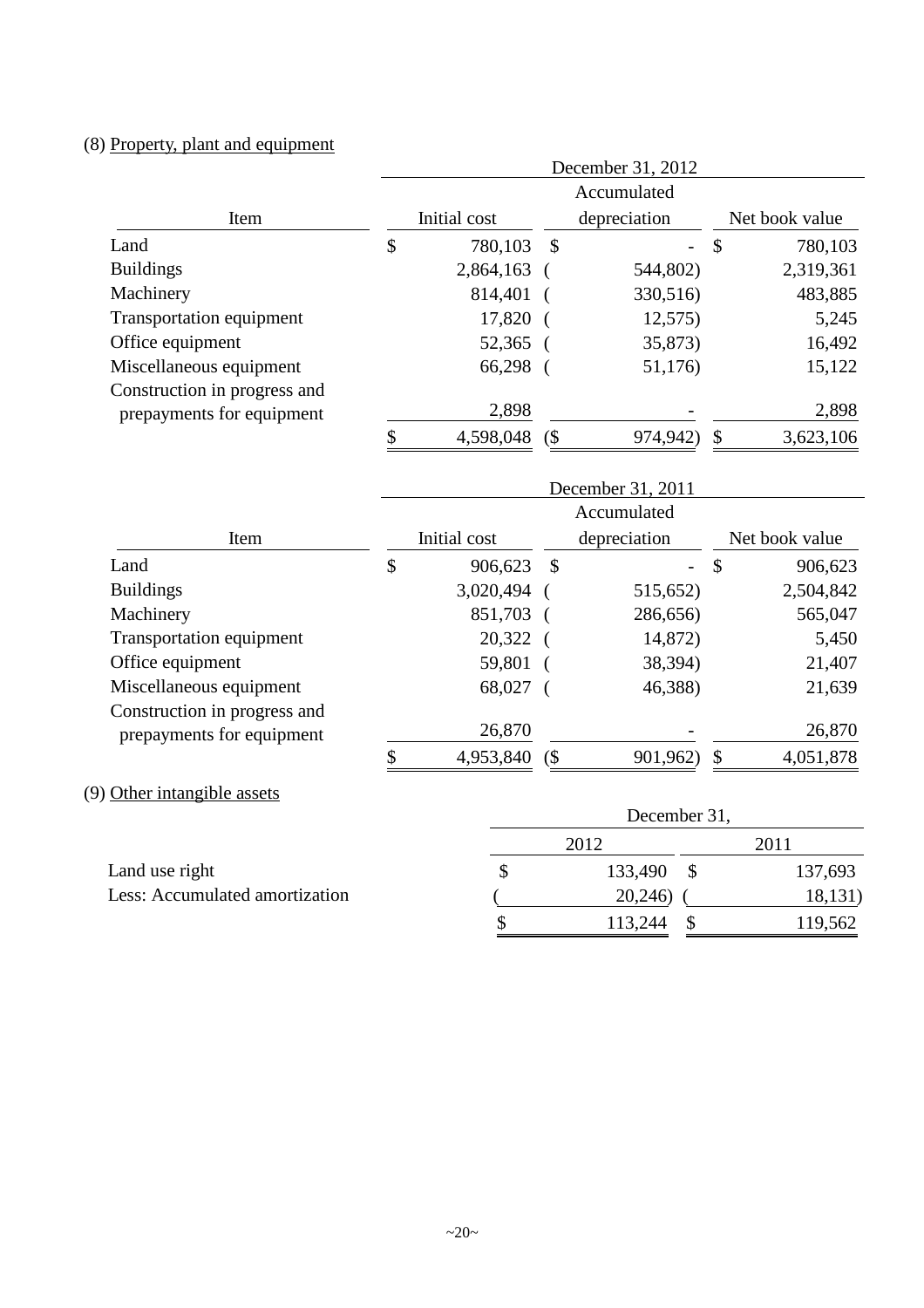(8) Property, plant and equipment

| Item | December 31, 2012 | | |
|---|---|---|---|
| | Initial cost | Accumulated depreciation | Net book value |
| Land | $ 780,103 | $ - | $ 780,103 |
| Buildings | 2,864,163 | ( 544,802) | 2,319,361 |
| Machinery | 814,401 | ( 330,516) | 483,885 |
| Transportation equipment | 17,820 | ( 12,575) | 5,245 |
| Office equipment | 52,365 | ( 35,873) | 16,492 |
| Miscellaneous equipment | 66,298 | ( 51,176) | 15,122 |
| Construction in progress and prepayments for equipment | 2,898 | - | 2,898 |
| | $ 4,598,048 | ($ 974,942) | $ 3,623,106 |

| Item | December 31, 2011 | | |
|---|---|---|---|
| | Initial cost | Accumulated depreciation | Net book value |
| Land | $ 906,623 | $ - | $ 906,623 |
| Buildings | 3,020,494 | ( 515,652) | 2,504,842 |
| Machinery | 851,703 | ( 286,656) | 565,047 |
| Transportation equipment | 20,322 | ( 14,872) | 5,450 |
| Office equipment | 59,801 | ( 38,394) | 21,407 |
| Miscellaneous equipment | 68,027 | ( 46,388) | 21,639 |
| Construction in progress and prepayments for equipment | 26,870 | - | 26,870 |
| | $ 4,953,840 | ($ 901,962) | $ 4,051,878 |

(9) Other intangible assets

| | December 31, | |
|---|---|---|
| | 2012 | 2011 |
| Land use right | $ 133,490 | $ 137,693 |
| Less: Accumulated amortization | ( 20,246) | ( 18,131) |
| | $ 113,244 | $ 119,562 |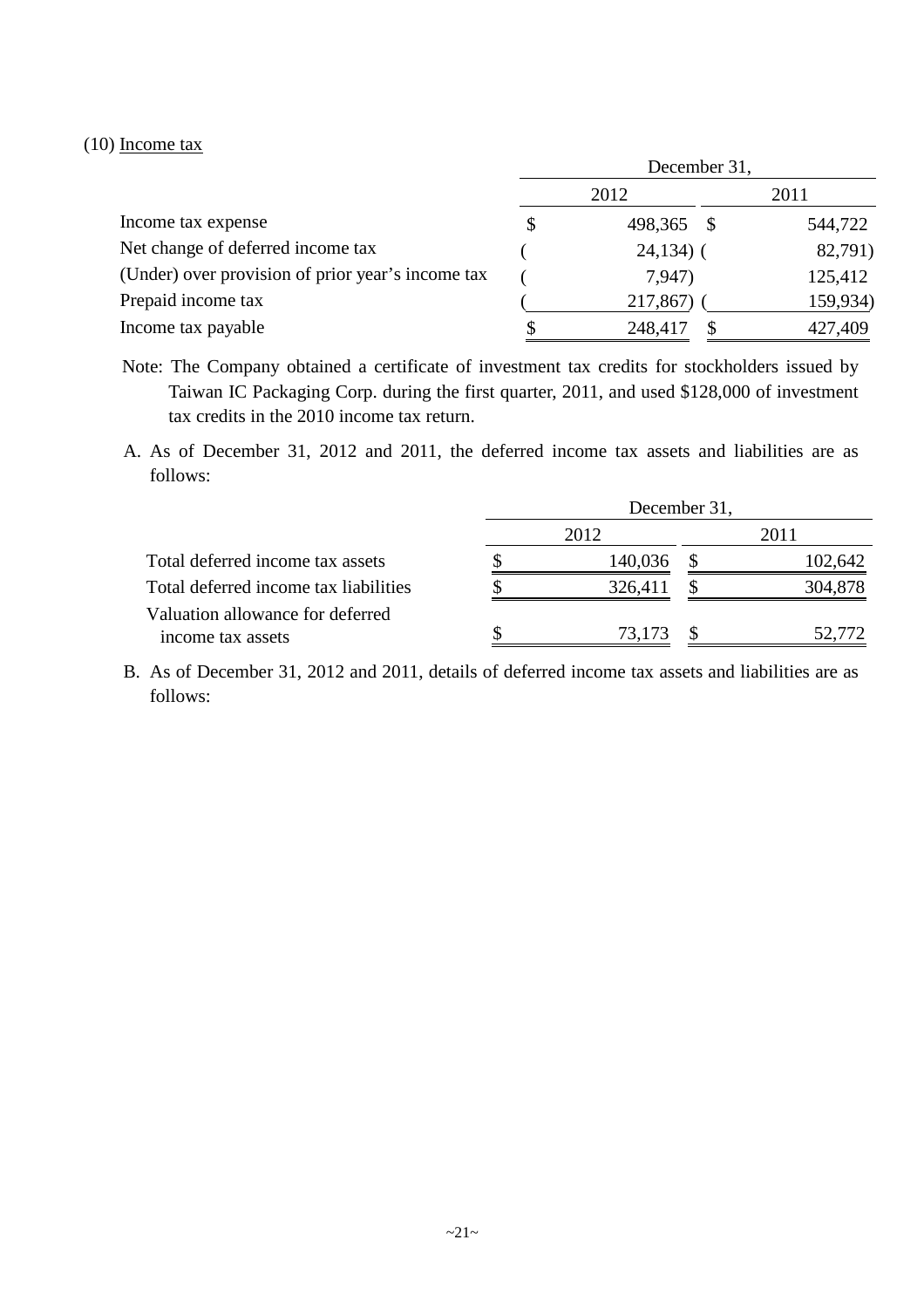(10) Income tax

| | December 31, | |
|---|---|---|
| | 2012 | 2011 |
| Income tax expense | $ 498,365 | $ 544,722 |
| Net change of deferred income tax | ( 24,134) | ( 82,791) |
| (Under) over provision of prior year's income tax | ( 7,947) | 125,412 |
| Prepaid income tax | ( 217,867) | ( 159,934) |
| Income tax payable | $ 248,417 | $ 427,409 |

Note: The Company obtained a certificate of investment tax credits for stockholders issued by Taiwan IC Packaging Corp. during the first quarter, 2011, and used $128,000 of investment tax credits in the 2010 income tax return.

A. As of December 31, 2012 and 2011, the deferred income tax assets and liabilities are as follows:

| | December 31, | |
|---|---|---|
| | 2012 | 2011 |
| Total deferred income tax assets | $ 140,036 | $ 102,642 |
| Total deferred income tax liabilities | $ 326,411 | $ 304,878 |
| Valuation allowance for deferred income tax assets | $ 73,173 | $ 52,772 |

B. As of December 31, 2012 and 2011, details of deferred income tax assets and liabilities are as follows: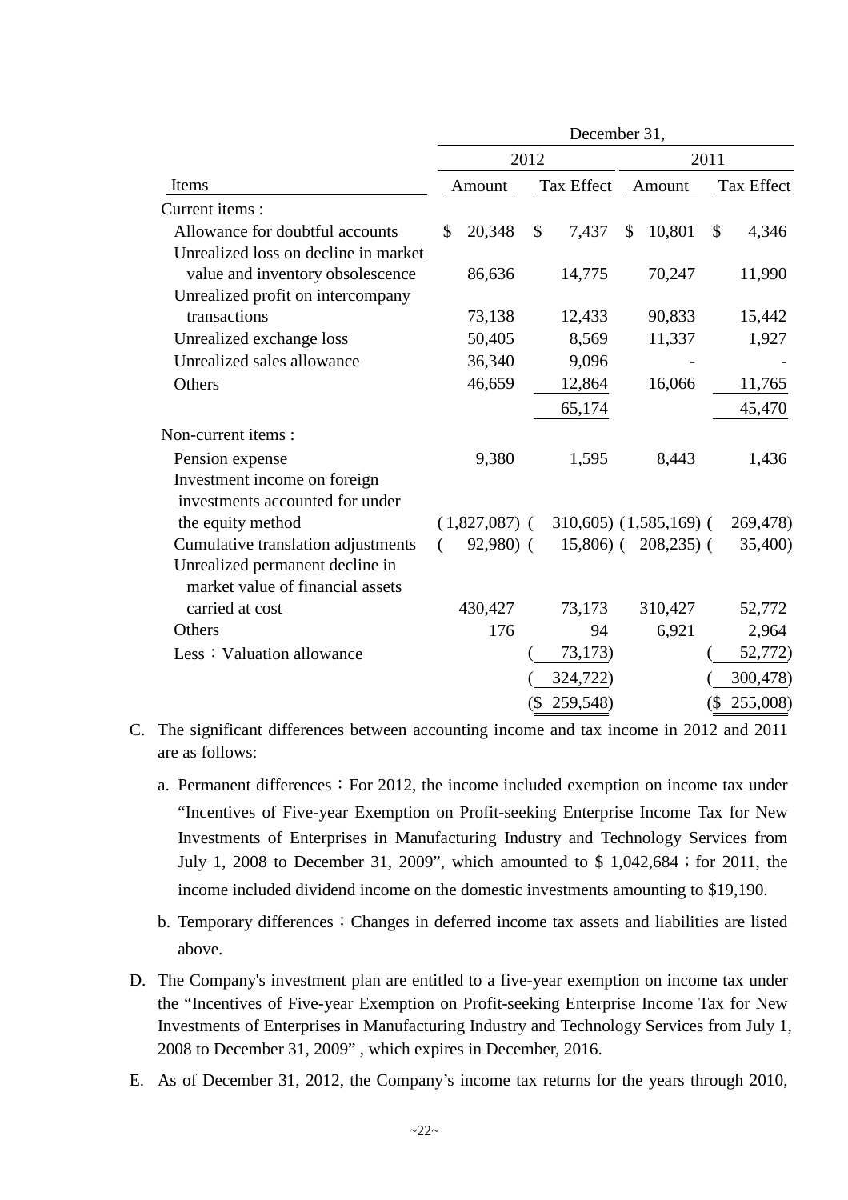| Items | December 31, 2012 Amount | 2012 Tax Effect | 2011 Amount | 2011 Tax Effect |
|---|---|---|---|---|
| Current items : | | | | |
| Allowance for doubtful accounts | $ 20,348 | $ 7,437 | $ 10,801 | $ 4,346 |
| Unrealized loss on decline in market value and inventory obsolescence | 86,636 | 14,775 | 70,247 | 11,990 |
| Unrealized profit on intercompany transactions | 73,138 | 12,433 | 90,833 | 15,442 |
| Unrealized exchange loss | 50,405 | 8,569 | 11,337 | 1,927 |
| Unrealized sales allowance | 36,340 | 9,096 | - | - |
| Others | 46,659 | 12,864 | 16,066 | 11,765 |
| | | 65,174 | | 45,470 |
| Non-current items : | | | | |
| Pension expense | 9,380 | 1,595 | 8,443 | 1,436 |
| Investment income on foreign investments accounted for under the equity method | ( 1,827,087) | ( 310,605) | ( 1,585,169) | ( 269,478) |
| Cumulative translation adjustments | ( 92,980) | ( 15,806) | ( 208,235) | ( 35,400) |
| Unrealized permanent decline in market value of financial assets carried at cost | 430,427 | 73,173 | 310,427 | 52,772 |
| Others | 176 | 94 | 6,921 | 2,964 |
| Less：Valuation allowance | | ( 73,173) | | ( 52,772) |
| | | ( 324,722) | | ( 300,478) |
| | | ($ 259,548) | | ($ 255,008) |

C. The significant differences between accounting income and tax income in 2012 and 2011 are as follows:

a. Permanent differences：For 2012, the income included exemption on income tax under "Incentives of Five-year Exemption on Profit-seeking Enterprise Income Tax for New Investments of Enterprises in Manufacturing Industry and Technology Services from July 1, 2008 to December 31, 2009", which amounted to $ 1,042,684；for 2011, the income included dividend income on the domestic investments amounting to $19,190.

b. Temporary differences：Changes in deferred income tax assets and liabilities are listed above.

D. The Company's investment plan are entitled to a five-year exemption on income tax under the "Incentives of Five-year Exemption on Profit-seeking Enterprise Income Tax for New Investments of Enterprises in Manufacturing Industry and Technology Services from July 1, 2008 to December 31, 2009" , which expires in December, 2016.

E. As of December 31, 2012, the Company's income tax returns for the years through 2010,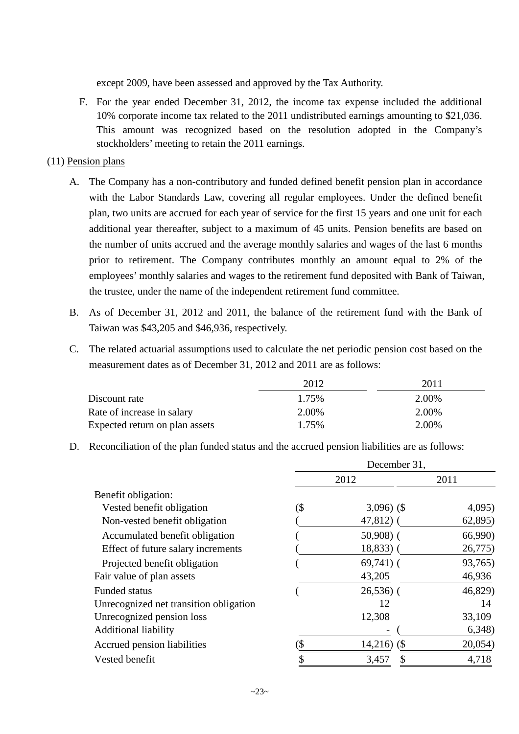except 2009, have been assessed and approved by the Tax Authority.

F. For the year ended December 31, 2012, the income tax expense included the additional 10% corporate income tax related to the 2011 undistributed earnings amounting to $21,036. This amount was recognized based on the resolution adopted in the Company's stockholders' meeting to retain the 2011 earnings.

(11) Pension plans

A. The Company has a non-contributory and funded defined benefit pension plan in accordance with the Labor Standards Law, covering all regular employees. Under the defined benefit plan, two units are accrued for each year of service for the first 15 years and one unit for each additional year thereafter, subject to a maximum of 45 units. Pension benefits are based on the number of units accrued and the average monthly salaries and wages of the last 6 months prior to retirement. The Company contributes monthly an amount equal to 2% of the employees' monthly salaries and wages to the retirement fund deposited with Bank of Taiwan, the trustee, under the name of the independent retirement fund committee.

B. As of December 31, 2012 and 2011, the balance of the retirement fund with the Bank of Taiwan was $43,205 and $46,936, respectively.

C. The related actuarial assumptions used to calculate the net periodic pension cost based on the measurement dates as of December 31, 2012 and 2011 are as follows:

| | 2012 | 2011 |
|---|---|---|
| Discount rate | 1.75% | 2.00% |
| Rate of increase in salary | 2.00% | 2.00% |
| Expected return on plan assets | 1.75% | 2.00% |

D. Reconciliation of the plan funded status and the accrued pension liabilities are as follows:

| | December 31, | |
|---|---|---|
| | 2012 | 2011 |
| Benefit obligation: | | |
| Vested benefit obligation | ($ 3,096) | ($ 4,095) |
| Non-vested benefit obligation | ( 47,812) | ( 62,895) |
| Accumulated benefit obligation | ( 50,908) | ( 66,990) |
| Effect of future salary increments | ( 18,833) | ( 26,775) |
| Projected benefit obligation | ( 69,741) | ( 93,765) |
| Fair value of plan assets | 43,205 | 46,936 |
| Funded status | ( 26,536) | ( 46,829) |
| Unrecognized net transition obligation | 12 | 14 |
| Unrecognized pension loss | 12,308 | 33,109 |
| Additional liability | - | ( 6,348) |
| Accrued pension liabilities | ($ 14,216) | ($ 20,054) |
| Vested benefit | $ 3,457 | $ 4,718 |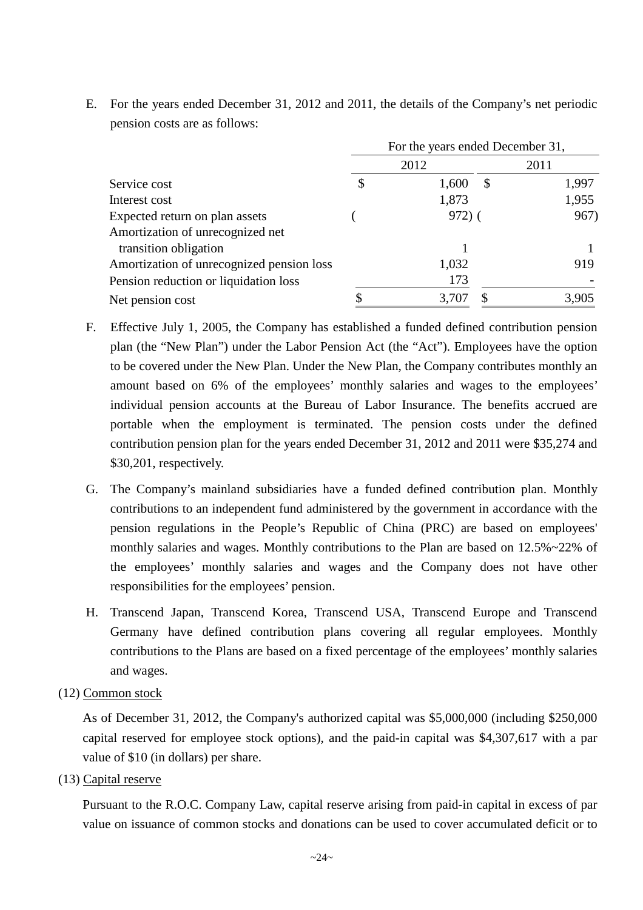E. For the years ended December 31, 2012 and 2011, the details of the Company's net periodic pension costs are as follows:

| | For the years ended December 31, | |
|---|---|---|
| | 2012 | 2011 |
| Service cost | $ 1,600 | $ 1,997 |
| Interest cost | 1,873 | 1,955 |
| Expected return on plan assets | ( 972) | ( 967) |
| Amortization of unrecognized net transition obligation | 1 | 1 |
| Amortization of unrecognized pension loss | 1,032 | 919 |
| Pension reduction or liquidation loss | 173 | - |
| Net pension cost | $ 3,707 | $ 3,905 |

F. Effective July 1, 2005, the Company has established a funded defined contribution pension plan (the "New Plan") under the Labor Pension Act (the "Act"). Employees have the option to be covered under the New Plan. Under the New Plan, the Company contributes monthly an amount based on 6% of the employees' monthly salaries and wages to the employees' individual pension accounts at the Bureau of Labor Insurance. The benefits accrued are portable when the employment is terminated. The pension costs under the defined contribution pension plan for the years ended December 31, 2012 and 2011 were $35,274 and $30,201, respectively.

G. The Company's mainland subsidiaries have a funded defined contribution plan. Monthly contributions to an independent fund administered by the government in accordance with the pension regulations in the People's Republic of China (PRC) are based on employees' monthly salaries and wages. Monthly contributions to the Plan are based on 12.5%~22% of the employees' monthly salaries and wages and the Company does not have other responsibilities for the employees' pension.

H. Transcend Japan, Transcend Korea, Transcend USA, Transcend Europe and Transcend Germany have defined contribution plans covering all regular employees. Monthly contributions to the Plans are based on a fixed percentage of the employees' monthly salaries and wages.

(12) Common stock

As of December 31, 2012, the Company's authorized capital was $5,000,000 (including $250,000 capital reserved for employee stock options), and the paid-in capital was $4,307,617 with a par value of $10 (in dollars) per share.

(13) Capital reserve

Pursuant to the R.O.C. Company Law, capital reserve arising from paid-in capital in excess of par value on issuance of common stocks and donations can be used to cover accumulated deficit or to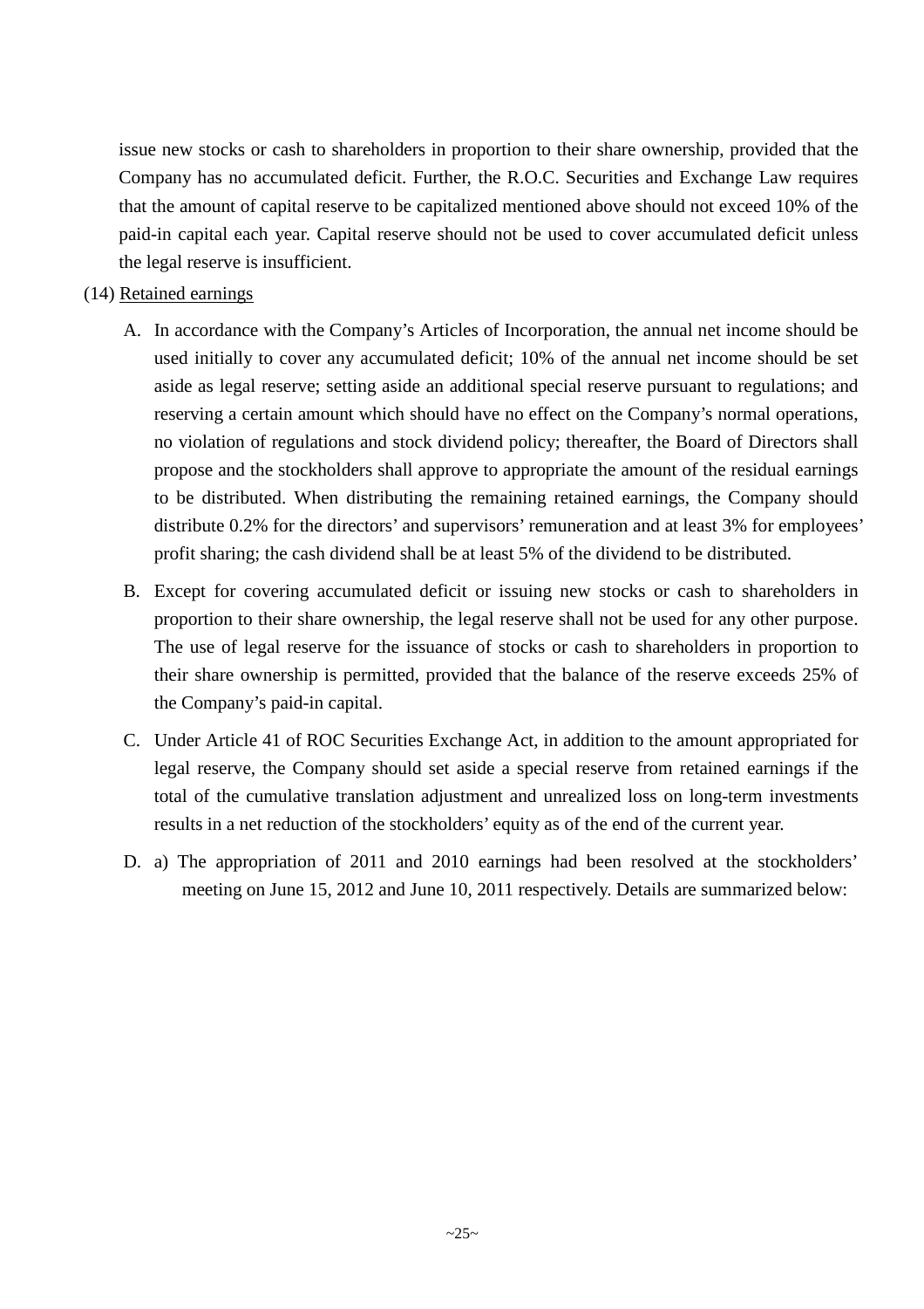issue new stocks or cash to shareholders in proportion to their share ownership, provided that the Company has no accumulated deficit. Further, the R.O.C. Securities and Exchange Law requires that the amount of capital reserve to be capitalized mentioned above should not exceed 10% of the paid-in capital each year. Capital reserve should not be used to cover accumulated deficit unless the legal reserve is insufficient.

(14) Retained earnings

A. In accordance with the Company's Articles of Incorporation, the annual net income should be used initially to cover any accumulated deficit; 10% of the annual net income should be set aside as legal reserve; setting aside an additional special reserve pursuant to regulations; and reserving a certain amount which should have no effect on the Company's normal operations, no violation of regulations and stock dividend policy; thereafter, the Board of Directors shall propose and the stockholders shall approve to appropriate the amount of the residual earnings to be distributed. When distributing the remaining retained earnings, the Company should distribute 0.2% for the directors' and supervisors' remuneration and at least 3% for employees' profit sharing; the cash dividend shall be at least 5% of the dividend to be distributed.

B. Except for covering accumulated deficit or issuing new stocks or cash to shareholders in proportion to their share ownership, the legal reserve shall not be used for any other purpose. The use of legal reserve for the issuance of stocks or cash to shareholders in proportion to their share ownership is permitted, provided that the balance of the reserve exceeds 25% of the Company's paid-in capital.

C. Under Article 41 of ROC Securities Exchange Act, in addition to the amount appropriated for legal reserve, the Company should set aside a special reserve from retained earnings if the total of the cumulative translation adjustment and unrealized loss on long-term investments results in a net reduction of the stockholders' equity as of the end of the current year.

D. a) The appropriation of 2011 and 2010 earnings had been resolved at the stockholders' meeting on June 15, 2012 and June 10, 2011 respectively. Details are summarized below: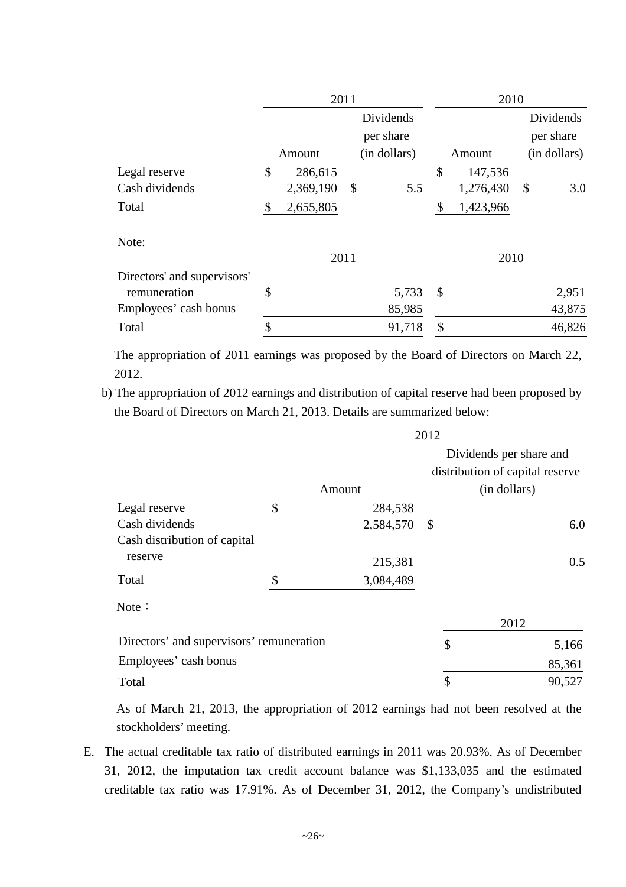| | 2011 | | 2010 | |
|---|---|---|---|---|
| | Amount | Dividends per share (in dollars) | Amount | Dividends per share (in dollars) |
| Legal reserve | $ 286,615 | | $ 147,536 | |
| Cash dividends | 2,369,190 | $ 5.5 | 1,276,430 | $ 3.0 |
| Total | $ 2,655,805 | | $ 1,423,966 | |

Note:

| | 2011 | 2010 |
|---|---|---|
| Directors' and supervisors' remuneration | $ 5,733 | $ 2,951 |
| Employees' cash bonus | 85,985 | 43,875 |
| Total | $ 91,718 | $ 46,826 |

The appropriation of 2011 earnings was proposed by the Board of Directors on March 22, 2012.

b) The appropriation of 2012 earnings and distribution of capital reserve had been proposed by the Board of Directors on March 21, 2013. Details are summarized below:

| | 2012 | |
|---|---|---|
| | Amount | Dividends per share and distribution of capital reserve (in dollars) |
| Legal reserve | $ 284,538 | |
| Cash dividends | 2,584,570 | $ 6.0 |
| Cash distribution of capital reserve | 215,381 | 0.5 |
| Total | $ 3,084,489 | |

Note：

| | 2012 |
|---|---|
| Directors' and supervisors' remuneration | $ 5,166 |
| Employees' cash bonus | 85,361 |
| Total | $ 90,527 |

As of March 21, 2013, the appropriation of 2012 earnings had not been resolved at the stockholders' meeting.

E. The actual creditable tax ratio of distributed earnings in 2011 was 20.93%. As of December 31, 2012, the imputation tax credit account balance was $1,133,035 and the estimated creditable tax ratio was 17.91%. As of December 31, 2012, the Company's undistributed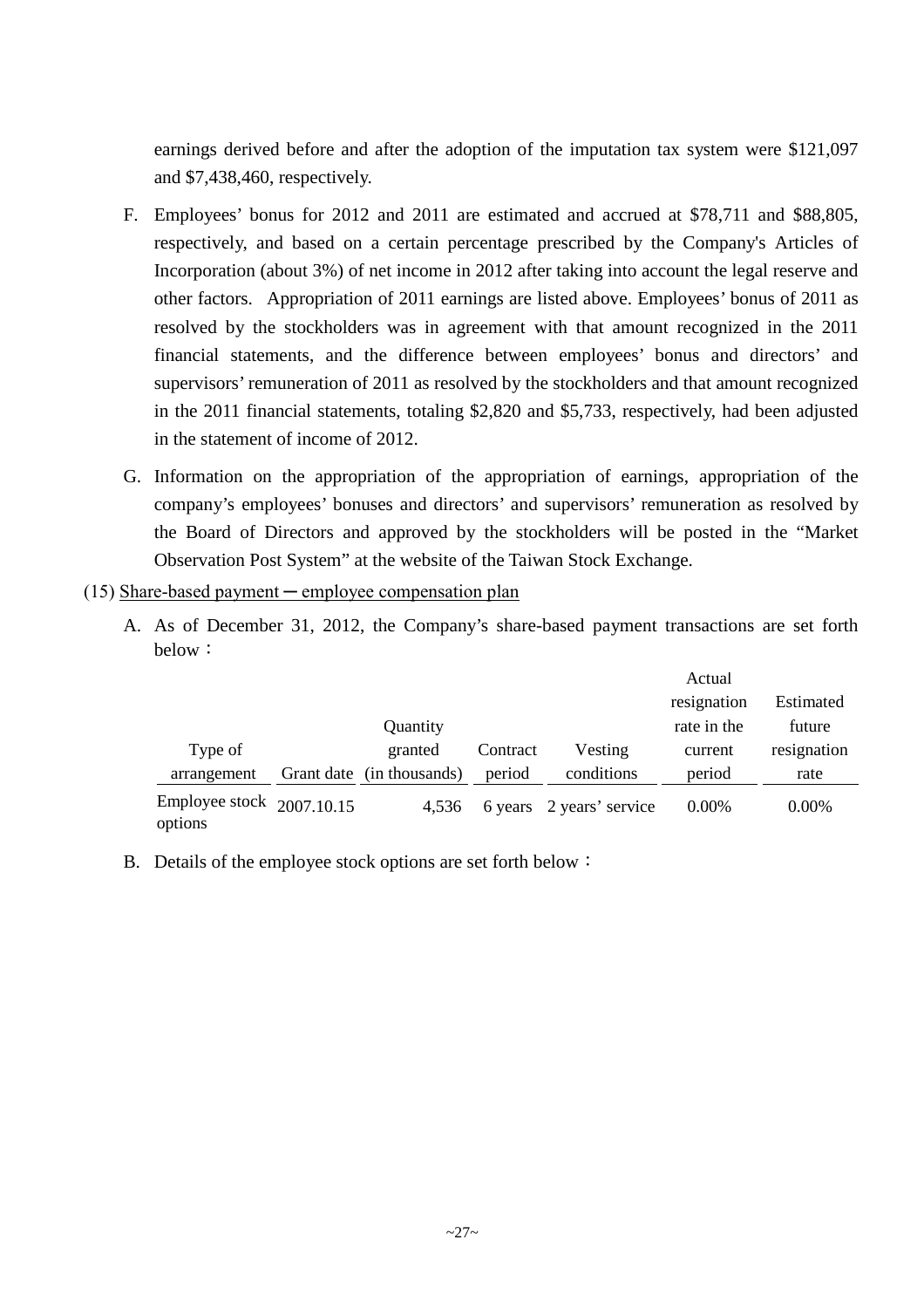earnings derived before and after the adoption of the imputation tax system were $121,097 and $7,438,460, respectively.

F. Employees' bonus for 2012 and 2011 are estimated and accrued at $78,711 and $88,805, respectively, and based on a certain percentage prescribed by the Company's Articles of Incorporation (about 3%) of net income in 2012 after taking into account the legal reserve and other factors. Appropriation of 2011 earnings are listed above. Employees' bonus of 2011 as resolved by the stockholders was in agreement with that amount recognized in the 2011 financial statements, and the difference between employees' bonus and directors' and supervisors' remuneration of 2011 as resolved by the stockholders and that amount recognized in the 2011 financial statements, totaling $2,820 and $5,733, respectively, had been adjusted in the statement of income of 2012.

G. Information on the appropriation of the appropriation of earnings, appropriation of the company's employees' bonuses and directors' and supervisors' remuneration as resolved by the Board of Directors and approved by the stockholders will be posted in the "Market Observation Post System" at the website of the Taiwan Stock Exchange.

(15) Share-based payment ─ employee compensation plan

A. As of December 31, 2012, the Company's share-based payment transactions are set forth below：

| Type of arrangement | Grant date | Quantity granted (in thousands) | Contract period | Vesting conditions | Actual resignation rate in the current period | Estimated future resignation rate |
|---|---|---|---|---|---|---|
| Employee stock options | 2007.10.15 | 4,536 | 6 years | 2 years' service | 0.00% | 0.00% |

B. Details of the employee stock options are set forth below：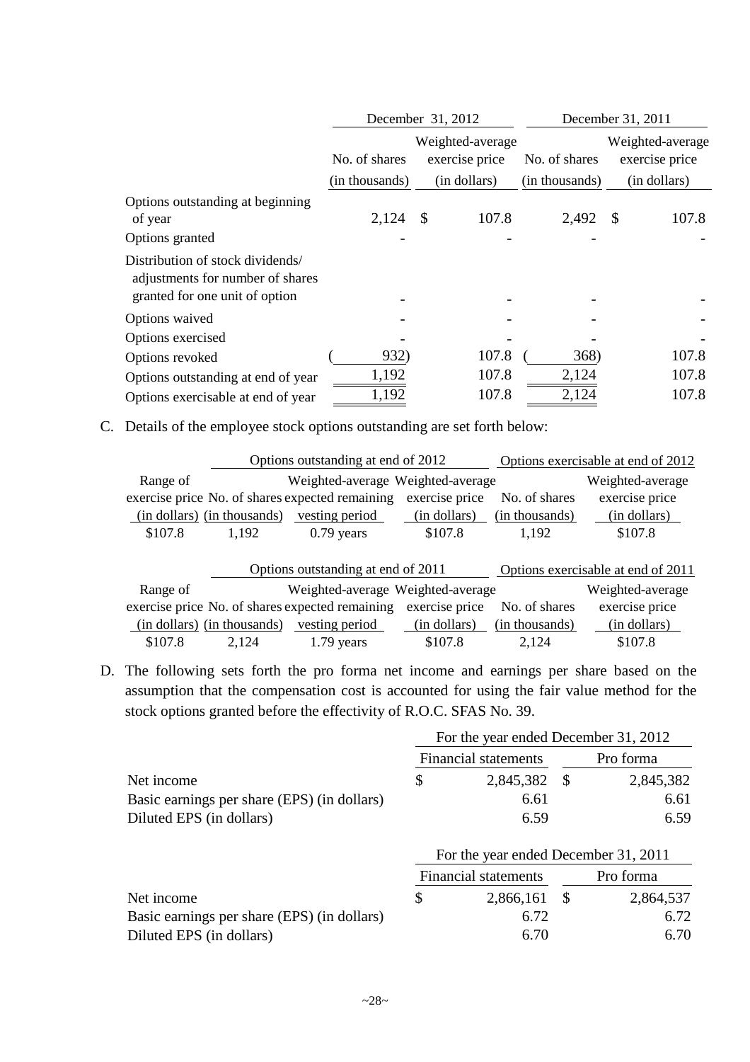| | December 31, 2012 | | December 31, 2011 | |
|---|---|---|---|---|
| | No. of shares (in thousands) | Weighted-average exercise price (in dollars) | No. of shares (in thousands) | Weighted-average exercise price (in dollars) |
| Options outstanding at beginning of year | 2,124 | $ 107.8 | 2,492 | $ 107.8 |
| Options granted | - | - | - | - |
| Distribution of stock dividends/ adjustments for number of shares granted for one unit of option | - | - | - | - |
| Options waived | - | - | - | - |
| Options exercised | - | - | - | - |
| Options revoked | ( 932) | 107.8 | ( 368) | 107.8 |
| Options outstanding at end of year | 1,192 | 107.8 | 2,124 | 107.8 |
| Options exercisable at end of year | 1,192 | 107.8 | 2,124 | 107.8 |

C. Details of the employee stock options outstanding are set forth below:

| | Options outstanding at end of 2012 | | | Options exercisable at end of 2012 | |
|---|---|---|---|---|---|
| Range of exercise price (in dollars) | No. of shares (in thousands) | Weighted-average expected remaining vesting period | Weighted-average exercise price (in dollars) | No. of shares (in thousands) | Weighted-average exercise price (in dollars) |
| $107.8 | 1,192 | 0.79 years | $107.8 | 1,192 | $107.8 |

| | Options outstanding at end of 2011 | | | Options exercisable at end of 2011 | |
|---|---|---|---|---|---|
| Range of exercise price (in dollars) | No. of shares (in thousands) | Weighted-average expected remaining vesting period | Weighted-average exercise price (in dollars) | No. of shares (in thousands) | Weighted-average exercise price (in dollars) |
| $107.8 | 2,124 | 1.79 years | $107.8 | 2,124 | $107.8 |

D. The following sets forth the pro forma net income and earnings per share based on the assumption that the compensation cost is accounted for using the fair value method for the stock options granted before the effectivity of R.O.C. SFAS No. 39.

| | For the year ended December 31, 2012 | |
|---|---|---|
| | Financial statements | Pro forma |
| Net income | $ 2,845,382 | $ 2,845,382 |
| Basic earnings per share (EPS) (in dollars) | 6.61 | 6.61 |
| Diluted EPS (in dollars) | 6.59 | 6.59 |

| | For the year ended December 31, 2011 | |
|---|---|---|
| | Financial statements | Pro forma |
| Net income | $ 2,866,161 | $ 2,864,537 |
| Basic earnings per share (EPS) (in dollars) | 6.72 | 6.72 |
| Diluted EPS (in dollars) | 6.70 | 6.70 |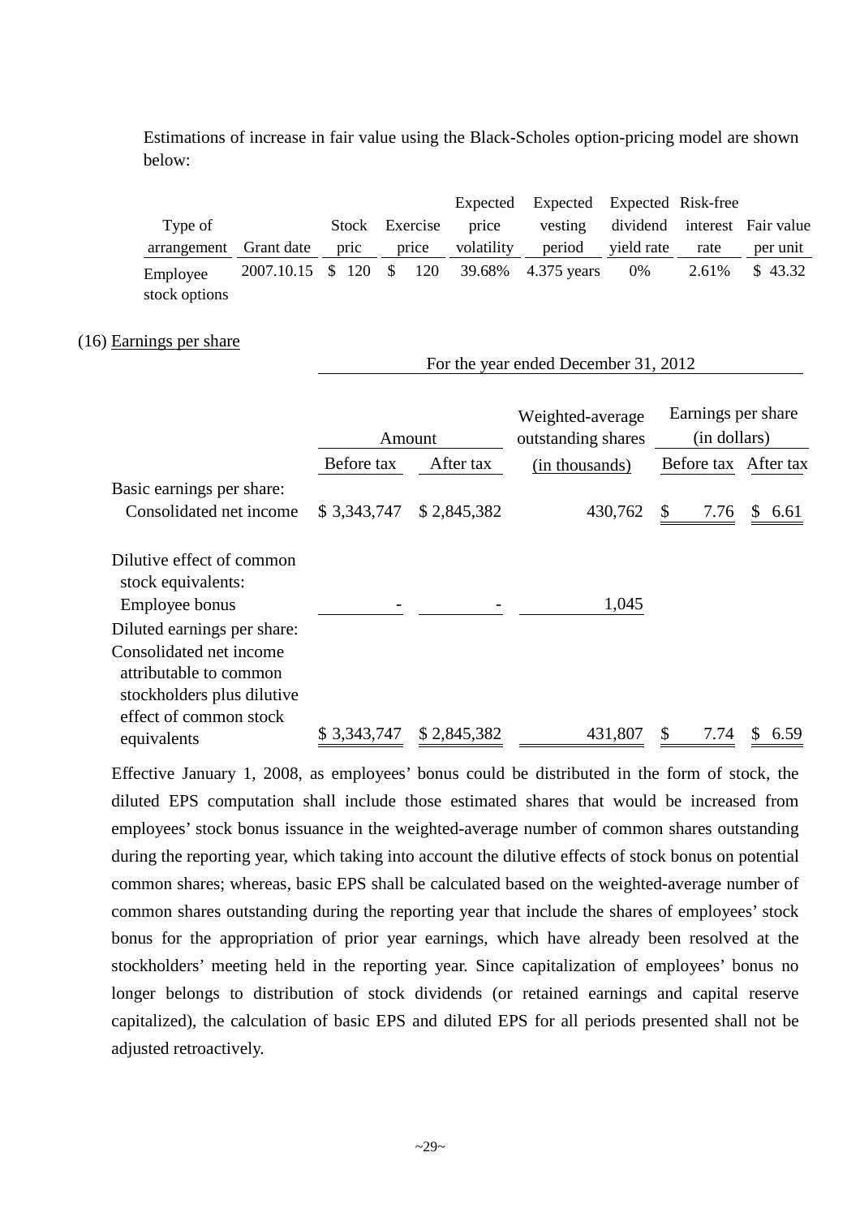Estimations of increase in fair value using the Black-Scholes option-pricing model are shown below:

| Type of arrangement | Grant date | Stock pric | Exercise price | Expected price volatility | Expected vesting period | Expected dividend yield rate | Risk-free interest rate | Fair value per unit |
|---|---|---|---|---|---|---|---|---|
| Employee stock options | 2007.10.15 | $ 120 | $ 120 | 39.68% | 4.375 years | 0% | 2.61% | $ 43.32 |

(16) Earnings per share

| | For the year ended December 31, 2012 | | | | |
|---|---|---|---|---|---|
| | Amount | | Weighted-average outstanding shares | Earnings per share (in dollars) | |
| | Before tax | After tax | (in thousands) | Before tax | After tax |
| Basic earnings per share: | | | | | |
| Consolidated net income | $ 3,343,747 | $ 2,845,382 | 430,762 | $ 7.76 | $ 6.61 |
| Dilutive effect of common stock equivalents: | | | | | |
| Employee bonus | - | - | 1,045 | | |
| Diluted earnings per share: | | | | | |
| Consolidated net income attributable to common stockholders plus dilutive effect of common stock equivalents | $ 3,343,747 | $ 2,845,382 | 431,807 | $ 7.74 | $ 6.59 |

Effective January 1, 2008, as employees' bonus could be distributed in the form of stock, the diluted EPS computation shall include those estimated shares that would be increased from employees' stock bonus issuance in the weighted-average number of common shares outstanding during the reporting year, which taking into account the dilutive effects of stock bonus on potential common shares; whereas, basic EPS shall be calculated based on the weighted-average number of common shares outstanding during the reporting year that include the shares of employees' stock bonus for the appropriation of prior year earnings, which have already been resolved at the stockholders' meeting held in the reporting year. Since capitalization of employees' bonus no longer belongs to distribution of stock dividends (or retained earnings and capital reserve capitalized), the calculation of basic EPS and diluted EPS for all periods presented shall not be adjusted retroactively.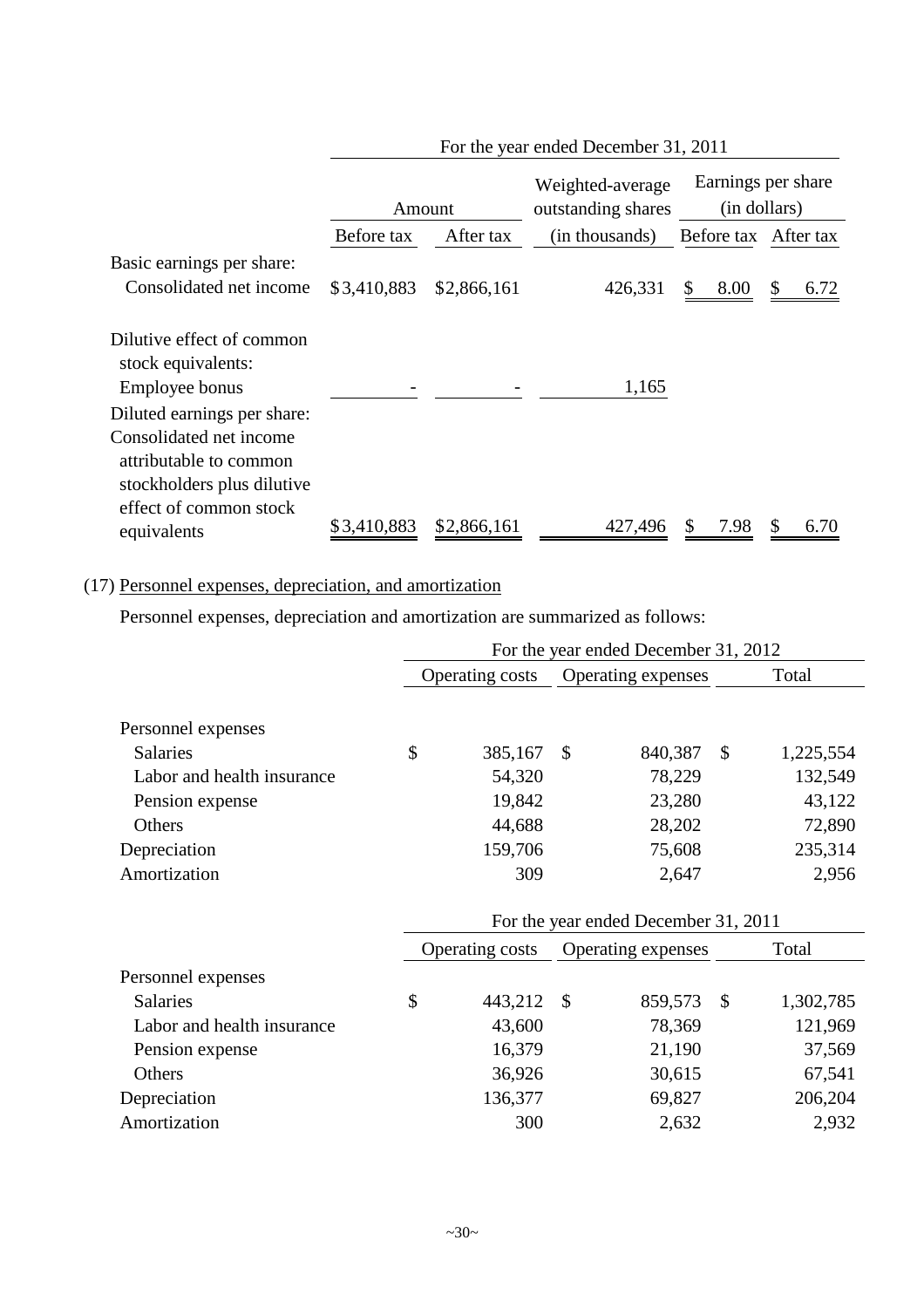| | For the year ended December 31, 2011 | | | | |
|---|---|---|---|---|---|
| | Amount | | Weighted-average outstanding shares | Earnings per share (in dollars) | |
| | Before tax | After tax | (in thousands) | Before tax | After tax |
| Basic earnings per share: | | | | | |
| Consolidated net income | $3,410,883 | $2,866,161 | 426,331 | $ 8.00 | $ 6.72 |
| Dilutive effect of common stock equivalents: | | | | | |
| Employee bonus | - | - | 1,165 | | |
| Diluted earnings per share: | | | | | |
| Consolidated net income attributable to common stockholders plus dilutive effect of common stock equivalents | $3,410,883 | $2,866,161 | 427,496 | $ 7.98 | $ 6.70 |

(17) Personnel expenses, depreciation, and amortization

Personnel expenses, depreciation and amortization are summarized as follows:

| | For the year ended December 31, 2012 | | |
|---|---|---|---|
| | Operating costs | Operating expenses | Total |
| Personnel expenses | | | |
| Salaries | $ 385,167 | $ 840,387 | $ 1,225,554 |
| Labor and health insurance | 54,320 | 78,229 | 132,549 |
| Pension expense | 19,842 | 23,280 | 43,122 |
| Others | 44,688 | 28,202 | 72,890 |
| Depreciation | 159,706 | 75,608 | 235,314 |
| Amortization | 309 | 2,647 | 2,956 |

| | For the year ended December 31, 2011 | | |
|---|---|---|---|
| | Operating costs | Operating expenses | Total |
| Personnel expenses | | | |
| Salaries | $ 443,212 | $ 859,573 | $ 1,302,785 |
| Labor and health insurance | 43,600 | 78,369 | 121,969 |
| Pension expense | 16,379 | 21,190 | 37,569 |
| Others | 36,926 | 30,615 | 67,541 |
| Depreciation | 136,377 | 69,827 | 206,204 |
| Amortization | 300 | 2,632 | 2,932 |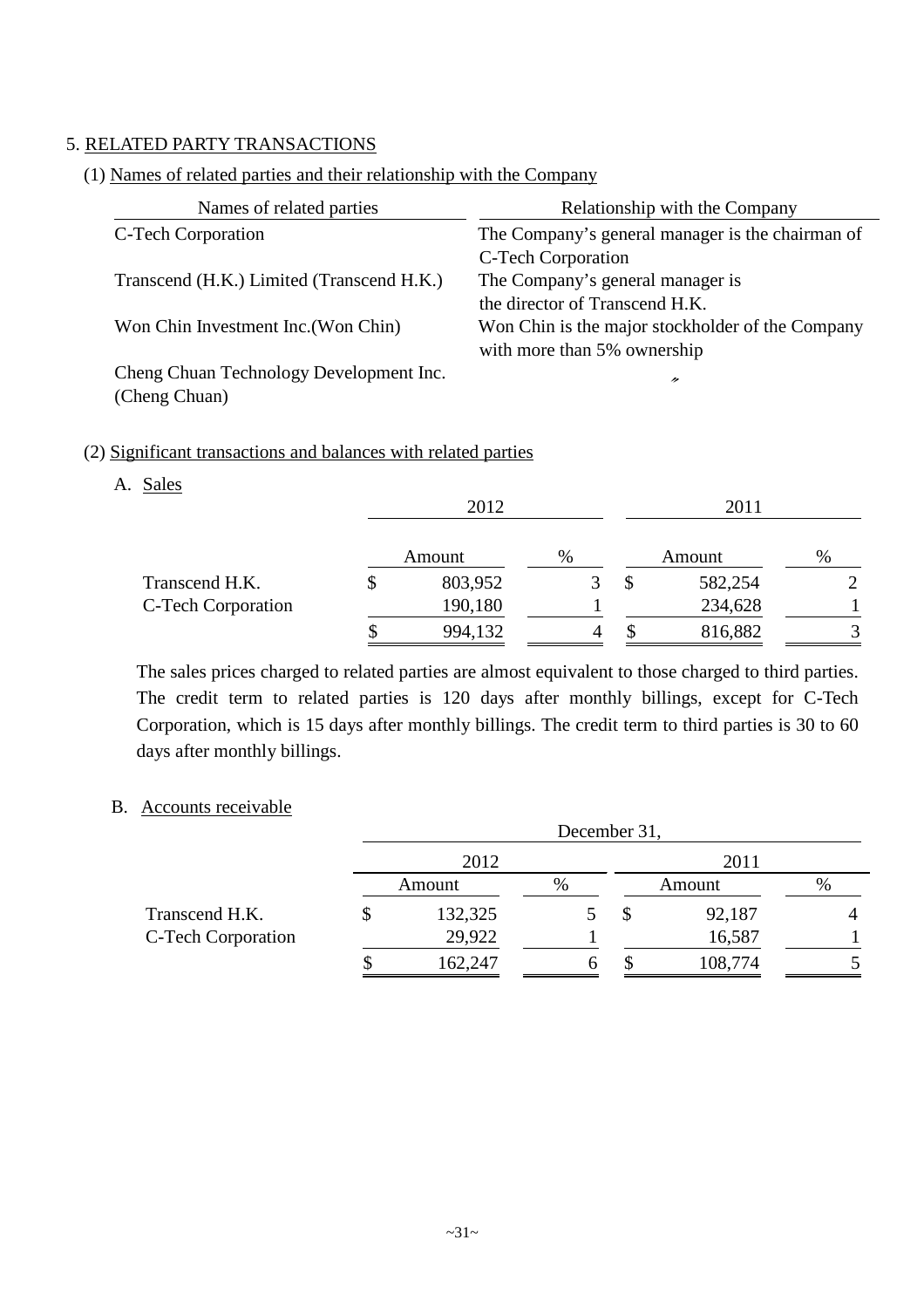## 5. RELATED PARTY TRANSACTIONS

### (1) Names of related parties and their relationship with the Company

| Names of related parties | Relationship with the Company |
|---|---|
| C-Tech Corporation | The Company's general manager is the chairman of C-Tech Corporation |
| Transcend (H.K.) Limited (Transcend H.K.) | The Company's general manager is the director of Transcend H.K. |
| Won Chin Investment Inc.(Won Chin) | Won Chin is the major stockholder of the Company with more than 5% ownership |
| Cheng Chuan Technology Development Inc. (Cheng Chuan) | 〃 |

### (2) Significant transactions and balances with related parties

A. Sales

| | 2012 | | 2011 | |
|---|---|---|---|---|
| | Amount | % | Amount | % |
| Transcend H.K. | $ 803,952 | 3 | $ 582,254 | 2 |
| C-Tech Corporation | 190,180 | 1 | 234,628 | 1 |
| | $ 994,132 | 4 | $ 816,882 | 3 |

The sales prices charged to related parties are almost equivalent to those charged to third parties. The credit term to related parties is 120 days after monthly billings, except for C-Tech Corporation, which is 15 days after monthly billings. The credit term to third parties is 30 to 60 days after monthly billings.

B. Accounts receivable

| | December 31, | | | |
|---|---|---|---|---|
| | 2012 | | 2011 | |
| | Amount | % | Amount | % |
| Transcend H.K. | $ 132,325 | 5 | $ 92,187 | 4 |
| C-Tech Corporation | 29,922 | 1 | 16,587 | 1 |
| | $ 162,247 | 6 | $ 108,774 | 5 |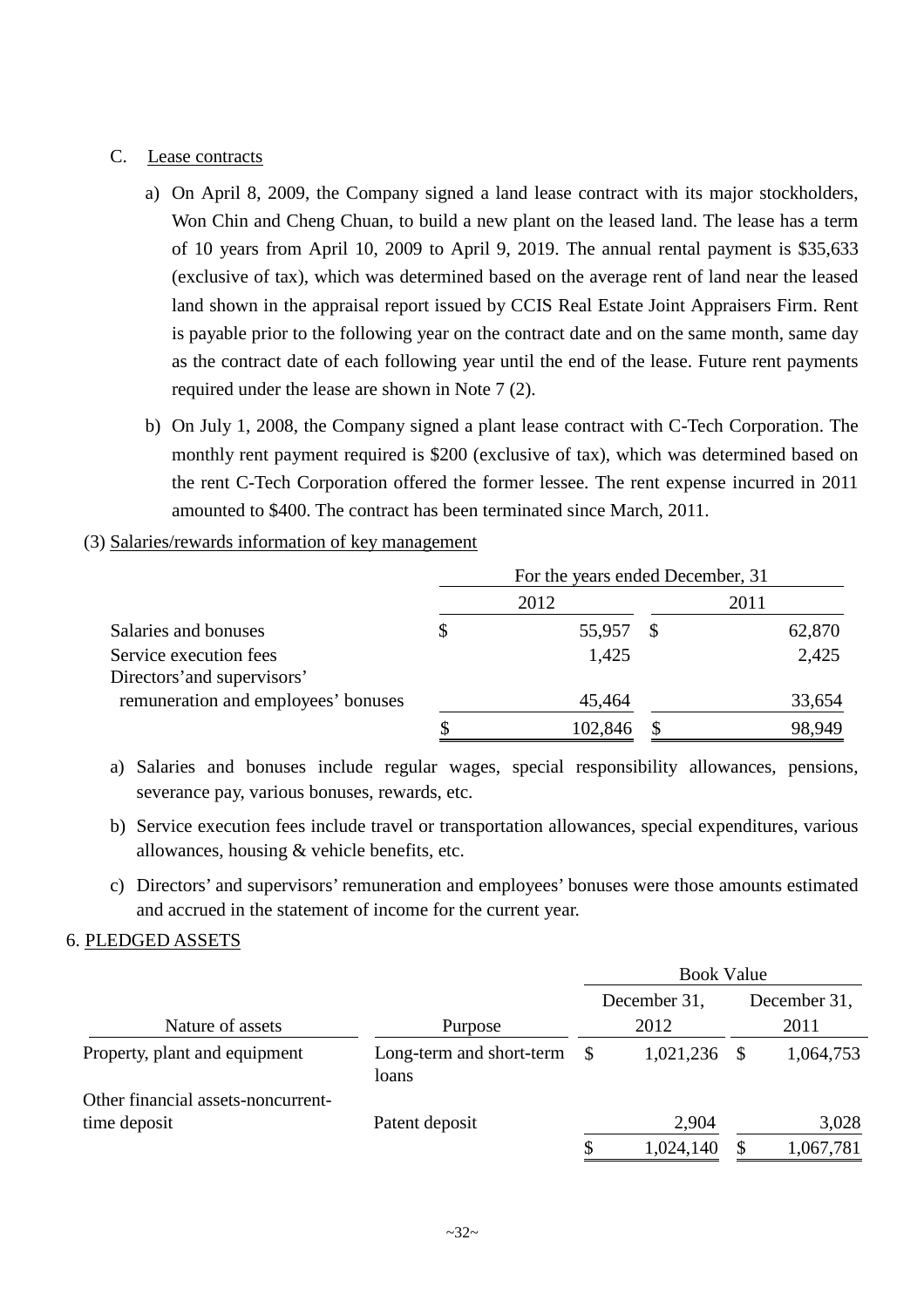C. Lease contracts

a) On April 8, 2009, the Company signed a land lease contract with its major stockholders, Won Chin and Cheng Chuan, to build a new plant on the leased land. The lease has a term of 10 years from April 10, 2009 to April 9, 2019. The annual rental payment is $35,633 (exclusive of tax), which was determined based on the average rent of land near the leased land shown in the appraisal report issued by CCIS Real Estate Joint Appraisers Firm. Rent is payable prior to the following year on the contract date and on the same month, same day as the contract date of each following year until the end of the lease. Future rent payments required under the lease are shown in Note 7 (2).

b) On July 1, 2008, the Company signed a plant lease contract with C-Tech Corporation. The monthly rent payment required is $200 (exclusive of tax), which was determined based on the rent C-Tech Corporation offered the former lessee. The rent expense incurred in 2011 amounted to $400. The contract has been terminated since March, 2011.

(3) Salaries/rewards information of key management

| | For the years ended December, 31 | |
|---|---|---|
| | 2012 | 2011 |
| Salaries and bonuses | $ 55,957 | $ 62,870 |
| Service execution fees | 1,425 | 2,425 |
| Directors'and supervisors' remuneration and employees' bonuses | 45,464 | 33,654 |
| | $ 102,846 | $ 98,949 |

a) Salaries and bonuses include regular wages, special responsibility allowances, pensions, severance pay, various bonuses, rewards, etc.

b) Service execution fees include travel or transportation allowances, special expenditures, various allowances, housing & vehicle benefits, etc.

c) Directors' and supervisors' remuneration and employees' bonuses were those amounts estimated and accrued in the statement of income for the current year.

6. PLEDGED ASSETS

| | | Book Value | |
|---|---|---|---|
| Nature of assets | Purpose | December 31, 2012 | December 31, 2011 |
| Property, plant and equipment | Long-term and short-term loans | $ 1,021,236 | $ 1,064,753 |
| Other financial assets-noncurrent-time deposit | Patent deposit | 2,904 | 3,028 |
| | | $ 1,024,140 | $ 1,067,781 |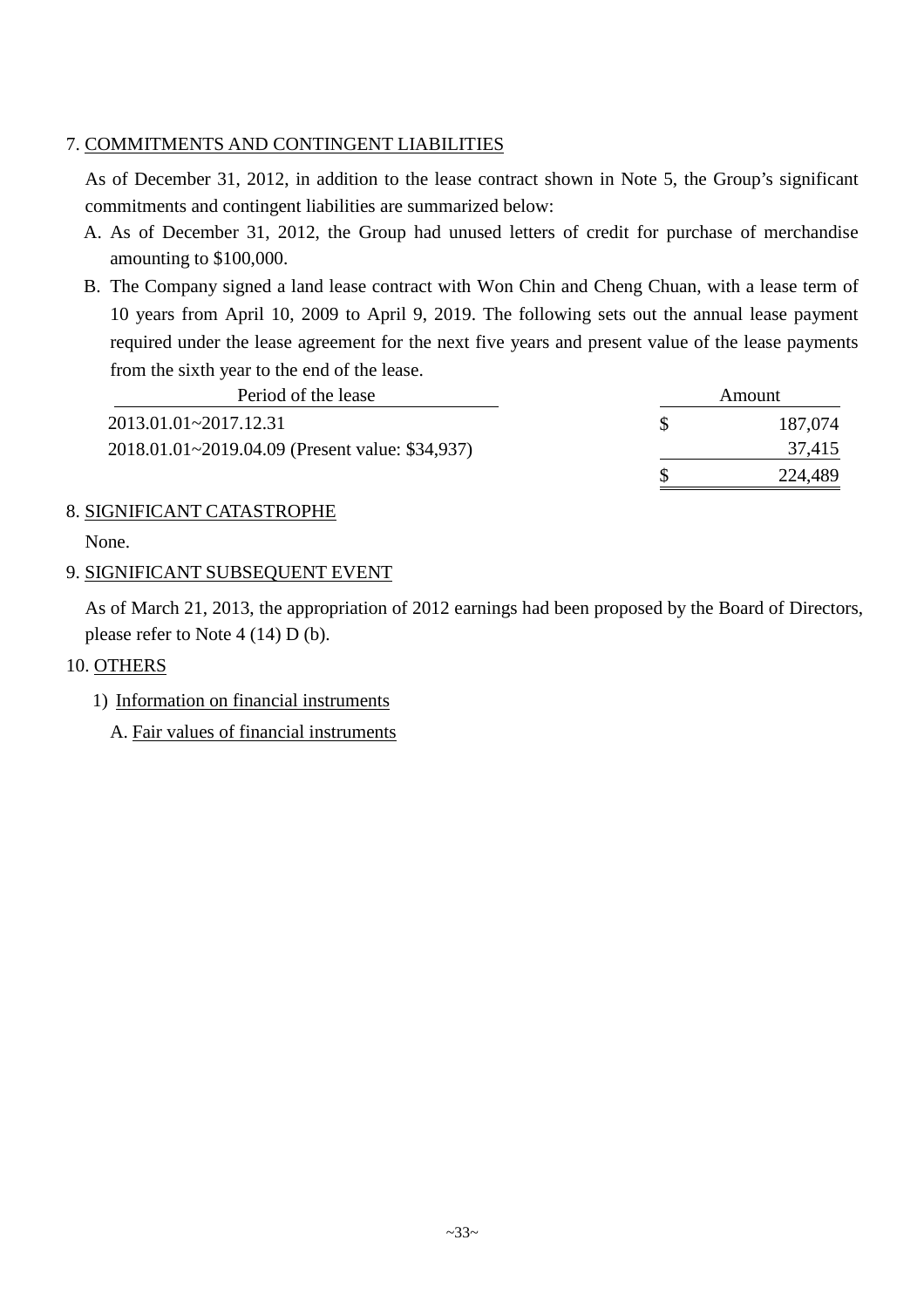## 7. COMMITMENTS AND CONTINGENT LIABILITIES

As of December 31, 2012, in addition to the lease contract shown in Note 5, the Group's significant commitments and contingent liabilities are summarized below:

A. As of December 31, 2012, the Group had unused letters of credit for purchase of merchandise amounting to $100,000.

B. The Company signed a land lease contract with Won Chin and Cheng Chuan, with a lease term of 10 years from April 10, 2009 to April 9, 2019. The following sets out the annual lease payment required under the lease agreement for the next five years and present value of the lease payments from the sixth year to the end of the lease.

| Period of the lease | Amount |
|---|---|
| 2013.01.01~2017.12.31 | $ 187,074 |
| 2018.01.01~2019.04.09 (Present value: $34,937) | 37,415 |
| | $ 224,489 |

## 8. SIGNIFICANT CATASTROPHE

None.

## 9. SIGNIFICANT SUBSEQUENT EVENT

As of March 21, 2013, the appropriation of 2012 earnings had been proposed by the Board of Directors, please refer to Note 4 (14) D (b).

## 10. OTHERS

1) Information on financial instruments

A. Fair values of financial instruments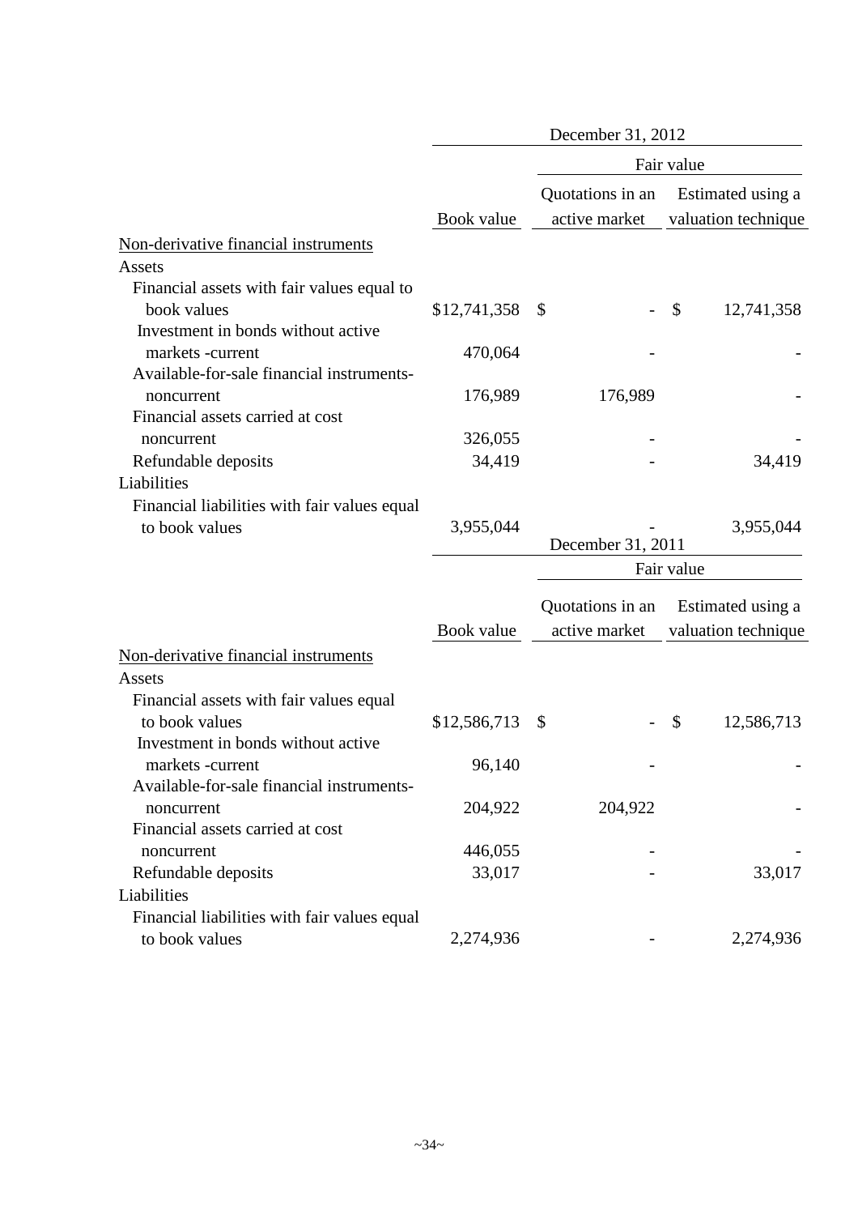| | December 31, 2012 | | |
|---|---|---|---|
| | | Fair value | |
| | Book value | Quotations in an active market | Estimated using a valuation technique |
| Non-derivative financial instruments | | | |
| Assets | | | |
| Financial assets with fair values equal to book values | $12,741,358 | $ - | $ 12,741,358 |
| Investment in bonds without active markets -current | 470,064 | - | - |
| Available-for-sale financial instruments-noncurrent | 176,989 | 176,989 | - |
| Financial assets carried at cost noncurrent | 326,055 | - | - |
| Refundable deposits | 34,419 | - | 34,419 |
| Liabilities | | | |
| Financial liabilities with fair values equal to book values | 3,955,044 | - | 3,955,044 |

| | December 31, 2011 | | |
|---|---|---|---|
| | | Fair value | |
| | Book value | Quotations in an active market | Estimated using a valuation technique |
| Non-derivative financial instruments | | | |
| Assets | | | |
| Financial assets with fair values equal to book values | $12,586,713 | $ - | $ 12,586,713 |
| Investment in bonds without active markets -current | 96,140 | - | - |
| Available-for-sale financial instruments-noncurrent | 204,922 | 204,922 | - |
| Financial assets carried at cost noncurrent | 446,055 | - | - |
| Refundable deposits | 33,017 | - | 33,017 |
| Liabilities | | | |
| Financial liabilities with fair values equal to book values | 2,274,936 | - | 2,274,936 |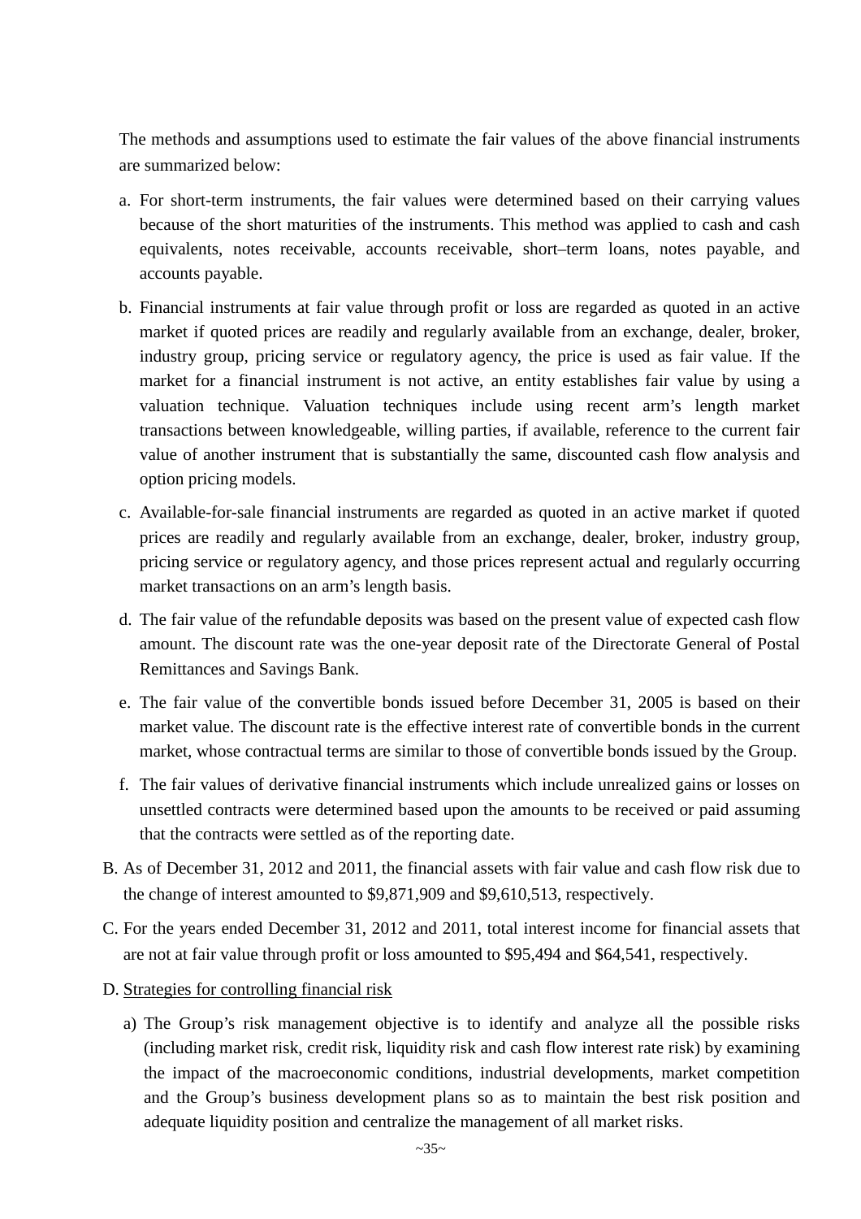The methods and assumptions used to estimate the fair values of the above financial instruments are summarized below:

a. For short-term instruments, the fair values were determined based on their carrying values because of the short maturities of the instruments. This method was applied to cash and cash equivalents, notes receivable, accounts receivable, short–term loans, notes payable, and accounts payable.

b. Financial instruments at fair value through profit or loss are regarded as quoted in an active market if quoted prices are readily and regularly available from an exchange, dealer, broker, industry group, pricing service or regulatory agency, the price is used as fair value. If the market for a financial instrument is not active, an entity establishes fair value by using a valuation technique. Valuation techniques include using recent arm's length market transactions between knowledgeable, willing parties, if available, reference to the current fair value of another instrument that is substantially the same, discounted cash flow analysis and option pricing models.

c. Available-for-sale financial instruments are regarded as quoted in an active market if quoted prices are readily and regularly available from an exchange, dealer, broker, industry group, pricing service or regulatory agency, and those prices represent actual and regularly occurring market transactions on an arm's length basis.

d. The fair value of the refundable deposits was based on the present value of expected cash flow amount. The discount rate was the one-year deposit rate of the Directorate General of Postal Remittances and Savings Bank.

e. The fair value of the convertible bonds issued before December 31, 2005 is based on their market value. The discount rate is the effective interest rate of convertible bonds in the current market, whose contractual terms are similar to those of convertible bonds issued by the Group.

f. The fair values of derivative financial instruments which include unrealized gains or losses on unsettled contracts were determined based upon the amounts to be received or paid assuming that the contracts were settled as of the reporting date.

B. As of December 31, 2012 and 2011, the financial assets with fair value and cash flow risk due to the change of interest amounted to $9,871,909 and $9,610,513, respectively.

C. For the years ended December 31, 2012 and 2011, total interest income for financial assets that are not at fair value through profit or loss amounted to $95,494 and $64,541, respectively.

D. Strategies for controlling financial risk

a) The Group's risk management objective is to identify and analyze all the possible risks (including market risk, credit risk, liquidity risk and cash flow interest rate risk) by examining the impact of the macroeconomic conditions, industrial developments, market competition and the Group's business development plans so as to maintain the best risk position and adequate liquidity position and centralize the management of all market risks.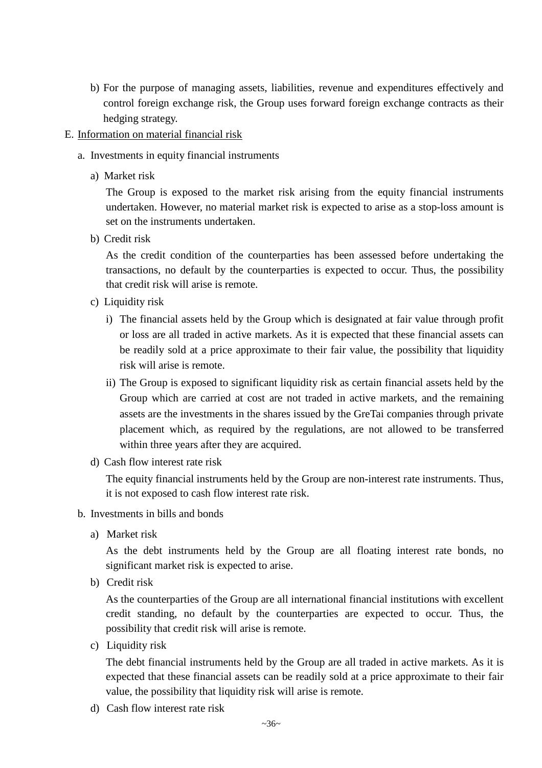b) For the purpose of managing assets, liabilities, revenue and expenditures effectively and control foreign exchange risk, the Group uses forward foreign exchange contracts as their hedging strategy.

E. Information on material financial risk

a. Investments in equity financial instruments

a) Market risk

The Group is exposed to the market risk arising from the equity financial instruments undertaken. However, no material market risk is expected to arise as a stop-loss amount is set on the instruments undertaken.

b) Credit risk

As the credit condition of the counterparties has been assessed before undertaking the transactions, no default by the counterparties is expected to occur. Thus, the possibility that credit risk will arise is remote.

c) Liquidity risk

i) The financial assets held by the Group which is designated at fair value through profit or loss are all traded in active markets. As it is expected that these financial assets can be readily sold at a price approximate to their fair value, the possibility that liquidity risk will arise is remote.

ii) The Group is exposed to significant liquidity risk as certain financial assets held by the Group which are carried at cost are not traded in active markets, and the remaining assets are the investments in the shares issued by the GreTai companies through private placement which, as required by the regulations, are not allowed to be transferred within three years after they are acquired.

d) Cash flow interest rate risk

The equity financial instruments held by the Group are non-interest rate instruments. Thus, it is not exposed to cash flow interest rate risk.

b. Investments in bills and bonds

a) Market risk

As the debt instruments held by the Group are all floating interest rate bonds, no significant market risk is expected to arise.

b) Credit risk

As the counterparties of the Group are all international financial institutions with excellent credit standing, no default by the counterparties are expected to occur. Thus, the possibility that credit risk will arise is remote.

c) Liquidity risk

The debt financial instruments held by the Group are all traded in active markets. As it is expected that these financial assets can be readily sold at a price approximate to their fair value, the possibility that liquidity risk will arise is remote.

d) Cash flow interest rate risk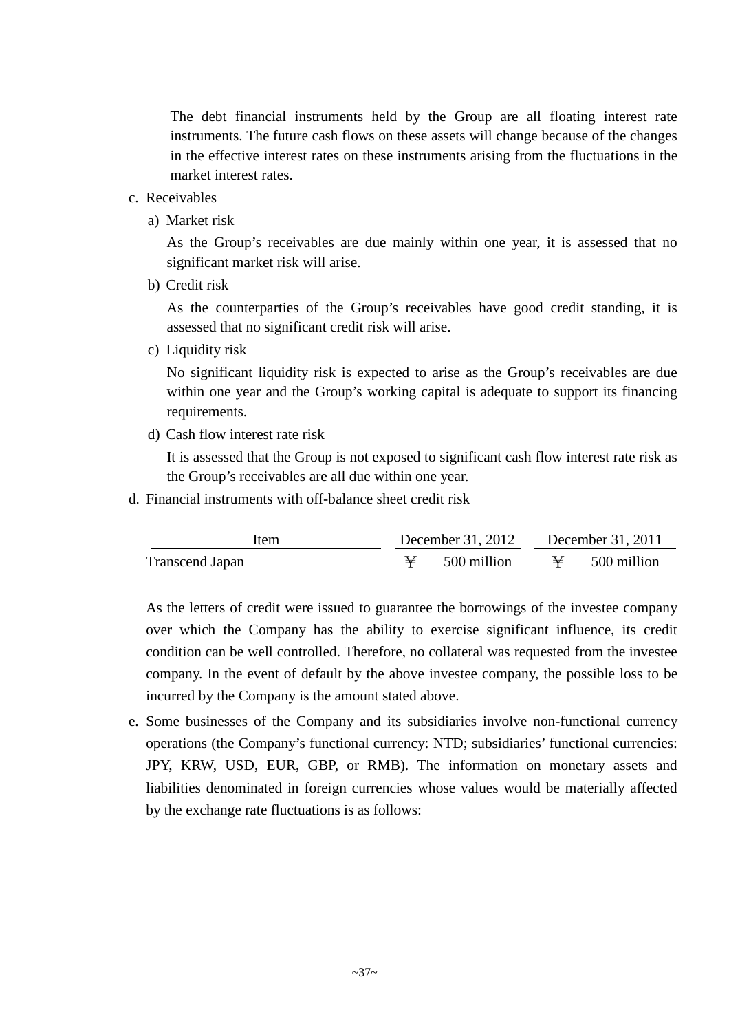The debt financial instruments held by the Group are all floating interest rate instruments. The future cash flows on these assets will change because of the changes in the effective interest rates on these instruments arising from the fluctuations in the market interest rates.

c. Receivables

a) Market risk

As the Group's receivables are due mainly within one year, it is assessed that no significant market risk will arise.

b) Credit risk

As the counterparties of the Group's receivables have good credit standing, it is assessed that no significant credit risk will arise.

c) Liquidity risk

No significant liquidity risk is expected to arise as the Group's receivables are due within one year and the Group's working capital is adequate to support its financing requirements.

d) Cash flow interest rate risk

It is assessed that the Group is not exposed to significant cash flow interest rate risk as the Group's receivables are all due within one year.

d. Financial instruments with off-balance sheet credit risk

| Item | December 31, 2012 | December 31, 2011 |
|---|---|---|
| Transcend Japan | ¥ 500 million | ¥ 500 million |

As the letters of credit were issued to guarantee the borrowings of the investee company over which the Company has the ability to exercise significant influence, its credit condition can be well controlled. Therefore, no collateral was requested from the investee company. In the event of default by the above investee company, the possible loss to be incurred by the Company is the amount stated above.

e. Some businesses of the Company and its subsidiaries involve non-functional currency operations (the Company's functional currency: NTD; subsidiaries' functional currencies: JPY, KRW, USD, EUR, GBP, or RMB). The information on monetary assets and liabilities denominated in foreign currencies whose values would be materially affected by the exchange rate fluctuations is as follows: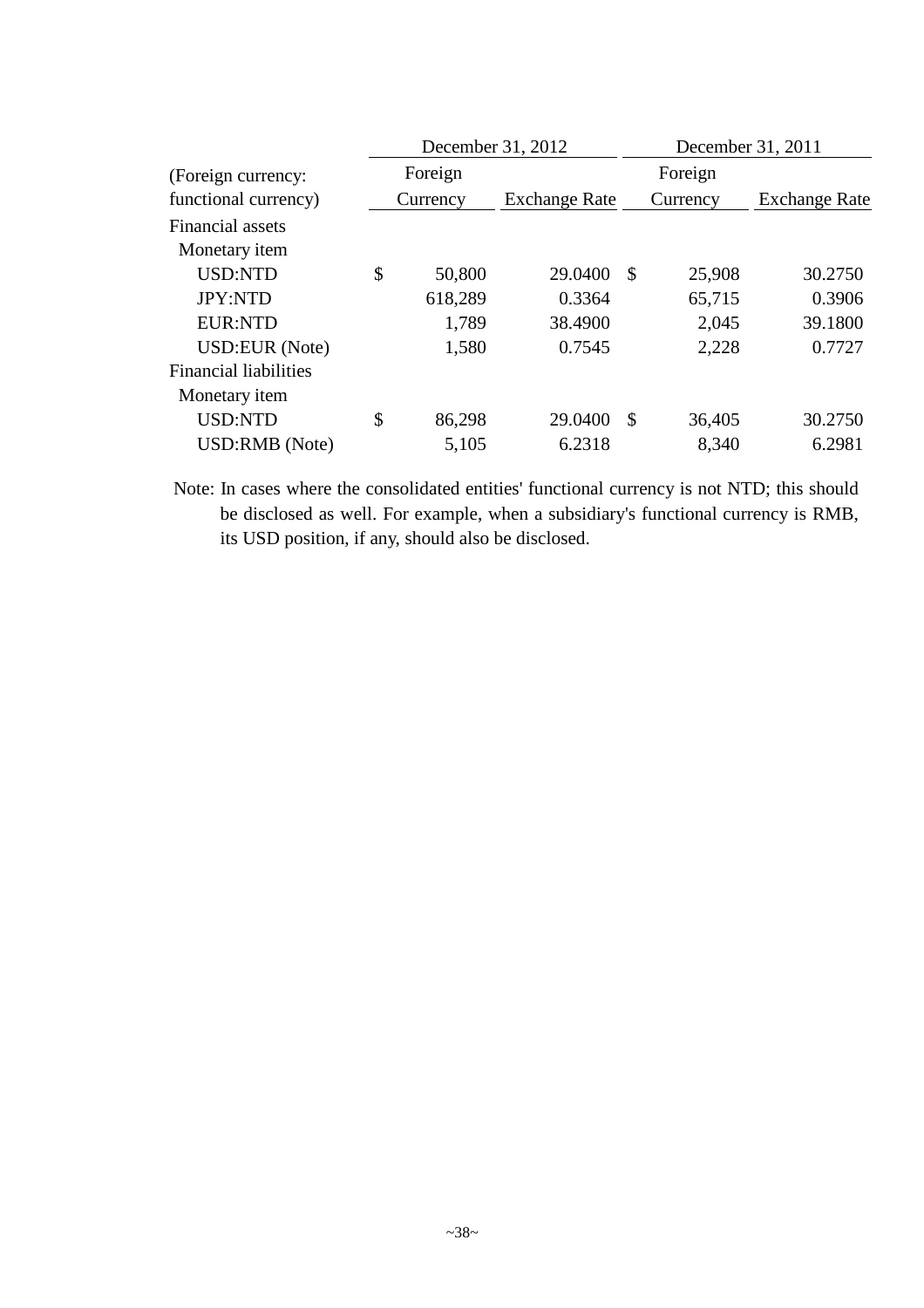| (Foreign currency: functional currency) | December 31, 2012 | | December 31, 2011 | |
|---|---|---|---|---|
| | Foreign Currency | Exchange Rate | Foreign Currency | Exchange Rate |
| Financial assets | | | | |
| Monetary item | | | | |
| USD:NTD | $ 50,800 | 29.0400 | $ 25,908 | 30.2750 |
| JPY:NTD | 618,289 | 0.3364 | 65,715 | 0.3906 |
| EUR:NTD | 1,789 | 38.4900 | 2,045 | 39.1800 |
| USD:EUR (Note) | 1,580 | 0.7545 | 2,228 | 0.7727 |
| Financial liabilities | | | | |
| Monetary item | | | | |
| USD:NTD | $ 86,298 | 29.0400 | $ 36,405 | 30.2750 |
| USD:RMB (Note) | 5,105 | 6.2318 | 8,340 | 6.2981 |

Note: In cases where the consolidated entities' functional currency is not NTD; this should be disclosed as well. For example, when a subsidiary's functional currency is RMB, its USD position, if any, should also be disclosed.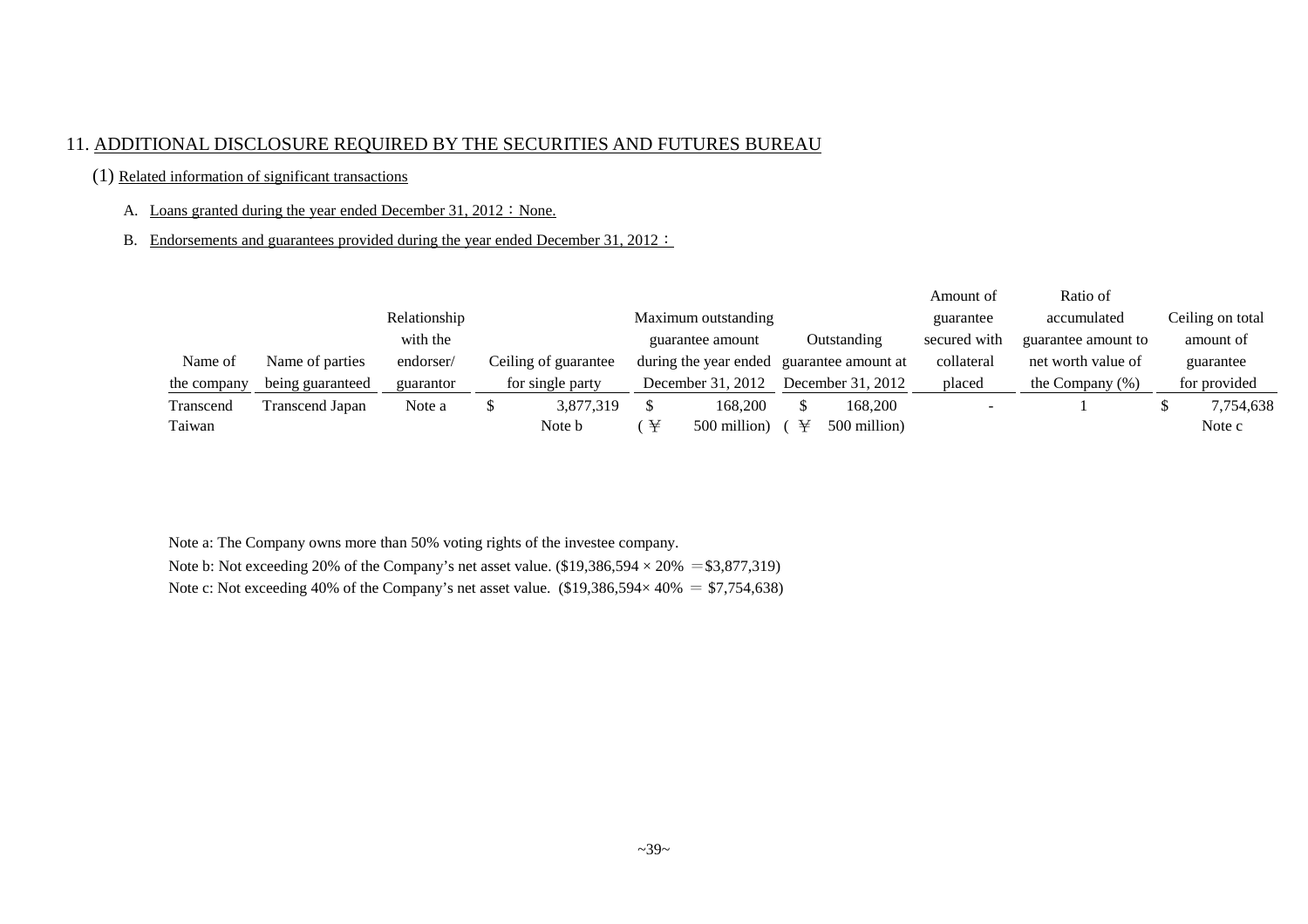## 11. ADDITIONAL DISCLOSURE REQUIRED BY THE SECURITIES AND FUTURES BUREAU

### (1) Related information of significant transactions

A. Loans granted during the year ended December 31, 2012：None.

B. Endorsements and guarantees provided during the year ended December 31, 2012：

| Name of the company | Name of parties being guaranteed | Relationship with the endorser/ guarantor | Ceiling of guarantee for single party | Maximum outstanding guarantee amount during the year ended December 31, 2012 | Outstanding guarantee amount at December 31, 2012 | Amount of guarantee secured with collateral placed | Ratio of accumulated guarantee amount to net worth value of the Company (%) | Ceiling on total amount of guarantee for provided |
|---|---|---|---|---|---|---|---|---|
| Transcend Taiwan | Transcend Japan | Note a | $ 3,877,319 Note b | $ 168,200 (￥ 500 million) | $ 168,200 (￥ 500 million) | - | 1 | $ 7,754,638 Note c |

Note a: The Company owns more than 50% voting rights of the investee company.

Note b: Not exceeding 20% of the Company's net asset value. ($19,386,594 × 20% ＝$3,877,319)

Note c: Not exceeding 40% of the Company's net asset value. ($19,386,594× 40% ＝ $7,754,638)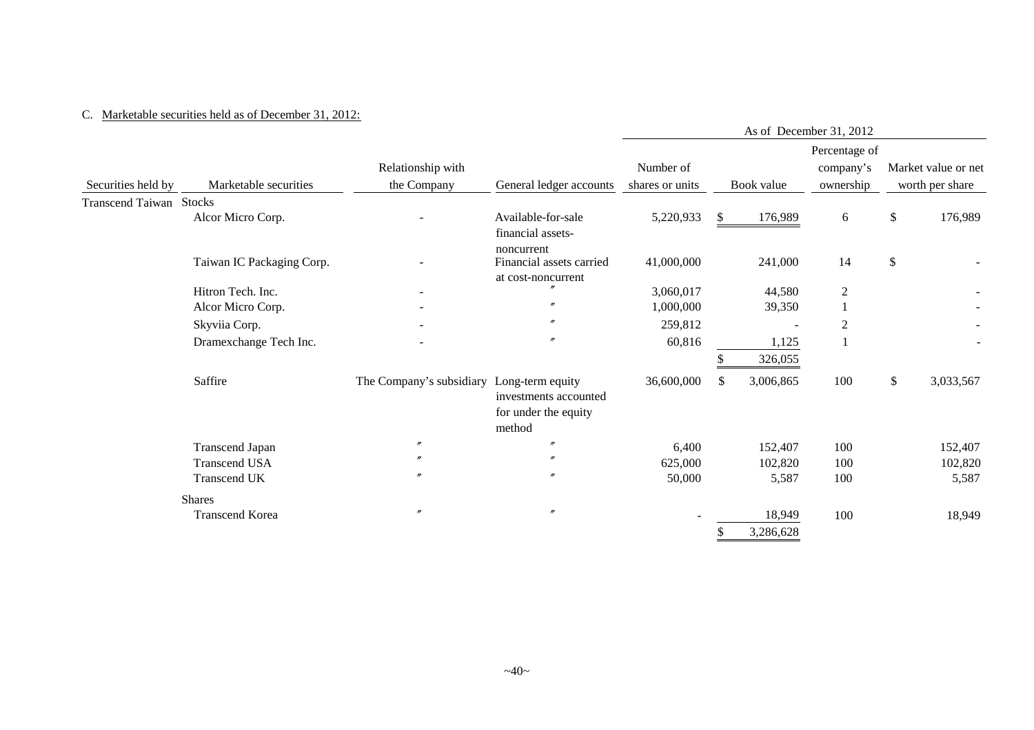C. Marketable securities held as of December 31, 2012:

| | | | | As of December 31, 2012 | | | |
|---|---|---|---|---|---|---|---|
| Securities held by | Marketable securities | Relationship with the Company | General ledger accounts | Number of shares or units | Book value | Percentage of company's ownership | Market value or net worth per share |
| Transcend Taiwan | Stocks | | | | | | |
| | Alcor Micro Corp. | - | Available-for-sale financial assets-noncurrent | 5,220,933 | $ 176,989 | 6 | $ 176,989 |
| | Taiwan IC Packaging Corp. | - | Financial assets carried at cost-noncurrent | 41,000,000 | 241,000 | 14 | $ - |
| | Hitron Tech. Inc. | - | 〃 | 3,060,017 | 44,580 | 2 | - |
| | Alcor Micro Corp. | - | 〃 | 1,000,000 | 39,350 | 1 | - |
| | Skyviia Corp. | - | 〃 | 259,812 | - | 2 | - |
| | Dramexchange Tech Inc. | - | 〃 | 60,816 | 1,125 | 1 | - |
| | | | | | $ 326,055 | | |
| | Saffire | The Company's subsidiary | Long-term equity investments accounted for under the equity method | 36,600,000 | $ 3,006,865 | 100 | $ 3,033,567 |
| | Transcend Japan | 〃 | 〃 | 6,400 | 152,407 | 100 | 152,407 |
| | Transcend USA | 〃 | 〃 | 625,000 | 102,820 | 100 | 102,820 |
| | Transcend UK | 〃 | 〃 | 50,000 | 5,587 | 100 | 5,587 |
| | Shares | | | | | | |
| | Transcend Korea | 〃 | 〃 | - | 18,949 | 100 | 18,949 |
| | | | | | $ 3,286,628 | | |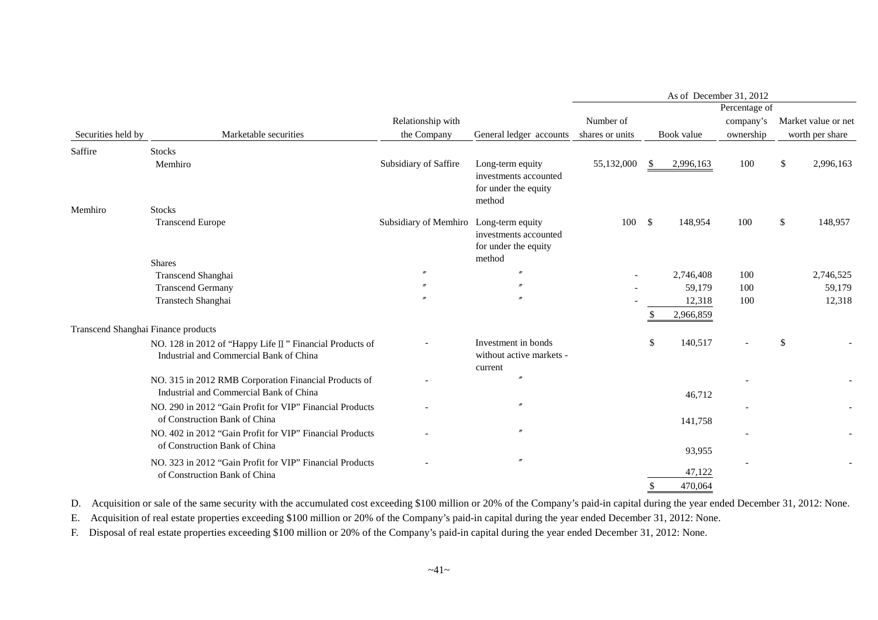| Securities held by | Marketable securities | Relationship with the Company | General ledger accounts | As of December 31, 2012 Number of shares or units | Book value | Percentage of company's ownership | Market value or net worth per share |
|---|---|---|---|---|---|---|---|
| Saffire | Stocks | | | | | | |
| | Memhiro | Subsidiary of Saffire | Long-term equity investments accounted for under the equity method | 55,132,000 | $ 2,996,163 | 100 | $ 2,996,163 |
| Memhiro | Stocks | | | | | | |
| | Transcend Europe | Subsidiary of Memhiro | Long-term equity investments accounted for under the equity method | 100 | $ 148,954 | 100 | $ 148,957 |
| | Shares | | | | | | |
| | Transcend Shanghai | 〃 | 〃 | - | 2,746,408 | 100 | 2,746,525 |
| | Transcend Germany | 〃 | 〃 | - | 59,179 | 100 | 59,179 |
| | Transtech Shanghai | 〃 | 〃 | - | 12,318 | 100 | 12,318 |
| | | | | | $ 2,966,859 | | |
| Transcend Shanghai | Finance products | | | | | | |
| | NO. 128 in 2012 of "Happy Life Ⅱ" Financial Products of Industrial and Commercial Bank of China | - | Investment in bonds without active markets - current | | $ 140,517 | - | $ - |
| | NO. 315 in 2012 RMB Corporation Financial Products of Industrial and Commercial Bank of China | - | 〃 | | 46,712 | - | - |
| | NO. 290 in 2012 "Gain Profit for VIP" Financial Products of Construction Bank of China | - | 〃 | | 141,758 | - | - |
| | NO. 402 in 2012 "Gain Profit for VIP" Financial Products of Construction Bank of China | - | 〃 | | 93,955 | - | - |
| | NO. 323 in 2012 "Gain Profit for VIP" Financial Products of Construction Bank of China | - | 〃 | | 47,122 | - | - |
| | | | | | $ 470,064 | | |

D. Acquisition or sale of the same security with the accumulated cost exceeding $100 million or 20% of the Company's paid-in capital during the year ended December 31, 2012: None.

E. Acquisition of real estate properties exceeding $100 million or 20% of the Company's paid-in capital during the year ended December 31, 2012: None.

F. Disposal of real estate properties exceeding $100 million or 20% of the Company's paid-in capital during the year ended December 31, 2012: None.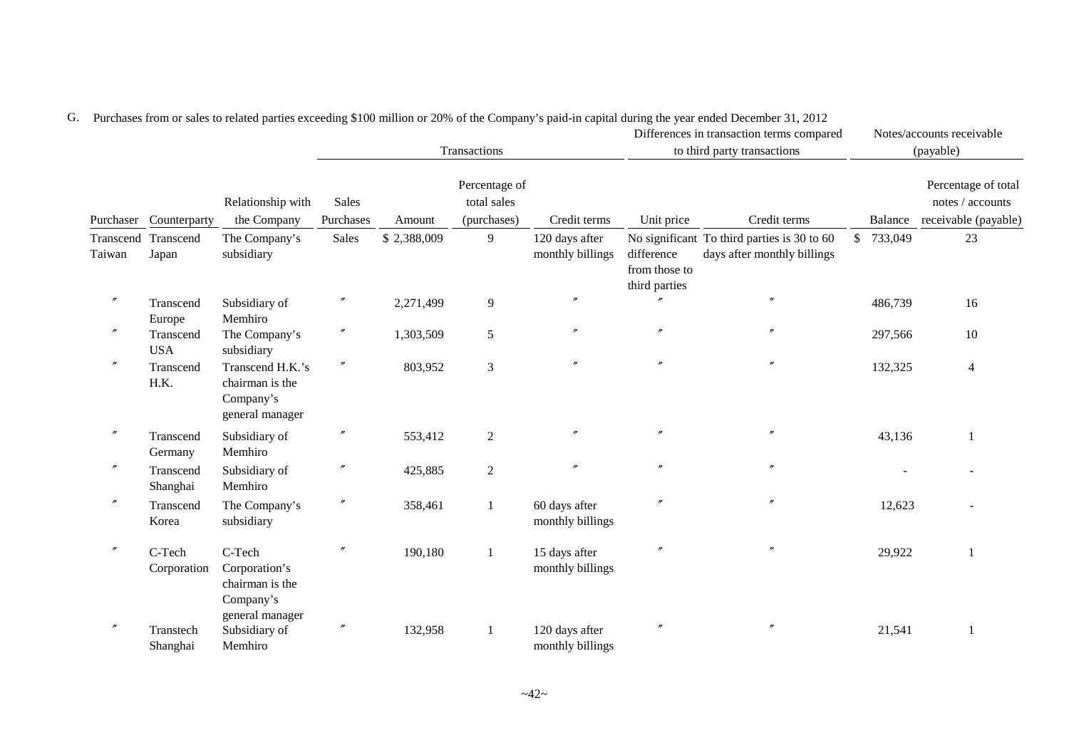G. Purchases from or sales to related parties exceeding $100 million or 20% of the Company's paid-in capital during the year ended December 31, 2012

| | | | Transactions | | | | Differences in transaction terms compared to third party transactions | | Notes/accounts receivable (payable) | |
|---|---|---|---|---|---|---|---|---|---|---|
| Purchaser | Counterparty | Relationship with the Company | Sales Purchases | Amount | Percentage of total sales (purchases) | Credit terms | Unit price | Credit terms | Balance | Percentage of total notes / accounts receivable (payable) |
| Transcend Taiwan | Transcend Japan | The Company's subsidiary | Sales | $ 2,388,009 | 9 | 120 days after monthly billings | No significant difference from those to third parties | To third parties is 30 to 60 days after monthly billings | $ 733,049 | 23 |
| 〃 | Transcend Europe | Subsidiary of Memhiro | 〃 | 2,271,499 | 9 | 〃 | 〃 | 〃 | 486,739 | 16 |
| 〃 | Transcend USA | The Company's subsidiary | 〃 | 1,303,509 | 5 | 〃 | 〃 | 〃 | 297,566 | 10 |
| 〃 | Transcend H.K. | Transcend H.K.'s chairman is the Company's general manager | 〃 | 803,952 | 3 | 〃 | 〃 | 〃 | 132,325 | 4 |
| 〃 | Transcend Germany | Subsidiary of Memhiro | 〃 | 553,412 | 2 | 〃 | 〃 | 〃 | 43,136 | 1 |
| 〃 | Transcend Shanghai | Subsidiary of Memhiro | 〃 | 425,885 | 2 | 〃 | 〃 | 〃 | - | - |
| 〃 | Transcend Korea | The Company's subsidiary | 〃 | 358,461 | 1 | 60 days after monthly billings | 〃 | 〃 | 12,623 | - |
| 〃 | C-Tech Corporation | C-Tech Corporation's chairman is the Company's general manager | 〃 | 190,180 | 1 | 15 days after monthly billings | 〃 | 〃 | 29,922 | 1 |
| 〃 | Transtech Shanghai | Subsidiary of Memhiro | 〃 | 132,958 | 1 | 120 days after monthly billings | 〃 | 〃 | 21,541 | 1 |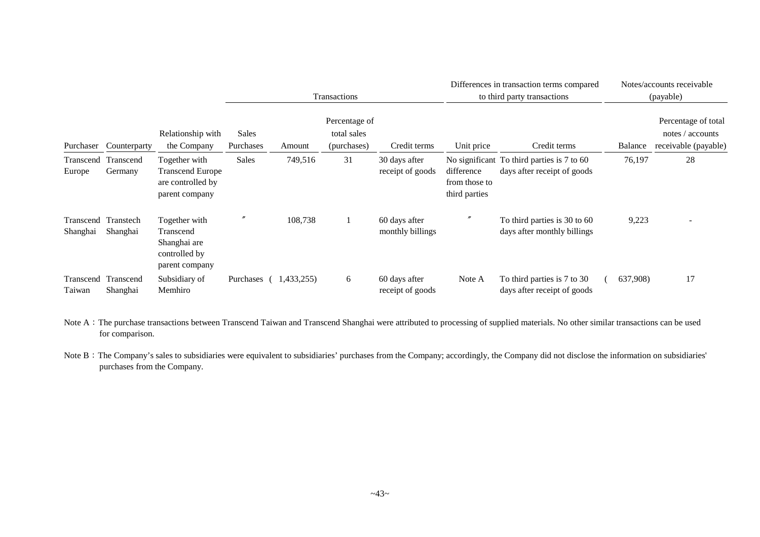| | | | Transactions | | | | Differences in transaction terms compared to third party transactions | | Notes/accounts receivable (payable) | |
|---|---|---|---|---|---|---|---|---|---|---|
| Purchaser | Counterparty | Relationship with the Company | Sales Purchases | Amount | Percentage of total sales (purchases) | Credit terms | Unit price | Credit terms | Balance | Percentage of total notes / accounts receivable (payable) |
| Transcend Europe | Transcend Germany | Together with Transcend Europe are controlled by parent company | Sales | 749,516 | 31 | 30 days after receipt of goods | No significant difference from those to third parties | To third parties is 7 to 60 days after receipt of goods | 76,197 | 28 |
| Transcend Shanghai | Transtech Shanghai | Together with Transcend Shanghai are controlled by parent company | 〃 | 108,738 | 1 | 60 days after monthly billings | 〃 | To third parties is 30 to 60 days after monthly billings | 9,223 | - |
| Transcend Taiwan | Transcend Shanghai | Subsidiary of Memhiro | Purchases | ( 1,433,255) | 6 | 60 days after receipt of goods | Note A | To third parties is 7 to 30 days after receipt of goods | ( 637,908) | 17 |

Note A：The purchase transactions between Transcend Taiwan and Transcend Shanghai were attributed to processing of supplied materials. No other similar transactions can be used for comparison.

Note B：The Company's sales to subsidiaries were equivalent to subsidiaries' purchases from the Company; accordingly, the Company did not disclose the information on subsidiaries' purchases from the Company.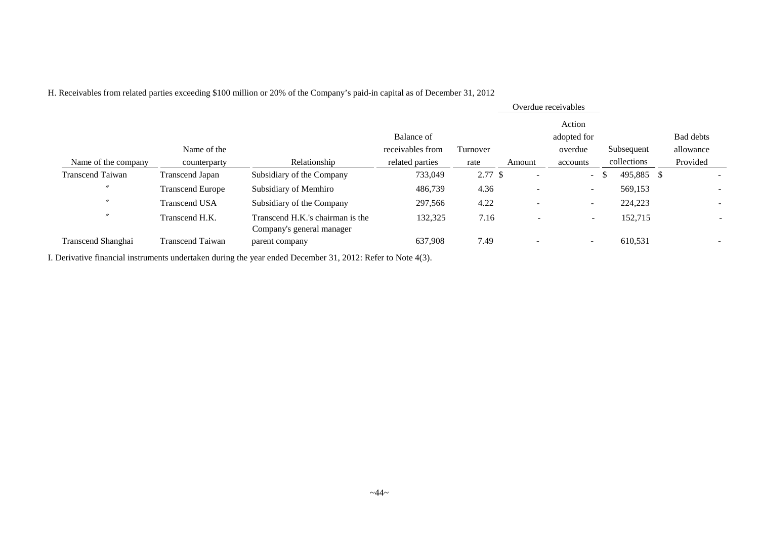H. Receivables from related parties exceeding $100 million or 20% of the Company's paid-in capital as of December 31, 2012

| | | | | | Overdue receivables | | | |
|---|---|---|---|---|---|---|---|---|
| Name of the company | Name of the counterparty | Relationship | Balance of receivables from related parties | Turnover rate | Amount | Action adopted for overdue accounts | Subsequent collections | Bad debts allowance Provided |
| Transcend Taiwan | Transcend Japan | Subsidiary of the Company | 733,049 | 2.77 | $ - | - | $ 495,885 | $ - |
| 〃 | Transcend Europe | Subsidiary of Memhiro | 486,739 | 4.36 | - | - | 569,153 | - |
| 〃 | Transcend USA | Subsidiary of the Company | 297,566 | 4.22 | - | - | 224,223 | - |
| 〃 | Transcend H.K. | Transcend H.K.'s chairman is the Company's general manager | 132,325 | 7.16 | - | - | 152,715 | - |
| Transcend Shanghai | Transcend Taiwan | parent company | 637,908 | 7.49 | - | - | 610,531 | - |

I. Derivative financial instruments undertaken during the year ended December 31, 2012: Refer to Note 4(3).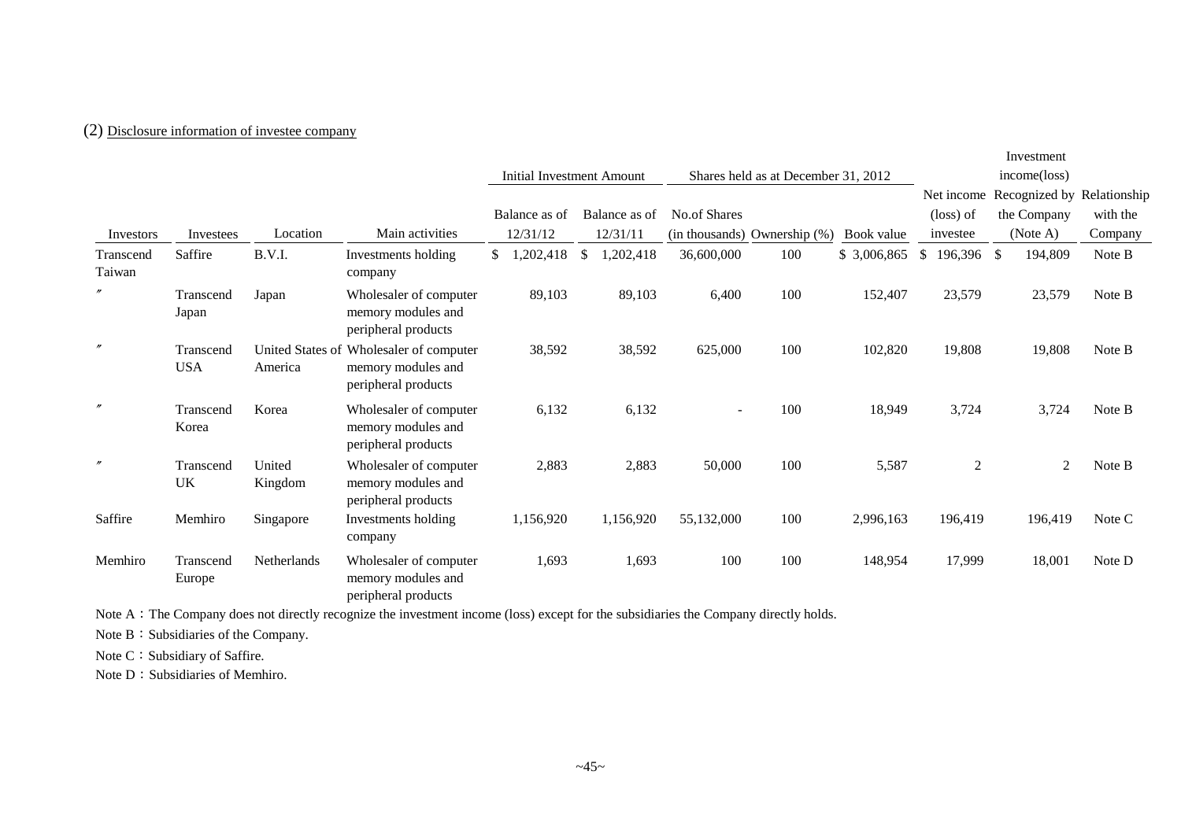(2) Disclosure information of investee company

| Investors | Investees | Location | Main activities | Initial Investment Amount | | Shares held as at December 31, 2012 | | | Net income (loss) of investee | Investment income(loss) Recognized by the Company (Note A) | Relationship with the Company |
|---|---|---|---|---|---|---|---|---|---|---|---|
| | | | | Balance as of 12/31/12 | Balance as of 12/31/11 | No.of Shares (in thousands) | Ownership (%) | Book value | | | |
| Transcend Taiwan | Saffire | B.V.I. | Investments holding company | $ 1,202,418 | $ 1,202,418 | 36,600,000 | 100 | $ 3,006,865 | $ 196,396 | $ 194,809 | Note B |
| 〃 | Transcend Japan | Japan | Wholesaler of computer memory modules and peripheral products | 89,103 | 89,103 | 6,400 | 100 | 152,407 | 23,579 | 23,579 | Note B |
| 〃 | Transcend USA | United States of America | Wholesaler of computer memory modules and peripheral products | 38,592 | 38,592 | 625,000 | 100 | 102,820 | 19,808 | 19,808 | Note B |
| 〃 | Transcend Korea | Korea | Wholesaler of computer memory modules and peripheral products | 6,132 | 6,132 | - | 100 | 18,949 | 3,724 | 3,724 | Note B |
| 〃 | Transcend UK | United Kingdom | Wholesaler of computer memory modules and peripheral products | 2,883 | 2,883 | 50,000 | 100 | 5,587 | 2 | 2 | Note B |
| Saffire | Memhiro | Singapore | Investments holding company | 1,156,920 | 1,156,920 | 55,132,000 | 100 | 2,996,163 | 196,419 | 196,419 | Note C |
| Memhiro | Transcend Europe | Netherlands | Wholesaler of computer memory modules and peripheral products | 1,693 | 1,693 | 100 | 100 | 148,954 | 17,999 | 18,001 | Note D |

Note A：The Company does not directly recognize the investment income (loss) except for the subsidiaries the Company directly holds.

Note B：Subsidiaries of the Company.

Note C：Subsidiary of Saffire.

Note D：Subsidiaries of Memhiro.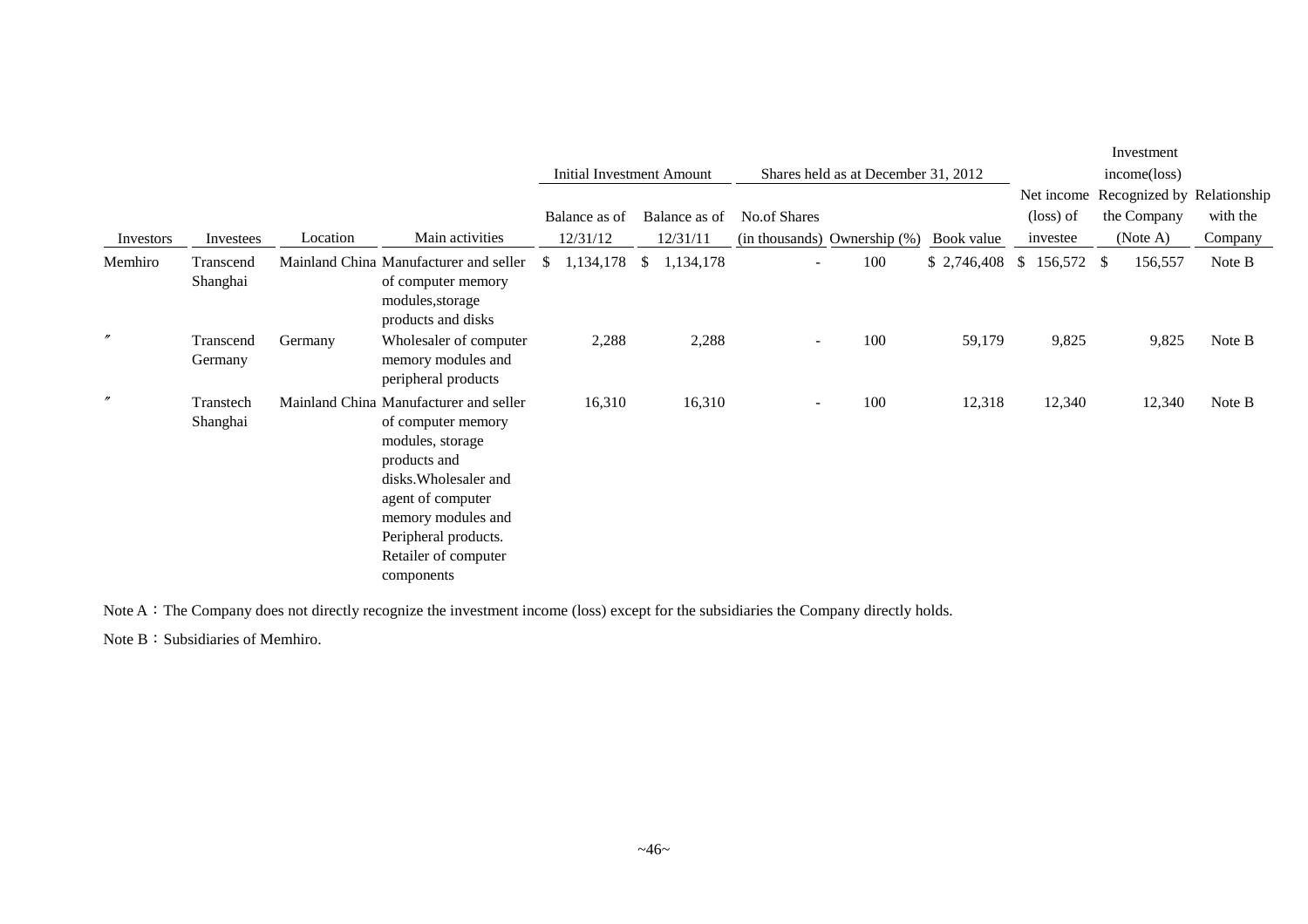| Investors | Investees | Location | Main activities | Initial Investment Amount | | Shares held as at December 31, 2012 | | | Net income (loss) of investee | Investment income(loss) Recognized by the Company (Note A) | Relationship with the Company |
|---|---|---|---|---|---|---|---|---|---|---|---|
| | | | | Balance as of 12/31/12 | Balance as of 12/31/11 | No.of Shares (in thousands) | Ownership (%) | Book value | | | |
| Memhiro | Transcend Shanghai | Mainland China | Manufacturer and seller of computer memory modules,storage products and disks | $ 1,134,178 | $ 1,134,178 | - | 100 | $ 2,746,408 | $ 156,572 | $ 156,557 | Note B |
| 〃 | Transcend Germany | Germany | Wholesaler of computer memory modules and peripheral products | 2,288 | 2,288 | - | 100 | 59,179 | 9,825 | 9,825 | Note B |
| 〃 | Transtech Shanghai | Mainland China | Manufacturer and seller of computer memory modules, storage products and disks.Wholesaler and agent of computer memory modules and Peripheral products. Retailer of computer components | 16,310 | 16,310 | - | 100 | 12,318 | 12,340 | 12,340 | Note B |

Note A：The Company does not directly recognize the investment income (loss) except for the subsidiaries the Company directly holds.

Note B：Subsidiaries of Memhiro.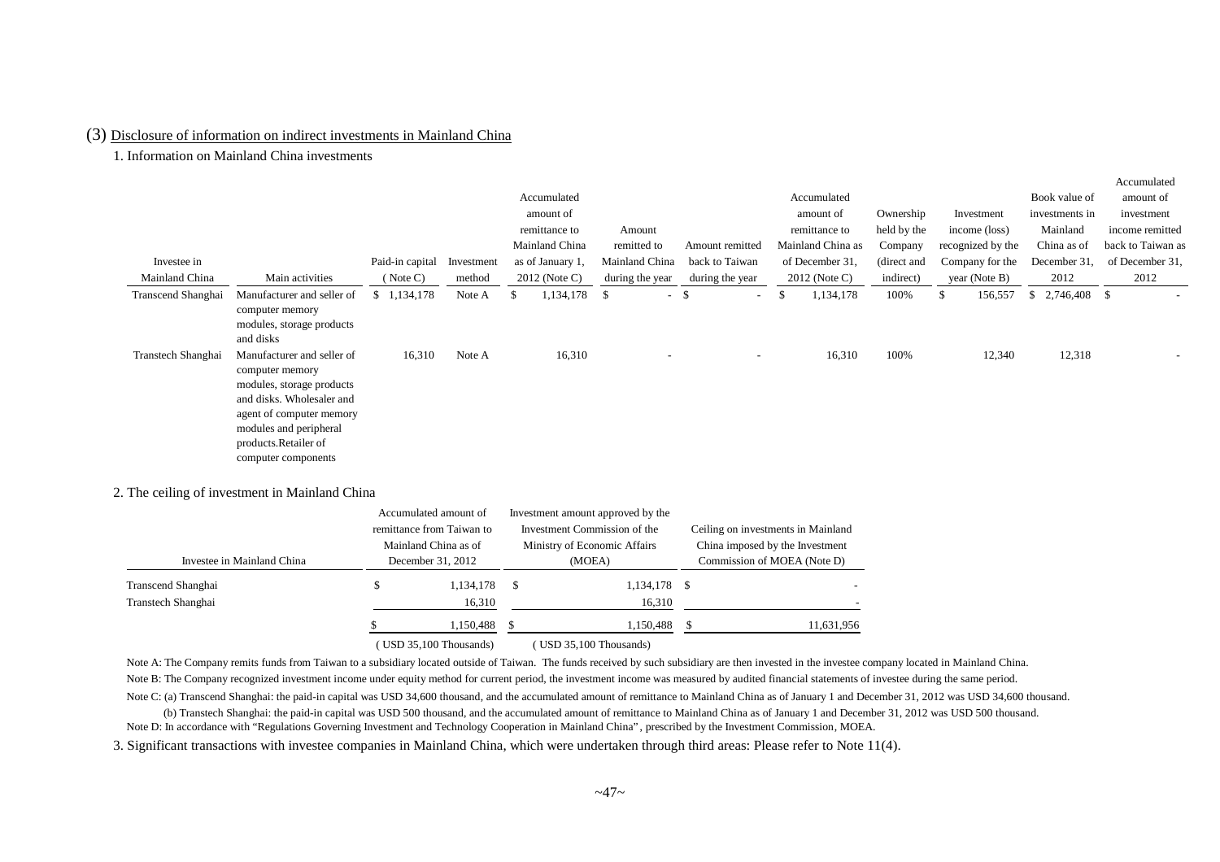## (3) Disclosure of information on indirect investments in Mainland China

1. Information on Mainland China investments

| Investee in Mainland China | Main activities | Paid-in capital (Note C) | Investment method | Accumulated amount of remittance to Mainland China as of January 1, 2012 (Note C) | Amount remitted to Mainland China during the year | Amount remitted back to Taiwan during the year | Accumulated amount of remittance to Mainland China as of December 31, 2012 (Note C) | Ownership held by the Company (direct and indirect) | Investment income (loss) recognized by the Company for the year (Note B) | Book value of investments in Mainland China as of December 31, 2012 | Accumulated amount of investment income remitted back to Taiwan as of December 31, 2012 |
|---|---|---|---|---|---|---|---|---|---|---|---|
| Transcend Shanghai | Manufacturer and seller of computer memory modules, storage products and disks | $ 1,134,178 | Note A | $ 1,134,178 | $ - | $ - | $ 1,134,178 | 100% | $ 156,557 | $ 2,746,408 | $ - |
| Transtech Shanghai | Manufacturer and seller of computer memory modules, storage products and disks. Wholesaler and agent of computer memory modules and peripheral products.Retailer of computer components | 16,310 | Note A | 16,310 | - | - | 16,310 | 100% | 12,340 | 12,318 | - |

2. The ceiling of investment in Mainland China

| Investee in Mainland China | Accumulated amount of remittance from Taiwan to Mainland China as of December 31, 2012 | Investment amount approved by the Investment Commission of the Ministry of Economic Affairs (MOEA) | Ceiling on investments in Mainland China imposed by the Investment Commission of MOEA (Note D) |
|---|---|---|---|
| Transcend Shanghai | $ 1,134,178 | $ 1,134,178 | $ - |
| Transtech Shanghai | 16,310 | 16,310 | - |
| | $ 1,150,488 | $ 1,150,488 | $ 11,631,956 |
| | ( USD 35,100 Thousands) | ( USD 35,100 Thousands) | |

Note A: The Company remits funds from Taiwan to a subsidiary located outside of Taiwan. The funds received by such subsidiary are then invested in the investee company located in Mainland China.

Note B: The Company recognized investment income under equity method for current period, the investment income was measured by audited financial statements of investee during the same period.

Note C: (a) Transcend Shanghai: the paid-in capital was USD 34,600 thousand, and the accumulated amount of remittance to Mainland China as of January 1 and December 31, 2012 was USD 34,600 thousand.

(b) Transtech Shanghai: the paid-in capital was USD 500 thousand, and the accumulated amount of remittance to Mainland China as of January 1 and December 31, 2012 was USD 500 thousand.

Note D: In accordance with "Regulations Governing Investment and Technology Cooperation in Mainland China", prescribed by the Investment Commission, MOEA.

3. Significant transactions with investee companies in Mainland China, which were undertaken through third areas: Please refer to Note 11(4).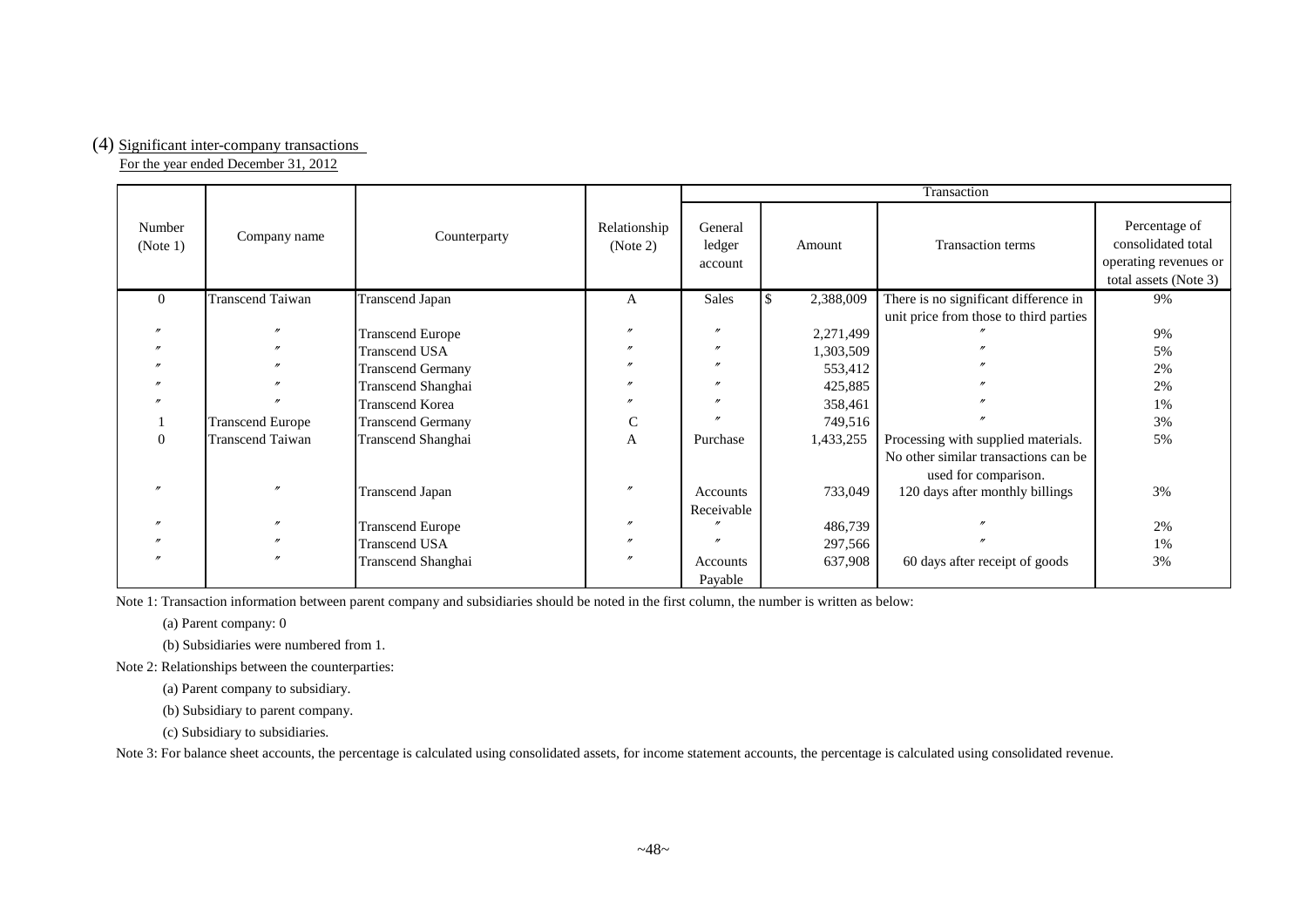(4) Significant inter-company transactions

For the year ended December 31, 2012

| Number (Note 1) | Company name | Counterparty | Relationship (Note 2) | Transaction | | | |
|---|---|---|---|---|---|---|---|
| | | | | General ledger account | Amount | Transaction terms | Percentage of consolidated total operating revenues or total assets (Note 3) |
| 0 | Transcend Taiwan | Transcend Japan | A | Sales | $ 2,388,009 | There is no significant difference in unit price from those to third parties | 9% |
| 〃 | 〃 | Transcend Europe | 〃 | 〃 | 2,271,499 | 〃 | 9% |
| 〃 | 〃 | Transcend USA | 〃 | 〃 | 1,303,509 | 〃 | 5% |
| 〃 | 〃 | Transcend Germany | 〃 | 〃 | 553,412 | 〃 | 2% |
| 〃 | 〃 | Transcend Shanghai | 〃 | 〃 | 425,885 | 〃 | 2% |
| 〃 | 〃 | Transcend Korea | 〃 | 〃 | 358,461 | 〃 | 1% |
| 1 | Transcend Europe | Transcend Germany | C | 〃 | 749,516 | 〃 | 3% |
| 0 | Transcend Taiwan | Transcend Shanghai | A | Purchase | 1,433,255 | Processing with supplied materials. No other similar transactions can be used for comparison. | 5% |
| 〃 | 〃 | Transcend Japan | 〃 | Accounts Receivable | 733,049 | 120 days after monthly billings | 3% |
| 〃 | 〃 | Transcend Europe | 〃 | 〃 | 486,739 | 〃 | 2% |
| 〃 | 〃 | Transcend USA | 〃 | 〃 | 297,566 | 〃 | 1% |
| 〃 | 〃 | Transcend Shanghai | 〃 | Accounts Payable | 637,908 | 60 days after receipt of goods | 3% |

Note 1: Transaction information between parent company and subsidiaries should be noted in the first column, the number is written as below:

(a) Parent company: 0

(b) Subsidiaries were numbered from 1.

Note 2: Relationships between the counterparties:

(a) Parent company to subsidiary.

(b) Subsidiary to parent company.

(c) Subsidiary to subsidiaries.

Note 3: For balance sheet accounts, the percentage is calculated using consolidated assets, for income statement accounts, the percentage is calculated using consolidated revenue.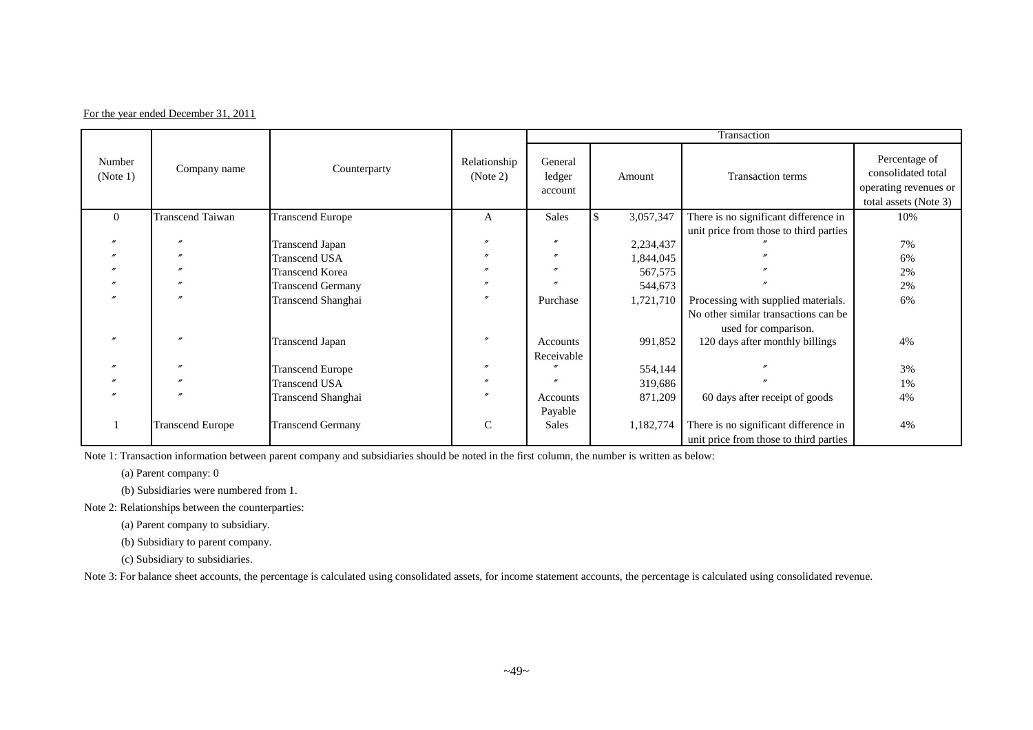For the year ended December 31, 2011

| Number (Note 1) | Company name | Counterparty | Relationship (Note 2) | Transaction | | | |
|---|---|---|---|---|---|---|---|
| | | | | General ledger account | Amount | Transaction terms | Percentage of consolidated total operating revenues or total assets (Note 3) |
| 0 | Transcend Taiwan | Transcend Europe | A | Sales | $ 3,057,347 | There is no significant difference in unit price from those to third parties | 10% |
| 〃 | 〃 | Transcend Japan | 〃 | 〃 | 2,234,437 | 〃 | 7% |
| 〃 | 〃 | Transcend USA | 〃 | 〃 | 1,844,045 | 〃 | 6% |
| 〃 | 〃 | Transcend Korea | 〃 | 〃 | 567,575 | 〃 | 2% |
| 〃 | 〃 | Transcend Germany | 〃 | 〃 | 544,673 | 〃 | 2% |
| 〃 | 〃 | Transcend Shanghai | 〃 | Purchase | 1,721,710 | Processing with supplied materials. No other similar transactions can be used for comparison. | 6% |
| 〃 | 〃 | Transcend Japan | 〃 | Accounts Receivable | 991,852 | 120 days after monthly billings | 4% |
| 〃 | 〃 | Transcend Europe | 〃 | 〃 | 554,144 | 〃 | 3% |
| 〃 | 〃 | Transcend USA | 〃 | 〃 | 319,686 | 〃 | 1% |
| 〃 | 〃 | Transcend Shanghai | 〃 | Accounts Payable | 871,209 | 60 days after receipt of goods | 4% |
| 1 | Transcend Europe | Transcend Germany | C | Sales | 1,182,774 | There is no significant difference in unit price from those to third parties | 4% |

Note 1: Transaction information between parent company and subsidiaries should be noted in the first column, the number is written as below:

(a) Parent company: 0

(b) Subsidiaries were numbered from 1.

Note 2: Relationships between the counterparties:

(a) Parent company to subsidiary.

(b) Subsidiary to parent company.

(c) Subsidiary to subsidiaries.

Note 3: For balance sheet accounts, the percentage is calculated using consolidated assets, for income statement accounts, the percentage is calculated using consolidated revenue.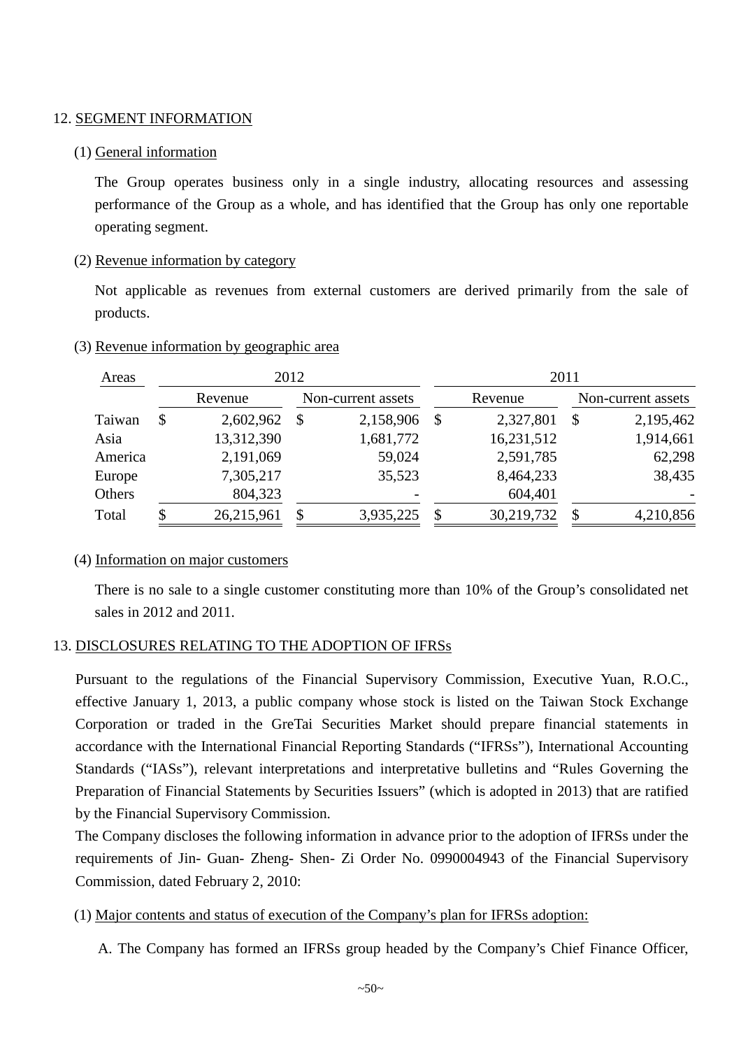12. SEGMENT INFORMATION

(1) General information

The Group operates business only in a single industry, allocating resources and assessing performance of the Group as a whole, and has identified that the Group has only one reportable operating segment.

(2) Revenue information by category

Not applicable as revenues from external customers are derived primarily from the sale of products.

(3) Revenue information by geographic area

| Areas | 2012 | | 2011 | |
|---|---|---|---|---|
| | Revenue | Non-current assets | Revenue | Non-current assets |
| Taiwan | $ 2,602,962 | $ 2,158,906 | $ 2,327,801 | $ 2,195,462 |
| Asia | 13,312,390 | 1,681,772 | 16,231,512 | 1,914,661 |
| America | 2,191,069 | 59,024 | 2,591,785 | 62,298 |
| Europe | 7,305,217 | 35,523 | 8,464,233 | 38,435 |
| Others | 804,323 | - | 604,401 | - |
| Total | $ 26,215,961 | $ 3,935,225 | $ 30,219,732 | $ 4,210,856 |

(4) Information on major customers

There is no sale to a single customer constituting more than 10% of the Group's consolidated net sales in 2012 and 2011.

13. DISCLOSURES RELATING TO THE ADOPTION OF IFRSs

Pursuant to the regulations of the Financial Supervisory Commission, Executive Yuan, R.O.C., effective January 1, 2013, a public company whose stock is listed on the Taiwan Stock Exchange Corporation or traded in the GreTai Securities Market should prepare financial statements in accordance with the International Financial Reporting Standards ("IFRSs"), International Accounting Standards ("IASs"), relevant interpretations and interpretative bulletins and "Rules Governing the Preparation of Financial Statements by Securities Issuers" (which is adopted in 2013) that are ratified by the Financial Supervisory Commission.

The Company discloses the following information in advance prior to the adoption of IFRSs under the requirements of Jin- Guan- Zheng- Shen- Zi Order No. 0990004943 of the Financial Supervisory Commission, dated February 2, 2010:

(1) Major contents and status of execution of the Company's plan for IFRSs adoption:

A. The Company has formed an IFRSs group headed by the Company's Chief Finance Officer,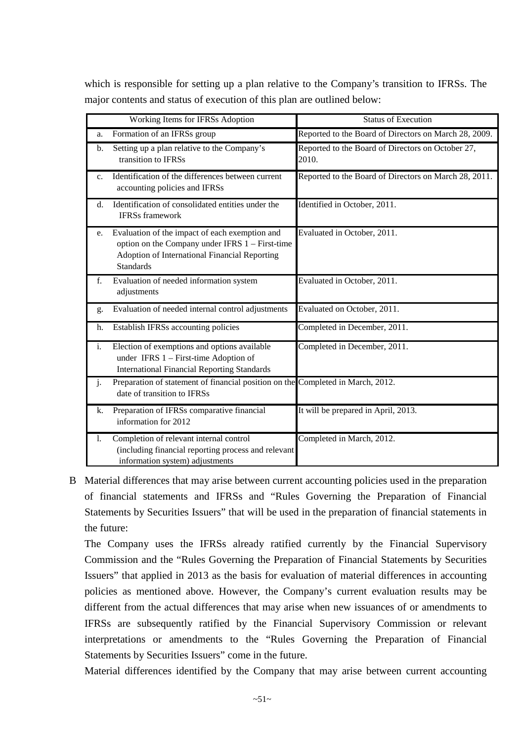which is responsible for setting up a plan relative to the Company's transition to IFRSs. The major contents and status of execution of this plan are outlined below:

| Working Items for IFRSs Adoption | Status of Execution |
|---|---|
| a. Formation of an IFRSs group | Reported to the Board of Directors on March 28, 2009. |
| b. Setting up a plan relative to the Company's transition to IFRSs | Reported to the Board of Directors on October 27, 2010. |
| c. Identification of the differences between current accounting policies and IFRSs | Reported to the Board of Directors on March 28, 2011. |
| d. Identification of consolidated entities under the IFRSs framework | Identified in October, 2011. |
| e. Evaluation of the impact of each exemption and option on the Company under IFRS 1 – First-time Adoption of International Financial Reporting Standards | Evaluated in October, 2011. |
| f. Evaluation of needed information system adjustments | Evaluated in October, 2011. |
| g. Evaluation of needed internal control adjustments | Evaluated on October, 2011. |
| h. Establish IFRSs accounting policies | Completed in December, 2011. |
| i. Election of exemptions and options available under IFRS 1 – First-time Adoption of International Financial Reporting Standards | Completed in December, 2011. |
| j. Preparation of statement of financial position on the date of transition to IFRSs | Completed in March, 2012. |
| k. Preparation of IFRSs comparative financial information for 2012 | It will be prepared in April, 2013. |
| l. Completion of relevant internal control (including financial reporting process and relevant information system) adjustments | Completed in March, 2012. |

B Material differences that may arise between current accounting policies used in the preparation of financial statements and IFRSs and "Rules Governing the Preparation of Financial Statements by Securities Issuers" that will be used in the preparation of financial statements in the future:

The Company uses the IFRSs already ratified currently by the Financial Supervisory Commission and the "Rules Governing the Preparation of Financial Statements by Securities Issuers" that applied in 2013 as the basis for evaluation of material differences in accounting policies as mentioned above. However, the Company's current evaluation results may be different from the actual differences that may arise when new issuances of or amendments to IFRSs are subsequently ratified by the Financial Supervisory Commission or relevant interpretations or amendments to the "Rules Governing the Preparation of Financial Statements by Securities Issuers" come in the future.

Material differences identified by the Company that may arise between current accounting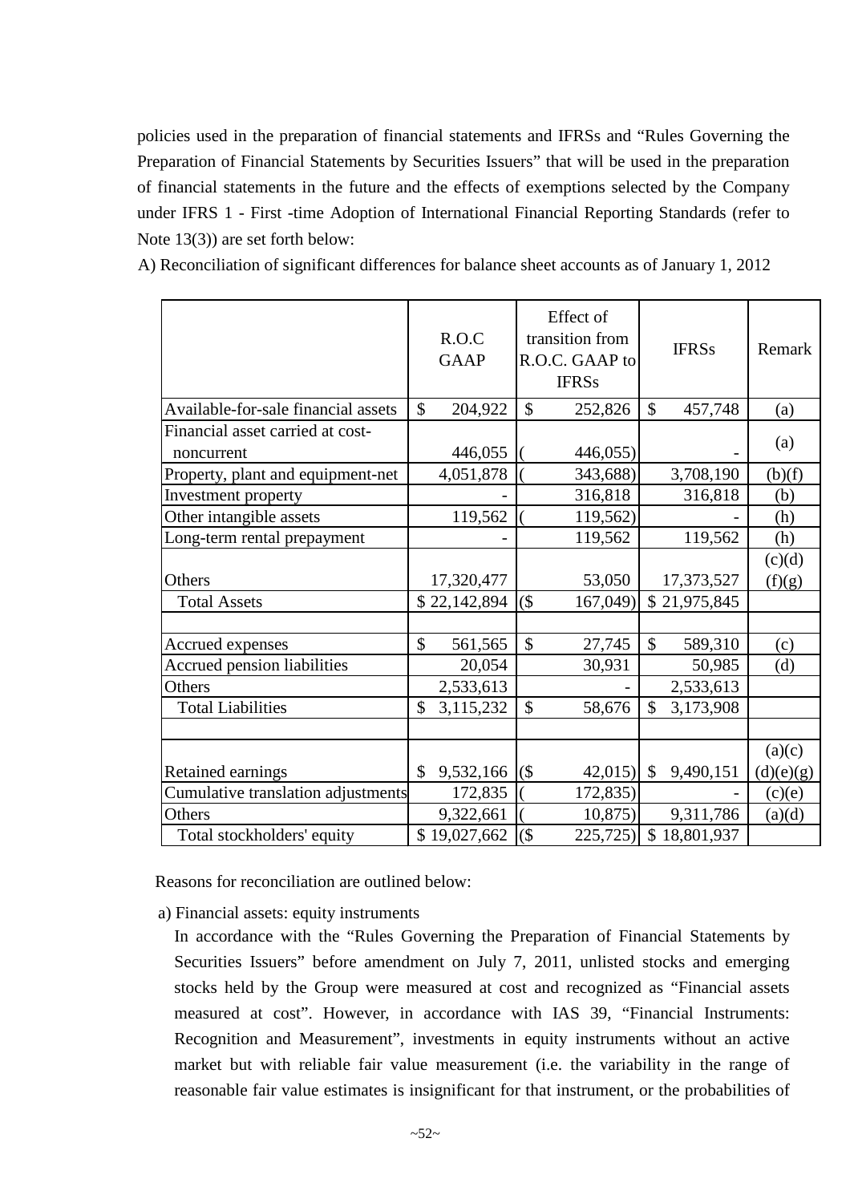policies used in the preparation of financial statements and IFRSs and "Rules Governing the Preparation of Financial Statements by Securities Issuers" that will be used in the preparation of financial statements in the future and the effects of exemptions selected by the Company under IFRS 1 - First -time Adoption of International Financial Reporting Standards (refer to Note 13(3)) are set forth below:

A) Reconciliation of significant differences for balance sheet accounts as of January 1, 2012

| | R.O.C GAAP | Effect of transition from R.O.C. GAAP to IFRSs | IFRSs | Remark |
|---|---|---|---|---|
| Available-for-sale financial assets | $ 204,922 | $ 252,826 | $ 457,748 | (a) |
| Financial asset carried at cost-noncurrent | 446,055 | ( 446,055) | - | (a) |
| Property, plant and equipment-net | 4,051,878 | ( 343,688) | 3,708,190 | (b)(f) |
| Investment property | - | 316,818 | 316,818 | (b) |
| Other intangible assets | 119,562 | ( 119,562) | - | (h) |
| Long-term rental prepayment | - | 119,562 | 119,562 | (h) |
| Others | 17,320,477 | 53,050 | 17,373,527 | (c)(d)(f)(g) |
| Total Assets | $ 22,142,894 | ($ 167,049) | $ 21,975,845 | |
| | | | | |
| Accrued expenses | $ 561,565 | $ 27,745 | $ 589,310 | (c) |
| Accrued pension liabilities | 20,054 | 30,931 | 50,985 | (d) |
| Others | 2,533,613 | - | 2,533,613 | |
| Total Liabilities | $ 3,115,232 | $ 58,676 | $ 3,173,908 | |
| | | | | |
| Retained earnings | $ 9,532,166 | ($ 42,015) | $ 9,490,151 | (a)(c)(d)(e)(g) |
| Cumulative translation adjustments | 172,835 | ( 172,835) | - | (c)(e) |
| Others | 9,322,661 | ( 10,875) | 9,311,786 | (a)(d) |
| Total stockholders' equity | $ 19,027,662 | ($ 225,725) | $ 18,801,937 | |

Reasons for reconciliation are outlined below:

a) Financial assets: equity instruments

In accordance with the "Rules Governing the Preparation of Financial Statements by Securities Issuers" before amendment on July 7, 2011, unlisted stocks and emerging stocks held by the Group were measured at cost and recognized as "Financial assets measured at cost". However, in accordance with IAS 39, "Financial Instruments: Recognition and Measurement", investments in equity instruments without an active market but with reliable fair value measurement (i.e. the variability in the range of reasonable fair value estimates is insignificant for that instrument, or the probabilities of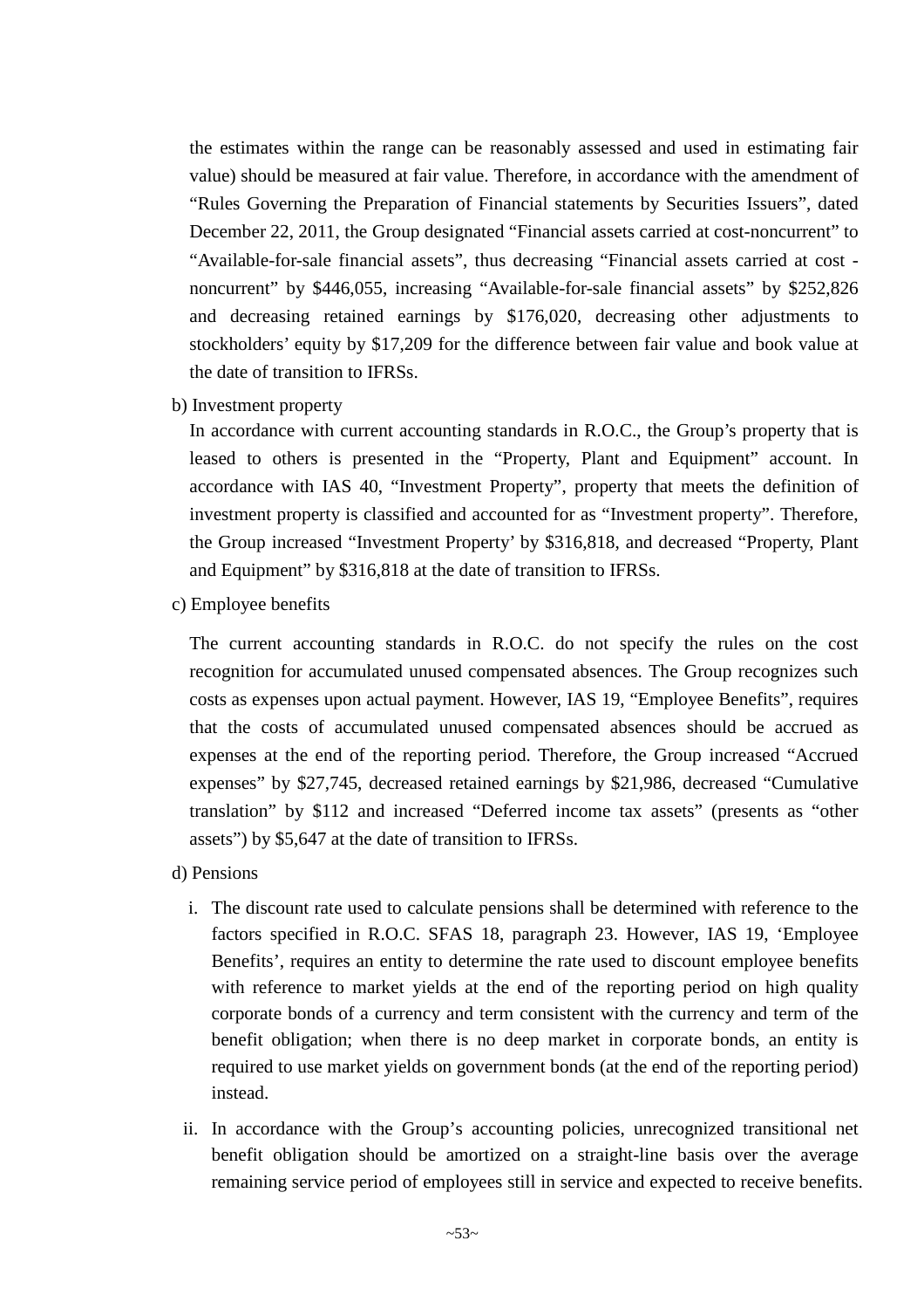the estimates within the range can be reasonably assessed and used in estimating fair value) should be measured at fair value. Therefore, in accordance with the amendment of "Rules Governing the Preparation of Financial statements by Securities Issuers", dated December 22, 2011, the Group designated "Financial assets carried at cost-noncurrent" to "Available-for-sale financial assets", thus decreasing "Financial assets carried at cost - noncurrent" by $446,055, increasing "Available-for-sale financial assets" by $252,826 and decreasing retained earnings by $176,020, decreasing other adjustments to stockholders' equity by $17,209 for the difference between fair value and book value at the date of transition to IFRSs.

b) Investment property

In accordance with current accounting standards in R.O.C., the Group's property that is leased to others is presented in the "Property, Plant and Equipment" account. In accordance with IAS 40, "Investment Property", property that meets the definition of investment property is classified and accounted for as "Investment property". Therefore, the Group increased "Investment Property' by $316,818, and decreased "Property, Plant and Equipment" by $316,818 at the date of transition to IFRSs.

c) Employee benefits

The current accounting standards in R.O.C. do not specify the rules on the cost recognition for accumulated unused compensated absences. The Group recognizes such costs as expenses upon actual payment. However, IAS 19, "Employee Benefits", requires that the costs of accumulated unused compensated absences should be accrued as expenses at the end of the reporting period. Therefore, the Group increased "Accrued expenses" by $27,745, decreased retained earnings by $21,986, decreased "Cumulative translation" by $112 and increased "Deferred income tax assets" (presents as "other assets") by $5,647 at the date of transition to IFRSs.

d) Pensions

i. The discount rate used to calculate pensions shall be determined with reference to the factors specified in R.O.C. SFAS 18, paragraph 23. However, IAS 19, 'Employee Benefits', requires an entity to determine the rate used to discount employee benefits with reference to market yields at the end of the reporting period on high quality corporate bonds of a currency and term consistent with the currency and term of the benefit obligation; when there is no deep market in corporate bonds, an entity is required to use market yields on government bonds (at the end of the reporting period) instead.

ii. In accordance with the Group's accounting policies, unrecognized transitional net benefit obligation should be amortized on a straight-line basis over the average remaining service period of employees still in service and expected to receive benefits.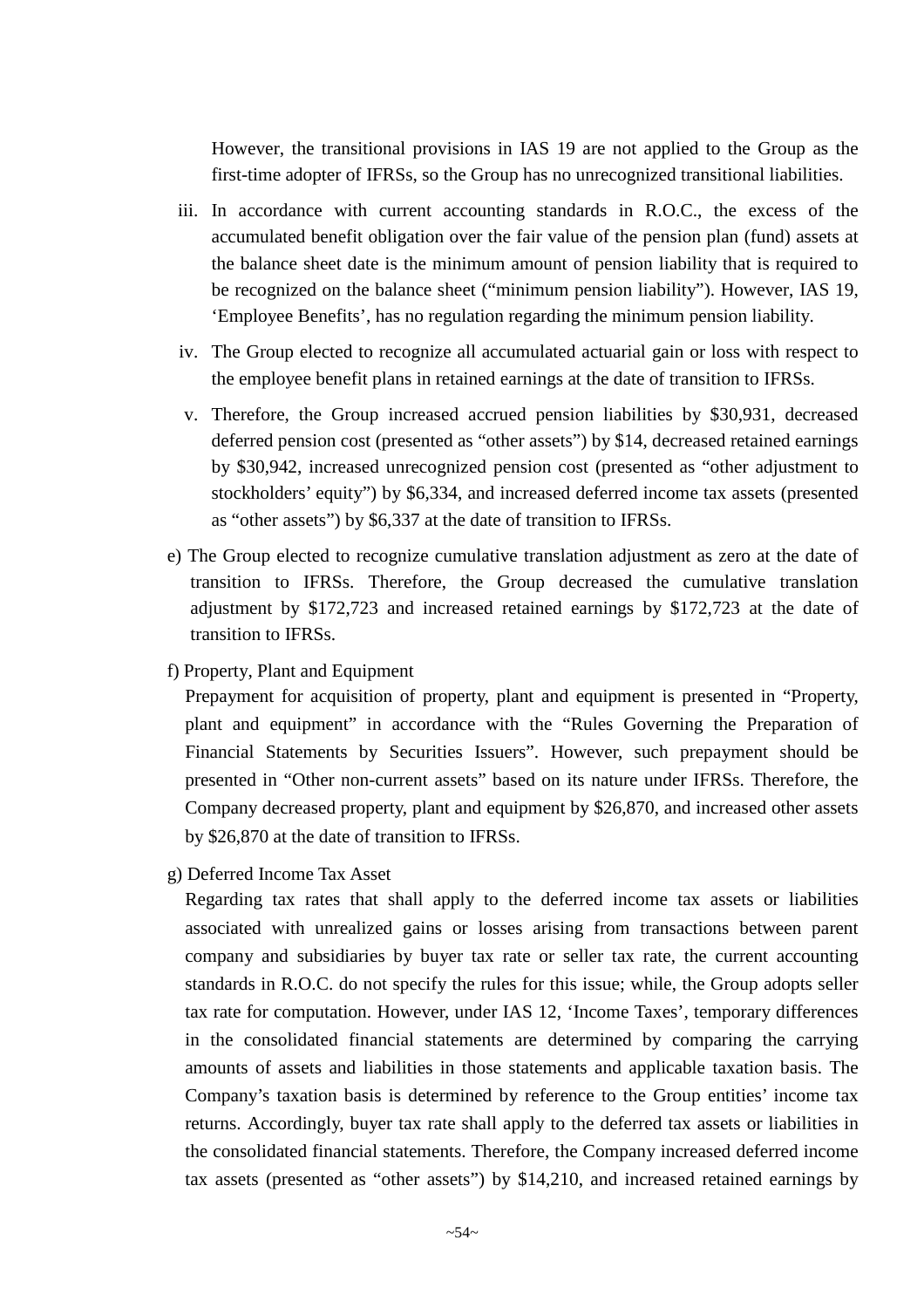However, the transitional provisions in IAS 19 are not applied to the Group as the first-time adopter of IFRSs, so the Group has no unrecognized transitional liabilities.

iii. In accordance with current accounting standards in R.O.C., the excess of the accumulated benefit obligation over the fair value of the pension plan (fund) assets at the balance sheet date is the minimum amount of pension liability that is required to be recognized on the balance sheet ("minimum pension liability"). However, IAS 19, 'Employee Benefits', has no regulation regarding the minimum pension liability.

iv. The Group elected to recognize all accumulated actuarial gain or loss with respect to the employee benefit plans in retained earnings at the date of transition to IFRSs.

v. Therefore, the Group increased accrued pension liabilities by $30,931, decreased deferred pension cost (presented as "other assets") by $14, decreased retained earnings by $30,942, increased unrecognized pension cost (presented as "other adjustment to stockholders' equity") by $6,334, and increased deferred income tax assets (presented as "other assets") by $6,337 at the date of transition to IFRSs.

e) The Group elected to recognize cumulative translation adjustment as zero at the date of transition to IFRSs. Therefore, the Group decreased the cumulative translation adjustment by $172,723 and increased retained earnings by $172,723 at the date of transition to IFRSs.

f) Property, Plant and Equipment

Prepayment for acquisition of property, plant and equipment is presented in "Property, plant and equipment" in accordance with the "Rules Governing the Preparation of Financial Statements by Securities Issuers". However, such prepayment should be presented in "Other non-current assets" based on its nature under IFRSs. Therefore, the Company decreased property, plant and equipment by $26,870, and increased other assets by $26,870 at the date of transition to IFRSs.

g) Deferred Income Tax Asset

Regarding tax rates that shall apply to the deferred income tax assets or liabilities associated with unrealized gains or losses arising from transactions between parent company and subsidiaries by buyer tax rate or seller tax rate, the current accounting standards in R.O.C. do not specify the rules for this issue; while, the Group adopts seller tax rate for computation. However, under IAS 12, 'Income Taxes', temporary differences in the consolidated financial statements are determined by comparing the carrying amounts of assets and liabilities in those statements and applicable taxation basis. The Company's taxation basis is determined by reference to the Group entities' income tax returns. Accordingly, buyer tax rate shall apply to the deferred tax assets or liabilities in the consolidated financial statements. Therefore, the Company increased deferred income tax assets (presented as "other assets") by $14,210, and increased retained earnings by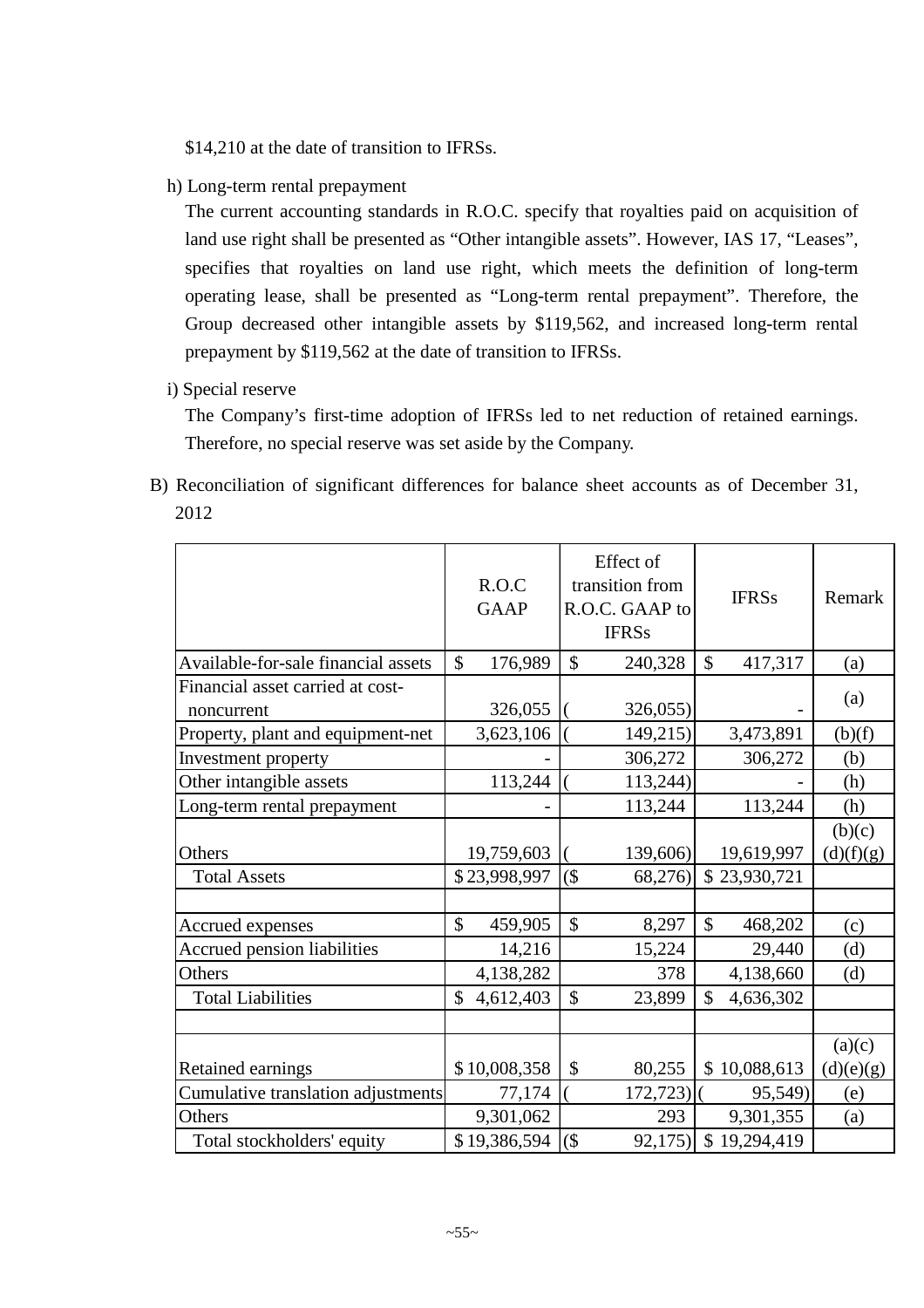$14,210 at the date of transition to IFRSs.

h) Long-term rental prepayment

The current accounting standards in R.O.C. specify that royalties paid on acquisition of land use right shall be presented as "Other intangible assets". However, IAS 17, "Leases", specifies that royalties on land use right, which meets the definition of long-term operating lease, shall be presented as "Long-term rental prepayment". Therefore, the Group decreased other intangible assets by $119,562, and increased long-term rental prepayment by $119,562 at the date of transition to IFRSs.

i) Special reserve

The Company's first-time adoption of IFRSs led to net reduction of retained earnings. Therefore, no special reserve was set aside by the Company.

B) Reconciliation of significant differences for balance sheet accounts as of December 31, 2012

| | R.O.C GAAP | Effect of transition from R.O.C. GAAP to IFRSs | IFRSs | Remark |
|---|---|---|---|---|
| Available-for-sale financial assets | $ 176,989 | $ 240,328 | $ 417,317 | (a) |
| Financial asset carried at cost-noncurrent | 326,055 | ( 326,055) | - | (a) |
| Property, plant and equipment-net | 3,623,106 | ( 149,215) | 3,473,891 | (b)(f) |
| Investment property | - | 306,272 | 306,272 | (b) |
| Other intangible assets | 113,244 | ( 113,244) | - | (h) |
| Long-term rental prepayment | - | 113,244 | 113,244 | (h) |
| Others | 19,759,603 | ( 139,606) | 19,619,997 | (b)(c)(d)(f)(g) |
| Total Assets | $ 23,998,997 | ($ 68,276) | $ 23,930,721 | |
| | | | | |
| Accrued expenses | $ 459,905 | $ 8,297 | $ 468,202 | (c) |
| Accrued pension liabilities | 14,216 | 15,224 | 29,440 | (d) |
| Others | 4,138,282 | 378 | 4,138,660 | (d) |
| Total Liabilities | $ 4,612,403 | $ 23,899 | $ 4,636,302 | |
| | | | | |
| Retained earnings | $ 10,008,358 | $ 80,255 | $ 10,088,613 | (a)(c)(d)(e)(g) |
| Cumulative translation adjustments | 77,174 | ( 172,723) | ( 95,549) | (e) |
| Others | 9,301,062 | 293 | 9,301,355 | (a) |
| Total stockholders' equity | $ 19,386,594 | ($ 92,175) | $ 19,294,419 | |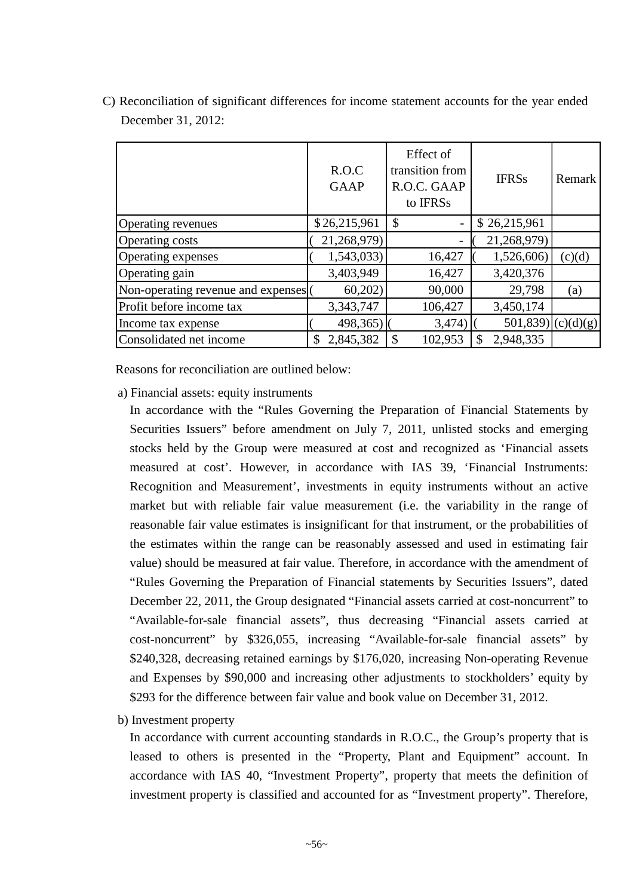C) Reconciliation of significant differences for income statement accounts for the year ended December 31, 2012:

| | R.O.C GAAP | Effect of transition from R.O.C. GAAP to IFRSs | IFRSs | Remark |
|---|---|---|---|---|
| Operating revenues | $ 26,215,961 | $ - | $ 26,215,961 | |
| Operating costs | ( 21,268,979) | - | ( 21,268,979) | |
| Operating expenses | ( 1,543,033) | 16,427 | ( 1,526,606) | (c)(d) |
| Operating gain | 3,403,949 | 16,427 | 3,420,376 | |
| Non-operating revenue and expenses | ( 60,202) | 90,000 | 29,798 | (a) |
| Profit before income tax | 3,343,747 | 106,427 | 3,450,174 | |
| Income tax expense | ( 498,365) | ( 3,474) | ( 501,839) | (c)(d)(g) |
| Consolidated net income | $ 2,845,382 | $ 102,953 | $ 2,948,335 | |

Reasons for reconciliation are outlined below:

a) Financial assets: equity instruments

In accordance with the "Rules Governing the Preparation of Financial Statements by Securities Issuers" before amendment on July 7, 2011, unlisted stocks and emerging stocks held by the Group were measured at cost and recognized as 'Financial assets measured at cost'. However, in accordance with IAS 39, 'Financial Instruments: Recognition and Measurement', investments in equity instruments without an active market but with reliable fair value measurement (i.e. the variability in the range of reasonable fair value estimates is insignificant for that instrument, or the probabilities of the estimates within the range can be reasonably assessed and used in estimating fair value) should be measured at fair value. Therefore, in accordance with the amendment of "Rules Governing the Preparation of Financial statements by Securities Issuers", dated December 22, 2011, the Group designated "Financial assets carried at cost-noncurrent" to "Available-for-sale financial assets", thus decreasing "Financial assets carried at cost-noncurrent" by $326,055, increasing "Available-for-sale financial assets" by $240,328, decreasing retained earnings by $176,020, increasing Non-operating Revenue and Expenses by $90,000 and increasing other adjustments to stockholders' equity by $293 for the difference between fair value and book value on December 31, 2012.

b) Investment property

In accordance with current accounting standards in R.O.C., the Group's property that is leased to others is presented in the "Property, Plant and Equipment" account. In accordance with IAS 40, "Investment Property", property that meets the definition of investment property is classified and accounted for as "Investment property". Therefore,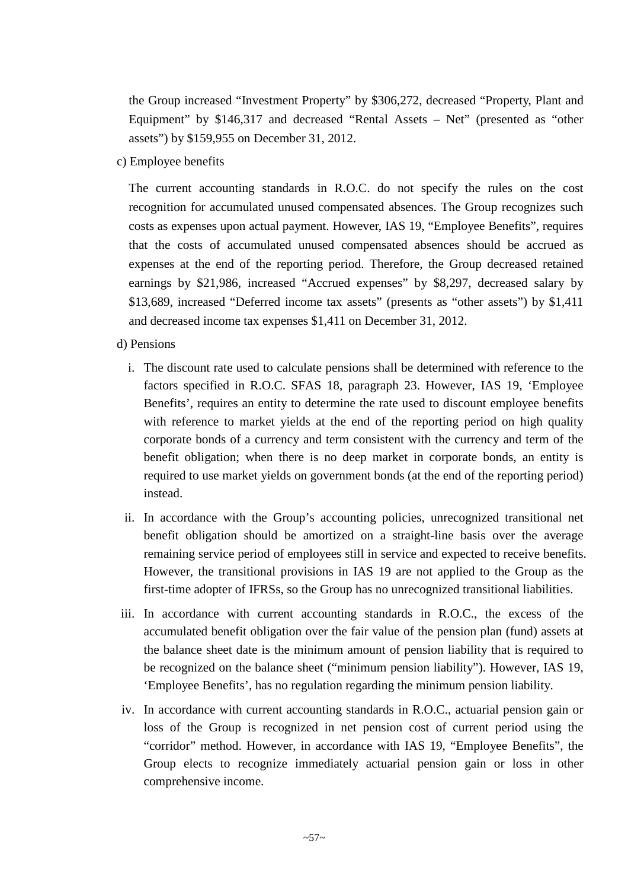the Group increased “Investment Property” by $306,272, decreased “Property, Plant and Equipment” by $146,317 and decreased “Rental Assets – Net” (presented as “other assets”) by $159,955 on December 31, 2012.

c) Employee benefits

The current accounting standards in R.O.C. do not specify the rules on the cost recognition for accumulated unused compensated absences. The Group recognizes such costs as expenses upon actual payment. However, IAS 19, “Employee Benefits”, requires that the costs of accumulated unused compensated absences should be accrued as expenses at the end of the reporting period. Therefore, the Group decreased retained earnings by $21,986, increased “Accrued expenses” by $8,297, decreased salary by $13,689, increased “Deferred income tax assets” (presents as “other assets”) by $1,411 and decreased income tax expenses $1,411 on December 31, 2012.

d) Pensions

i. The discount rate used to calculate pensions shall be determined with reference to the factors specified in R.O.C. SFAS 18, paragraph 23. However, IAS 19, ‘Employee Benefits’, requires an entity to determine the rate used to discount employee benefits with reference to market yields at the end of the reporting period on high quality corporate bonds of a currency and term consistent with the currency and term of the benefit obligation; when there is no deep market in corporate bonds, an entity is required to use market yields on government bonds (at the end of the reporting period) instead.

ii. In accordance with the Group’s accounting policies, unrecognized transitional net benefit obligation should be amortized on a straight-line basis over the average remaining service period of employees still in service and expected to receive benefits. However, the transitional provisions in IAS 19 are not applied to the Group as the first-time adopter of IFRSs, so the Group has no unrecognized transitional liabilities.

iii. In accordance with current accounting standards in R.O.C., the excess of the accumulated benefit obligation over the fair value of the pension plan (fund) assets at the balance sheet date is the minimum amount of pension liability that is required to be recognized on the balance sheet (“minimum pension liability”). However, IAS 19, ‘Employee Benefits’, has no regulation regarding the minimum pension liability.

iv. In accordance with current accounting standards in R.O.C., actuarial pension gain or loss of the Group is recognized in net pension cost of current period using the “corridor” method. However, in accordance with IAS 19, “Employee Benefits”, the Group elects to recognize immediately actuarial pension gain or loss in other comprehensive income.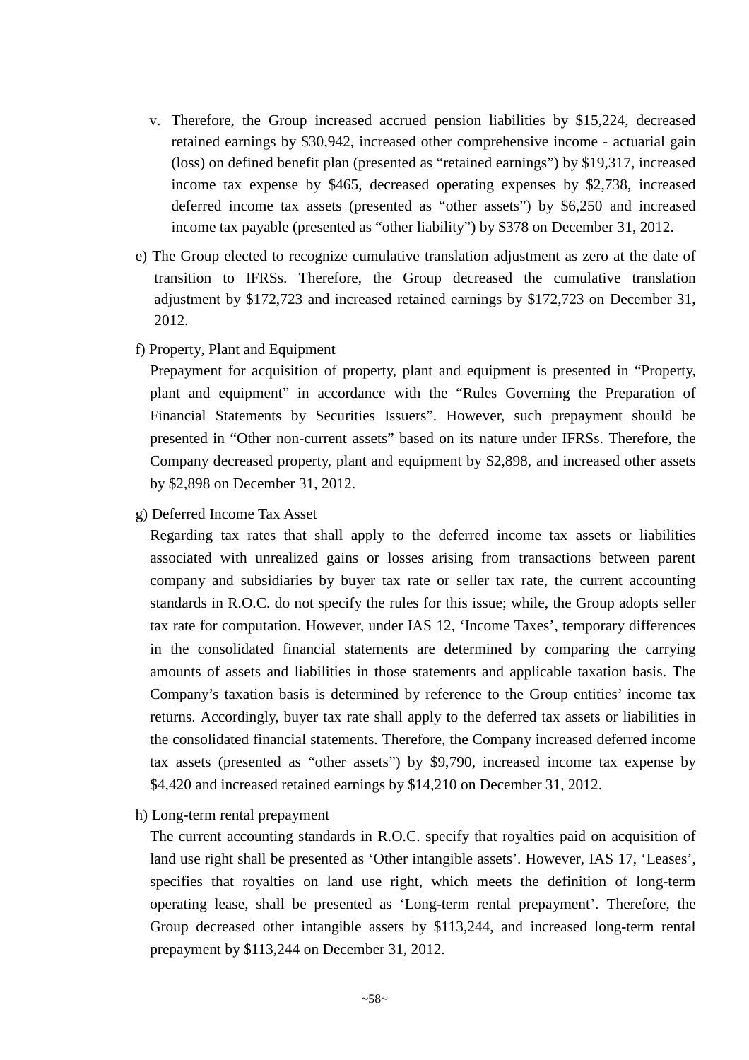v. Therefore, the Group increased accrued pension liabilities by $15,224, decreased retained earnings by $30,942, increased other comprehensive income - actuarial gain (loss) on defined benefit plan (presented as “retained earnings”) by $19,317, increased income tax expense by $465, decreased operating expenses by $2,738, increased deferred income tax assets (presented as “other assets”) by $6,250 and increased income tax payable (presented as “other liability”) by $378 on December 31, 2012.

e) The Group elected to recognize cumulative translation adjustment as zero at the date of transition to IFRSs. Therefore, the Group decreased the cumulative translation adjustment by $172,723 and increased retained earnings by $172,723 on December 31, 2012.

f) Property, Plant and Equipment

Prepayment for acquisition of property, plant and equipment is presented in “Property, plant and equipment” in accordance with the “Rules Governing the Preparation of Financial Statements by Securities Issuers”. However, such prepayment should be presented in “Other non-current assets” based on its nature under IFRSs. Therefore, the Company decreased property, plant and equipment by $2,898, and increased other assets by $2,898 on December 31, 2012.

g) Deferred Income Tax Asset

Regarding tax rates that shall apply to the deferred income tax assets or liabilities associated with unrealized gains or losses arising from transactions between parent company and subsidiaries by buyer tax rate or seller tax rate, the current accounting standards in R.O.C. do not specify the rules for this issue; while, the Group adopts seller tax rate for computation. However, under IAS 12, ‘Income Taxes’, temporary differences in the consolidated financial statements are determined by comparing the carrying amounts of assets and liabilities in those statements and applicable taxation basis. The Company’s taxation basis is determined by reference to the Group entities’ income tax returns. Accordingly, buyer tax rate shall apply to the deferred tax assets or liabilities in the consolidated financial statements. Therefore, the Company increased deferred income tax assets (presented as “other assets”) by $9,790, increased income tax expense by $4,420 and increased retained earnings by $14,210 on December 31, 2012.

h) Long-term rental prepayment

The current accounting standards in R.O.C. specify that royalties paid on acquisition of land use right shall be presented as ‘Other intangible assets’. However, IAS 17, ‘Leases’, specifies that royalties on land use right, which meets the definition of long-term operating lease, shall be presented as ‘Long-term rental prepayment’. Therefore, the Group decreased other intangible assets by $113,244, and increased long-term rental prepayment by $113,244 on December 31, 2012.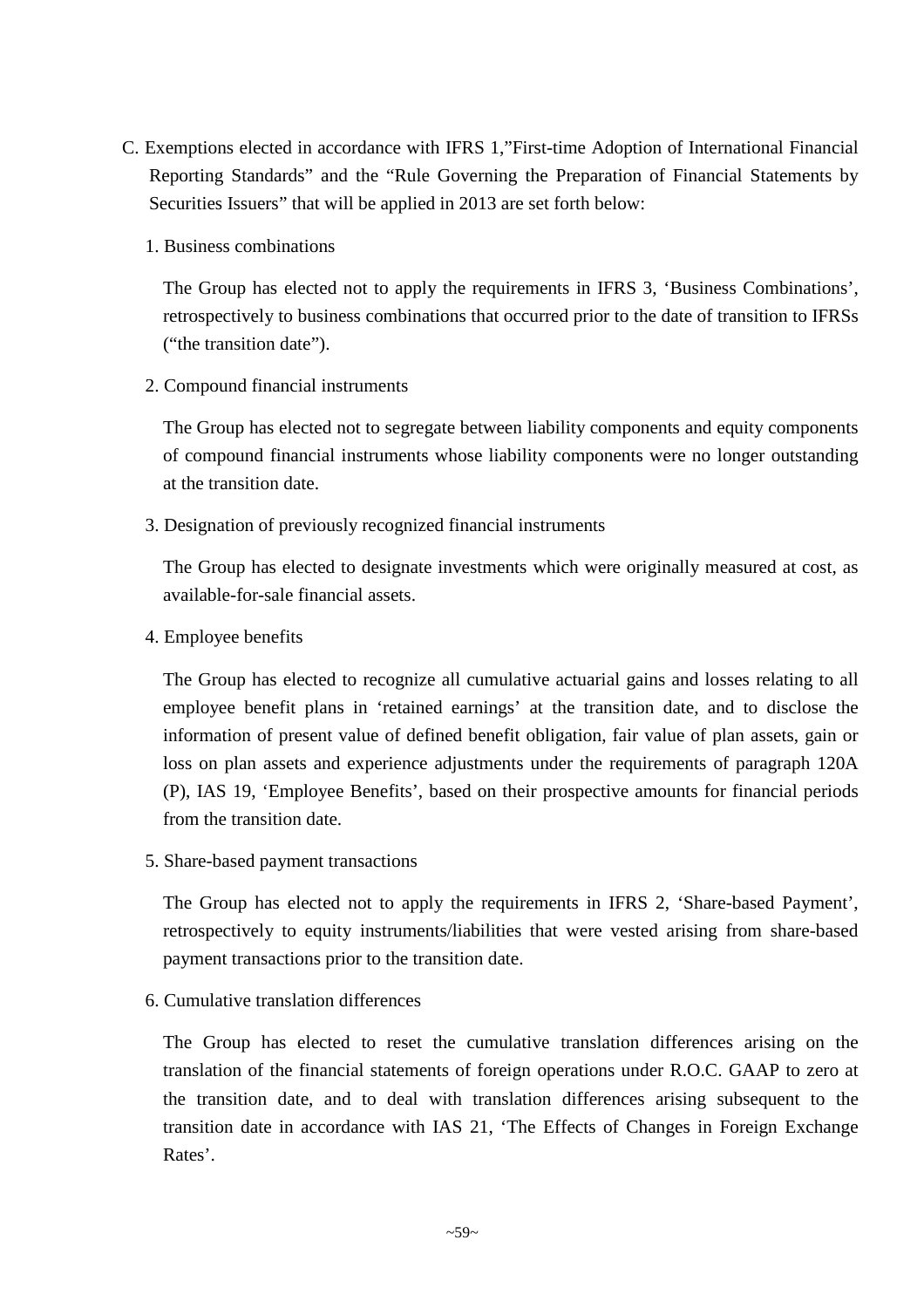C. Exemptions elected in accordance with IFRS 1,"First-time Adoption of International Financial Reporting Standards" and the "Rule Governing the Preparation of Financial Statements by Securities Issuers" that will be applied in 2013 are set forth below:

1. Business combinations

   The Group has elected not to apply the requirements in IFRS 3, 'Business Combinations', retrospectively to business combinations that occurred prior to the date of transition to IFRSs ("the transition date").

2. Compound financial instruments

   The Group has elected not to segregate between liability components and equity components of compound financial instruments whose liability components were no longer outstanding at the transition date.

3. Designation of previously recognized financial instruments

   The Group has elected to designate investments which were originally measured at cost, as available-for-sale financial assets.

4. Employee benefits

   The Group has elected to recognize all cumulative actuarial gains and losses relating to all employee benefit plans in 'retained earnings' at the transition date, and to disclose the information of present value of defined benefit obligation, fair value of plan assets, gain or loss on plan assets and experience adjustments under the requirements of paragraph 120A (P), IAS 19, 'Employee Benefits', based on their prospective amounts for financial periods from the transition date.

5. Share-based payment transactions

   The Group has elected not to apply the requirements in IFRS 2, 'Share-based Payment', retrospectively to equity instruments/liabilities that were vested arising from share-based payment transactions prior to the transition date.

6. Cumulative translation differences

   The Group has elected to reset the cumulative translation differences arising on the translation of the financial statements of foreign operations under R.O.C. GAAP to zero at the transition date, and to deal with translation differences arising subsequent to the transition date in accordance with IAS 21, 'The Effects of Changes in Foreign Exchange Rates'.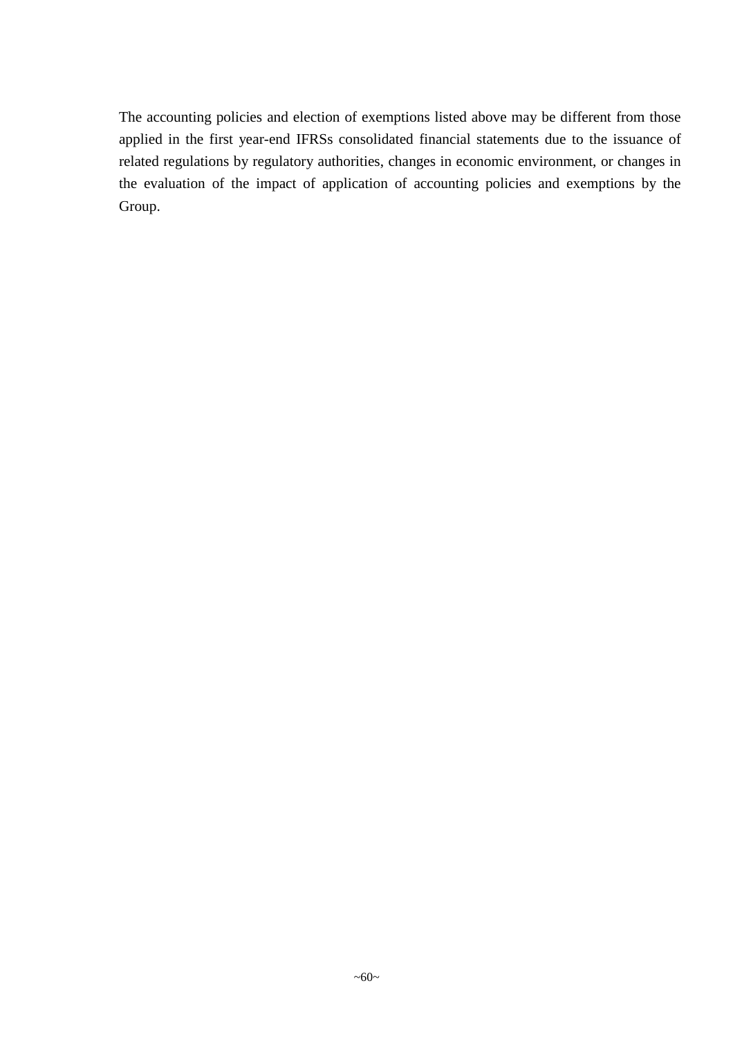The accounting policies and election of exemptions listed above may be different from those applied in the first year-end IFRSs consolidated financial statements due to the issuance of related regulations by regulatory authorities, changes in economic environment, or changes in the evaluation of the impact of application of accounting policies and exemptions by the Group.